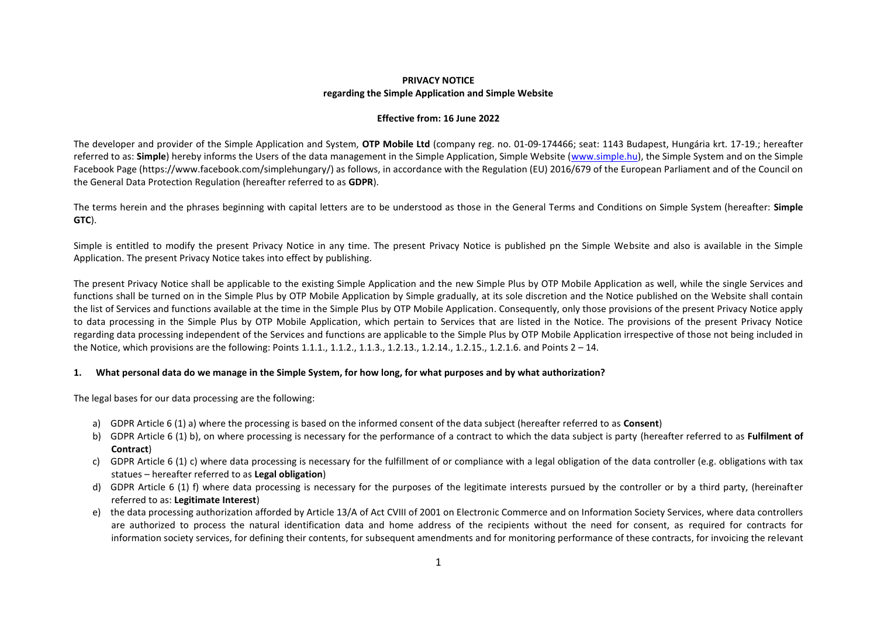**PRIVACY NOTICE**
**regarding the Simple Application and Simple Website**

**Effective from: 16 June 2022**

The developer and provider of the Simple Application and System, **OTP Mobile Ltd** (company reg. no. 01-09-174466; seat: 1143 Budapest, Hungária krt. 17-19.; hereafter referred to as: **Simple**) hereby informs the Users of the data management in the Simple Application, Simple Website (www.simple.hu), the Simple System and on the Simple Facebook Page (https://www.facebook.com/simplehungary/) as follows, in accordance with the Regulation (EU) 2016/679 of the European Parliament and of the Council on the General Data Protection Regulation (hereafter referred to as **GDPR**).

The terms herein and the phrases beginning with capital letters are to be understood as those in the General Terms and Conditions on Simple System (hereafter: **Simple GTC**).

Simple is entitled to modify the present Privacy Notice in any time. The present Privacy Notice is published pn the Simple Website and also is available in the Simple Application. The present Privacy Notice takes into effect by publishing.

The present Privacy Notice shall be applicable to the existing Simple Application and the new Simple Plus by OTP Mobile Application as well, while the single Services and functions shall be turned on in the Simple Plus by OTP Mobile Application by Simple gradually, at its sole discretion and the Notice published on the Website shall contain the list of Services and functions available at the time in the Simple Plus by OTP Mobile Application. Consequently, only those provisions of the present Privacy Notice apply to data processing in the Simple Plus by OTP Mobile Application, which pertain to Services that are listed in the Notice. The provisions of the present Privacy Notice regarding data processing independent of the Services and functions are applicable to the Simple Plus by OTP Mobile Application irrespective of those not being included in the Notice, which provisions are the following: Points 1.1.1., 1.1.2., 1.1.3., 1.2.13., 1.2.14., 1.2.15., 1.2.1.6. and Points 2 – 14.

## 1. What personal data do we manage in the Simple System, for how long, for what purposes and by what authorization?

The legal bases for our data processing are the following:

a) GDPR Article 6 (1) a) where the processing is based on the informed consent of the data subject (hereafter referred to as **Consent**)
b) GDPR Article 6 (1) b), on where processing is necessary for the performance of a contract to which the data subject is party (hereafter referred to as **Fulfilment of Contract**)
c) GDPR Article 6 (1) c) where data processing is necessary for the fulfillment of or compliance with a legal obligation of the data controller (e.g. obligations with tax statues – hereafter referred to as **Legal obligation**)
d) GDPR Article 6 (1) f) where data processing is necessary for the purposes of the legitimate interests pursued by the controller or by a third party, (hereinafter referred to as: **Legitimate Interest**)
e) the data processing authorization afforded by Article 13/A of Act CVIII of 2001 on Electronic Commerce and on Information Society Services, where data controllers are authorized to process the natural identification data and home address of the recipients without the need for consent, as required for contracts for information society services, for defining their contents, for subsequent amendments and for monitoring performance of these contracts, for invoicing the relevant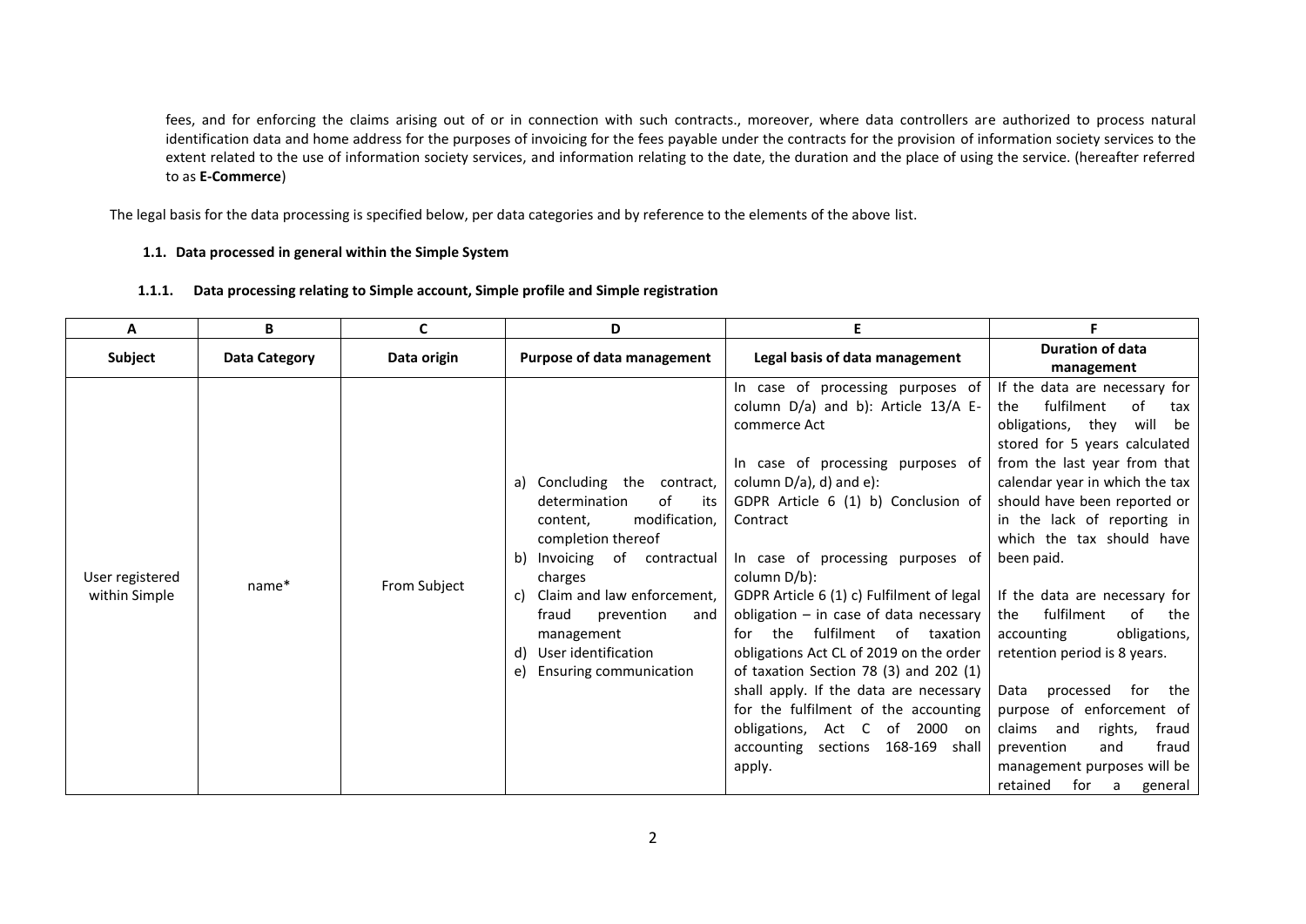fees, and for enforcing the claims arising out of or in connection with such contracts., moreover, where data controllers are authorized to process natural identification data and home address for the purposes of invoicing for the fees payable under the contracts for the provision of information society services to the extent related to the use of information society services, and information relating to the date, the duration and the place of using the service. (hereafter referred to as **E-Commerce**)

The legal basis for the data processing is specified below, per data categories and by reference to the elements of the above list.

### 1.1. Data processed in general within the Simple System

#### 1.1.1. Data processing relating to Simple account, Simple profile and Simple registration

| A | B | C | D | E | F |
|---|---|---|---|---|---|
| **Subject** | **Data Category** | **Data origin** | **Purpose of data management** | **Legal basis of data management** | **Duration of data management** |
| User registered within Simple | name* | From Subject | a) Concluding the contract, determination of its content, modification, completion thereof<br>b) Invoicing of contractual charges<br>c) Claim and law enforcement, fraud prevention and management<br>d) User identification<br>e) Ensuring communication | In case of processing purposes of column D/a) and b): Article 13/A E-commerce Act<br><br>In case of processing purposes of column D/a), d) and e): GDPR Article 6 (1) b) Conclusion of Contract<br><br>In case of processing purposes of column D/b): GDPR Article 6 (1) c) Fulfilment of legal obligation – in case of data necessary for the fulfilment of taxation obligations Act CL of 2019 on the order of taxation Section 78 (3) and 202 (1) shall apply. If the data are necessary for the fulfilment of the accounting obligations, Act C of 2000 on accounting sections 168-169 shall apply. | If the data are necessary for the fulfilment of tax obligations, they will be stored for 5 years calculated from the last year from that calendar year in which the tax should have been reported or in the lack of reporting in which the tax should have been paid.<br><br>If the data are necessary for the fulfilment of the accounting obligations, retention period is 8 years.<br><br>Data processed for the purpose of enforcement of claims and rights, fraud prevention and fraud management purposes will be retained for a general |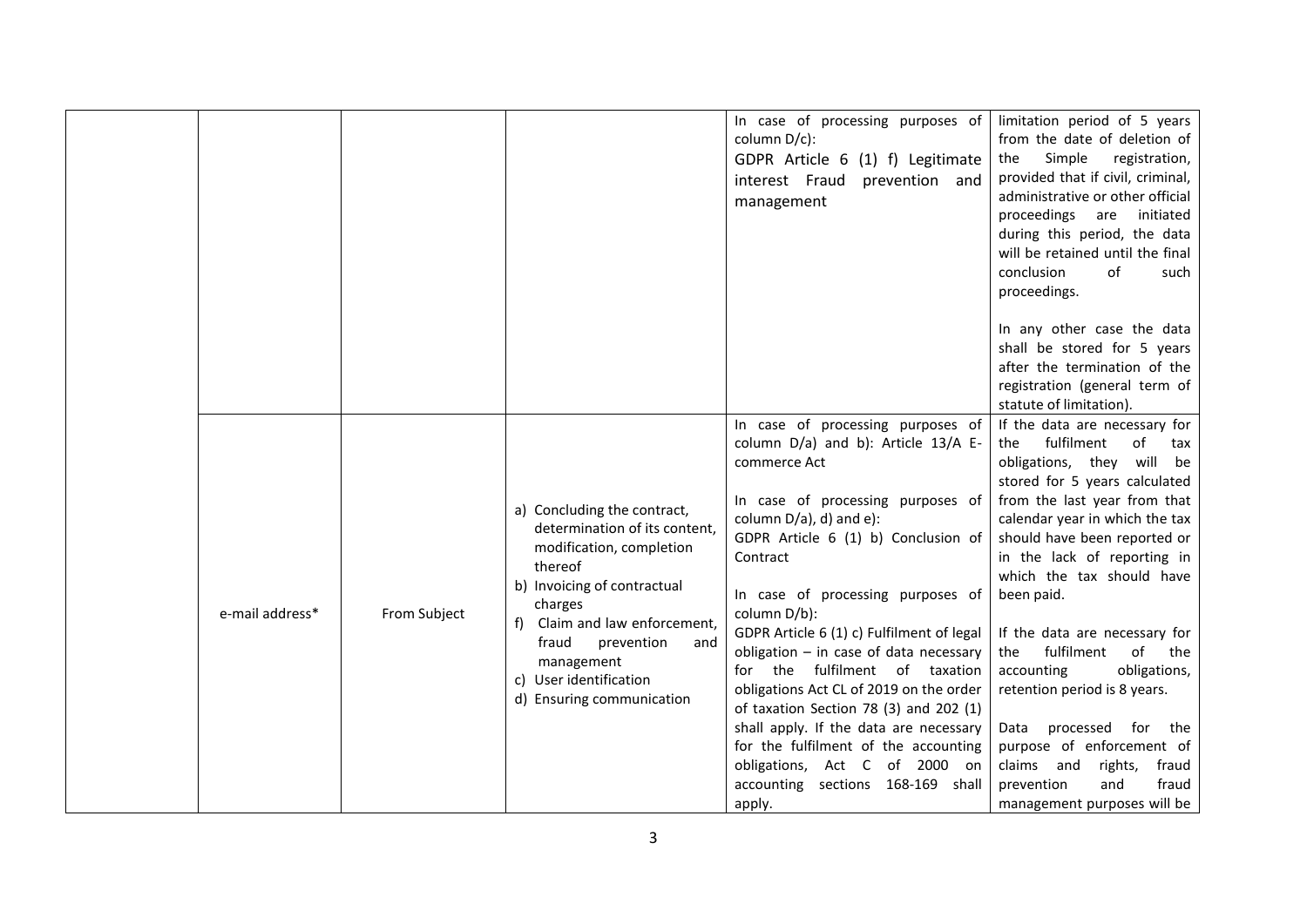| | | | | | |
|---|---|---|---|---|---|
| | | | | In case of processing purposes of column D/c):<br>GDPR Article 6 (1) f) Legitimate interest Fraud prevention and management | limitation period of 5 years from the date of deletion of the Simple registration, provided that if civil, criminal, administrative or other official proceedings are initiated during this period, the data will be retained until the final conclusion of such proceedings.<br><br>In any other case the data shall be stored for 5 years after the termination of the registration (general term of statute of limitation). |
| | e-mail address* | From Subject | a) Concluding the contract, determination of its content, modification, completion thereof<br>b) Invoicing of contractual charges<br>f) Claim and law enforcement, fraud prevention and management<br>c) User identification<br>d) Ensuring communication | In case of processing purposes of column D/a) and b): Article 13/A E-commerce Act<br><br>In case of processing purposes of column D/a), d) and e):<br>GDPR Article 6 (1) b) Conclusion of Contract<br><br>In case of processing purposes of column D/b):<br>GDPR Article 6 (1) c) Fulfilment of legal obligation – in case of data necessary for the fulfilment of taxation obligations Act CL of 2019 on the order of taxation Section 78 (3) and 202 (1) shall apply. If the data are necessary for the fulfilment of the accounting obligations, Act C of 2000 on accounting sections 168-169 shall apply. | If the data are necessary for the fulfilment of tax obligations, they will be stored for 5 years calculated from the last year from that calendar year in which the tax should have been reported or in the lack of reporting in which the tax should have been paid.<br><br>If the data are necessary for the fulfilment of the accounting obligations, retention period is 8 years.<br><br>Data processed for the purpose of enforcement of claims and rights, fraud prevention and fraud management purposes will be |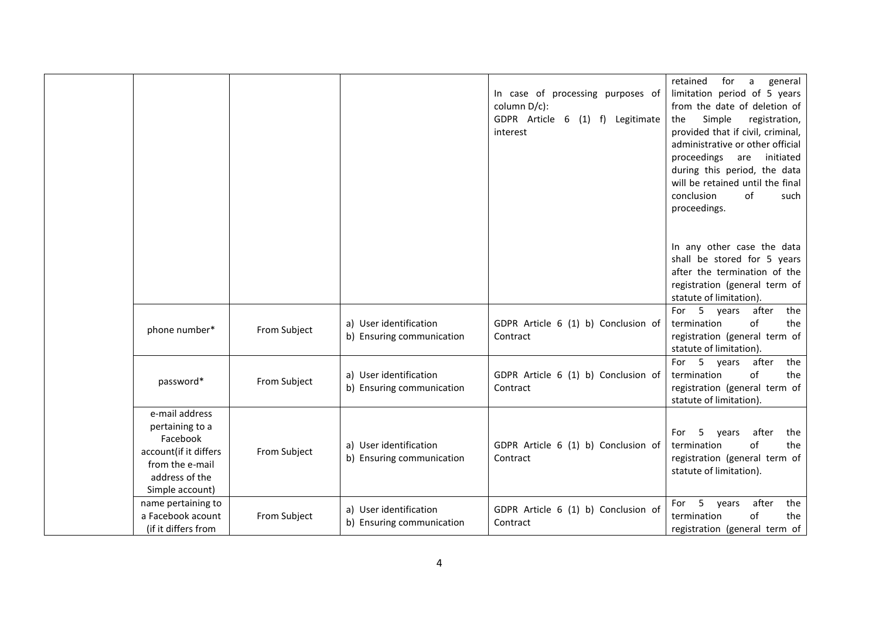| | | | | | |
|---|---|---|---|---|---|
| | | | | In case of processing purposes of column D/c):<br>GDPR Article 6 (1) f) Legitimate interest | retained for a general limitation period of 5 years from the date of deletion of the Simple registration, provided that if civil, criminal, administrative or other official proceedings are initiated during this period, the data will be retained until the final conclusion of such proceedings.<br><br>In any other case the data shall be stored for 5 years after the termination of the registration (general term of statute of limitation). |
| | phone number* | From Subject | a) User identification<br>b) Ensuring communication | GDPR Article 6 (1) b) Conclusion of Contract | For 5 years after the termination of the registration (general term of statute of limitation). |
| | password* | From Subject | a) User identification<br>b) Ensuring communication | GDPR Article 6 (1) b) Conclusion of Contract | For 5 years after the termination of the registration (general term of statute of limitation). |
| | e-mail address pertaining to a Facebook account(if it differs from the e-mail address of the Simple account) | From Subject | a) User identification<br>b) Ensuring communication | GDPR Article 6 (1) b) Conclusion of Contract | For 5 years after the termination of the registration (general term of statute of limitation). |
| | name pertaining to a Facebook acount (if it differs from | From Subject | a) User identification<br>b) Ensuring communication | GDPR Article 6 (1) b) Conclusion of Contract | For 5 years after the termination of the registration (general term of |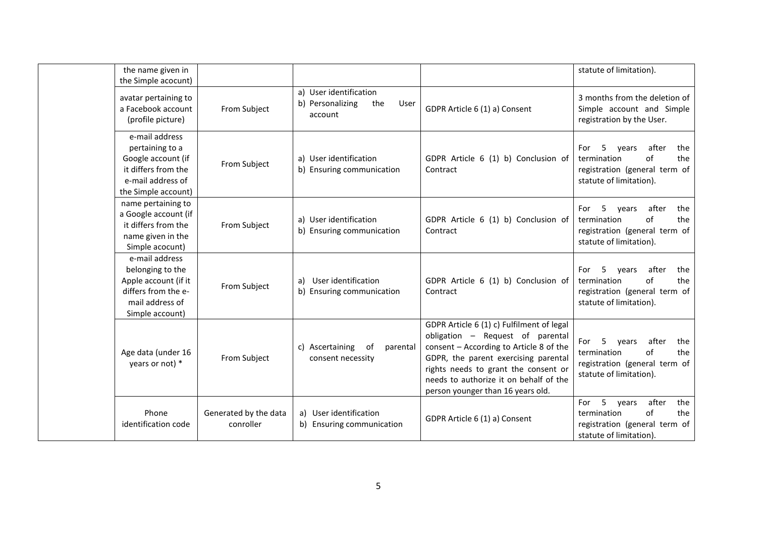| | | | | | |
|---|---|---|---|---|---|
| | the name given in the Simple acocunt) | | | | statute of limitation). |
| | avatar pertaining to a Facebook account (profile picture) | From Subject | a) User identification<br>b) Personalizing the User account | GDPR Article 6 (1) a) Consent | 3 months from the deletion of Simple account and Simple registration by the User. |
| | e-mail address pertaining to a Google account (if it differs from the e-mail address of the Simple account) | From Subject | a) User identification<br>b) Ensuring communication | GDPR Article 6 (1) b) Conclusion of Contract | For 5 years after the termination of the registration (general term of statute of limitation). |
| | name pertaining to a Google account (if it differs from the name given in the Simple acocunt) | From Subject | a) User identification<br>b) Ensuring communication | GDPR Article 6 (1) b) Conclusion of Contract | For 5 years after the termination of the registration (general term of statute of limitation). |
| | e-mail address belonging to the Apple account (if it differs from the e-mail address of Simple account) | From Subject | a) User identification<br>b) Ensuring communication | GDPR Article 6 (1) b) Conclusion of Contract | For 5 years after the termination of the registration (general term of statute of limitation). |
| | Age data (under 16 years or not) * | From Subject | c) Ascertaining of parental consent necessity | GDPR Article 6 (1) c) Fulfilment of legal obligation – Request of parental consent – According to Article 8 of the GDPR, the parent exercising parental rights needs to grant the consent or needs to authorize it on behalf of the person younger than 16 years old. | For 5 years after the termination of the registration (general term of statute of limitation). |
| | Phone identification code | Generated by the data conroller | a) User identification<br>b) Ensuring communication | GDPR Article 6 (1) a) Consent | For 5 years after the termination of the registration (general term of statute of limitation). |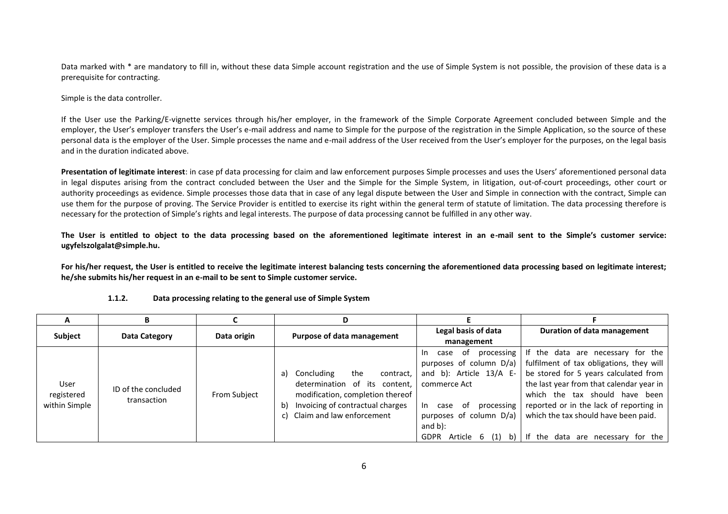Data marked with * are mandatory to fill in, without these data Simple account registration and the use of Simple System is not possible, the provision of these data is a prerequisite for contracting.

Simple is the data controller.

If the User use the Parking/E-vignette services through his/her employer, in the framework of the Simple Corporate Agreement concluded between Simple and the employer, the User's employer transfers the User's e-mail address and name to Simple for the purpose of the registration in the Simple Application, so the source of these personal data is the employer of the User. Simple processes the name and e-mail address of the User received from the User's employer for the purposes, on the legal basis and in the duration indicated above.

**Presentation of legitimate interest**: in case pf data processing for claim and law enforcement purposes Simple processes and uses the Users' aforementioned personal data in legal disputes arising from the contract concluded between the User and the Simple for the Simple System, in litigation, out-of-court proceedings, other court or authority proceedings as evidence. Simple processes those data that in case of any legal dispute between the User and Simple in connection with the contract, Simple can use them for the purpose of proving. The Service Provider is entitled to exercise its right within the general term of statute of limitation. The data processing therefore is necessary for the protection of Simple's rights and legal interests. The purpose of data processing cannot be fulfilled in any other way.

**The User is entitled to object to the data processing based on the aforementioned legitimate interest in an e-mail sent to the Simple's customer service: ugyfelszolgalat@simple.hu.**

**For his/her request, the User is entitled to receive the legitimate interest balancing tests concerning the aforementioned data processing based on legitimate interest; he/she submits his/her request in an e-mail to be sent to Simple customer service.**

#### 1.1.2. Data processing relating to the general use of Simple System

| A | B | C | D | E | F |
|---|---|---|---|---|---|
| **Subject** | **Data Category** | **Data origin** | **Purpose of data management** | **Legal basis of data management** | **Duration of data management** |
| User registered within Simple | ID of the concluded transaction | From Subject | a) Concluding the contract, determination of its content, modification, completion thereof<br>b) Invoicing of contractual charges<br>c) Claim and law enforcement | In case of processing purposes of column D/a) and b): Article 13/A E-commerce Act<br><br>In case of processing purposes of column D/a) and b):<br>GDPR Article 6 (1) b) | If the data are necessary for the fulfilment of tax obligations, they will be stored for 5 years calculated from the last year from that calendar year in which the tax should have been reported or in the lack of reporting in which the tax should have been paid.<br><br>If the data are necessary for the |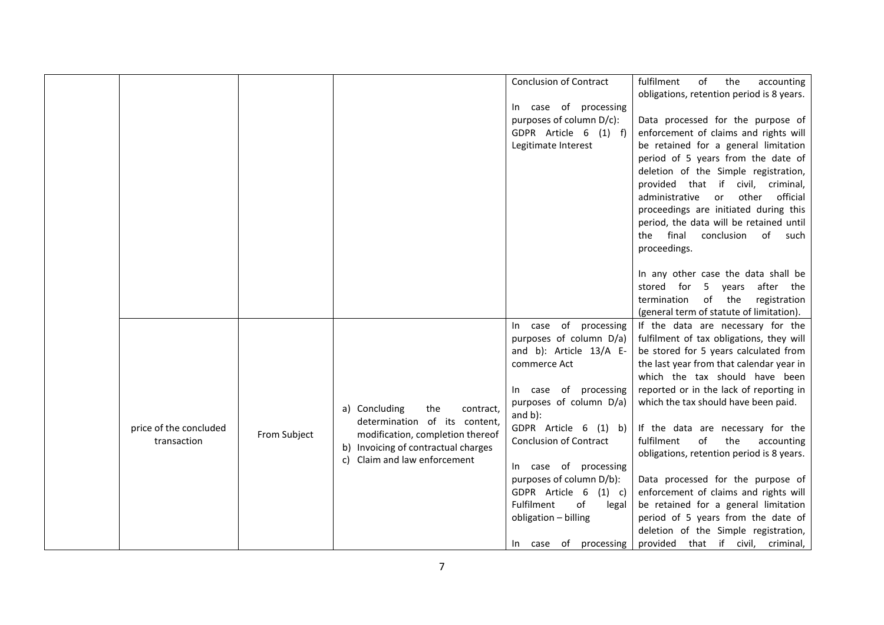| | | | | | |
|---|---|---|---|---|---|
| | | | | Conclusion of Contract<br><br>In case of processing purposes of column D/c): GDPR Article 6 (1) f) Legitimate Interest | fulfilment of the accounting obligations, retention period is 8 years.<br><br>Data processed for the purpose of enforcement of claims and rights will be retained for a general limitation period of 5 years from the date of deletion of the Simple registration, provided that if civil, criminal, administrative or other official proceedings are initiated during this period, the data will be retained until the final conclusion of such proceedings.<br><br>In any other case the data shall be stored for 5 years after the termination of the registration (general term of statute of limitation). |
| | price of the concluded transaction | From Subject | a) Concluding the contract, determination of its content, modification, completion thereof<br>b) Invoicing of contractual charges<br>c) Claim and law enforcement | In case of processing purposes of column D/a) and b): Article 13/A E-commerce Act<br><br>In case of processing purposes of column D/a) and b):<br>GDPR Article 6 (1) b) Conclusion of Contract<br><br>In case of processing purposes of column D/b): GDPR Article 6 (1) c) Fulfilment of legal obligation – billing<br><br>In case of processing | If the data are necessary for the fulfilment of tax obligations, they will be stored for 5 years calculated from the last year from that calendar year in which the tax should have been reported or in the lack of reporting in which the tax should have been paid.<br><br>If the data are necessary for the fulfilment of the accounting obligations, retention period is 8 years.<br><br>Data processed for the purpose of enforcement of claims and rights will be retained for a general limitation period of 5 years from the date of deletion of the Simple registration, provided that if civil, criminal, |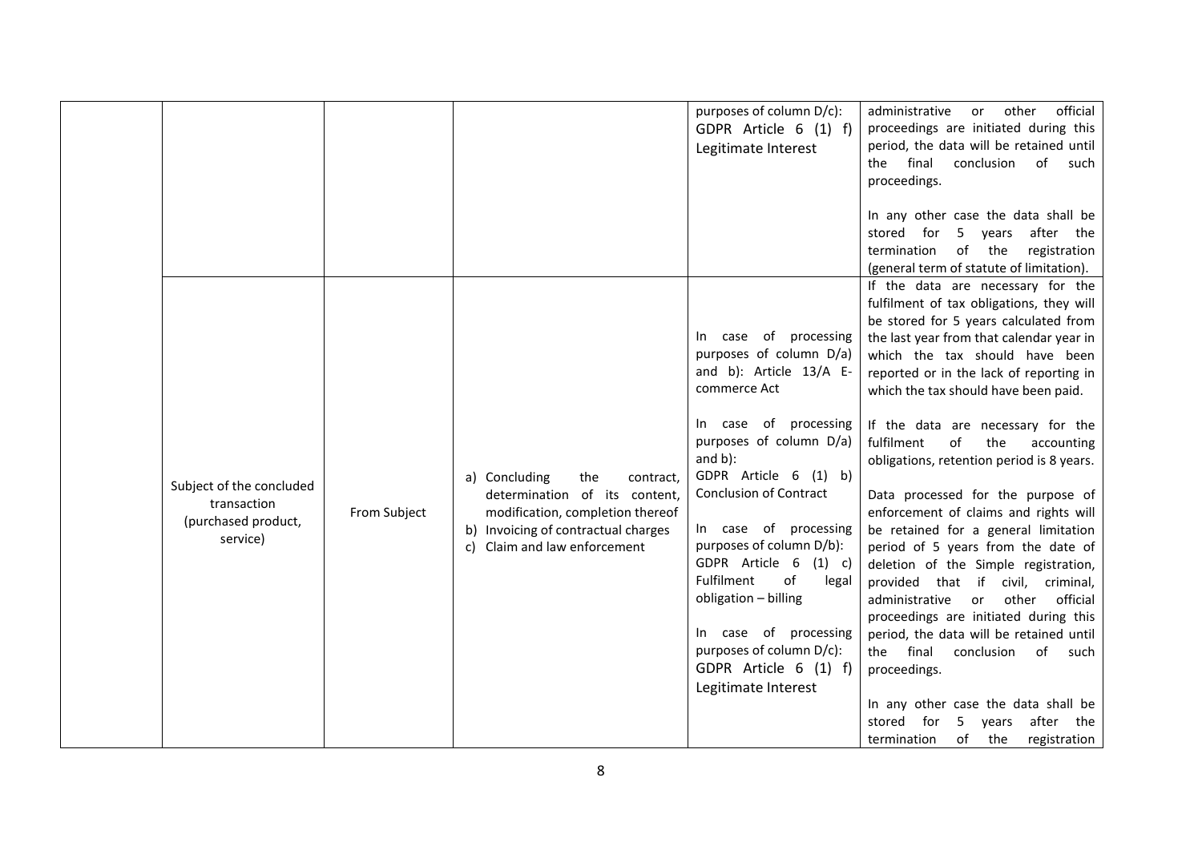| | | | | | |
|---|---|---|---|---|---|
| | | | | purposes of column D/c): GDPR Article 6 (1) f) Legitimate Interest | administrative or other official proceedings are initiated during this period, the data will be retained until the final conclusion of such proceedings.<br><br>In any other case the data shall be stored for 5 years after the termination of the registration (general term of statute of limitation). |
| | Subject of the concluded transaction (purchased product, service) | From Subject | a) Concluding the contract, determination of its content, modification, completion thereof<br>b) Invoicing of contractual charges<br>c) Claim and law enforcement | In case of processing purposes of column D/a) and b): Article 13/A E-commerce Act<br><br>In case of processing purposes of column D/a) and b): GDPR Article 6 (1) b) Conclusion of Contract<br><br>In case of processing purposes of column D/b): GDPR Article 6 (1) c) Fulfilment of legal obligation – billing<br><br>In case of processing purposes of column D/c): GDPR Article 6 (1) f) Legitimate Interest | If the data are necessary for the fulfilment of tax obligations, they will be stored for 5 years calculated from the last year from that calendar year in which the tax should have been reported or in the lack of reporting in which the tax should have been paid.<br><br>If the data are necessary for the fulfilment of the accounting obligations, retention period is 8 years.<br><br>Data processed for the purpose of enforcement of claims and rights will be retained for a general limitation period of 5 years from the date of deletion of the Simple registration, provided that if civil, criminal, administrative or other official proceedings are initiated during this period, the data will be retained until the final conclusion of such proceedings.<br><br>In any other case the data shall be stored for 5 years after the termination of the registration |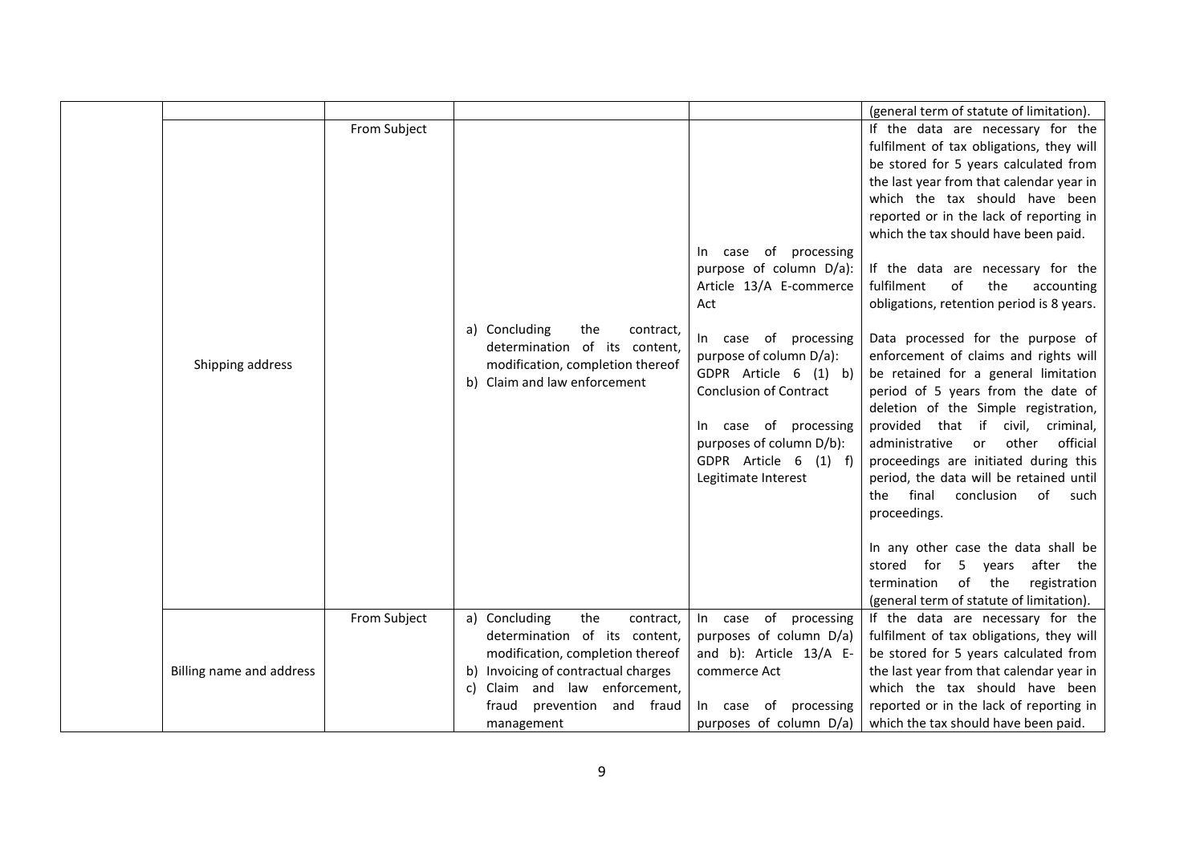| | | | | | |
|---|---|---|---|---|---|
| | | | | | (general term of statute of limitation). |
| | Shipping address | From Subject | a) Concluding the contract, determination of its content, modification, completion thereof<br>b) Claim and law enforcement | In case of processing purpose of column D/a): Article 13/A E-commerce Act<br><br>In case of processing purpose of column D/a): GDPR Article 6 (1) b) Conclusion of Contract<br><br>In case of processing purposes of column D/b): GDPR Article 6 (1) f) Legitimate Interest | If the data are necessary for the fulfilment of tax obligations, they will be stored for 5 years calculated from the last year from that calendar year in which the tax should have been reported or in the lack of reporting in which the tax should have been paid.<br><br>If the data are necessary for the fulfilment of the accounting obligations, retention period is 8 years.<br><br>Data processed for the purpose of enforcement of claims and rights will be retained for a general limitation period of 5 years from the date of deletion of the Simple registration, provided that if civil, criminal, administrative or other official proceedings are initiated during this period, the data will be retained until the final conclusion of such proceedings.<br><br>In any other case the data shall be stored for 5 years after the termination of the registration (general term of statute of limitation). |
| | Billing name and address | From Subject | a) Concluding the contract, determination of its content, modification, completion thereof<br>b) Invoicing of contractual charges<br>c) Claim and law enforcement, fraud prevention and fraud management | In case of processing purposes of column D/a) and b): Article 13/A E-commerce Act<br><br>In case of processing purposes of column D/a) | If the data are necessary for the fulfilment of tax obligations, they will be stored for 5 years calculated from the last year from that calendar year in which the tax should have been reported or in the lack of reporting in which the tax should have been paid. |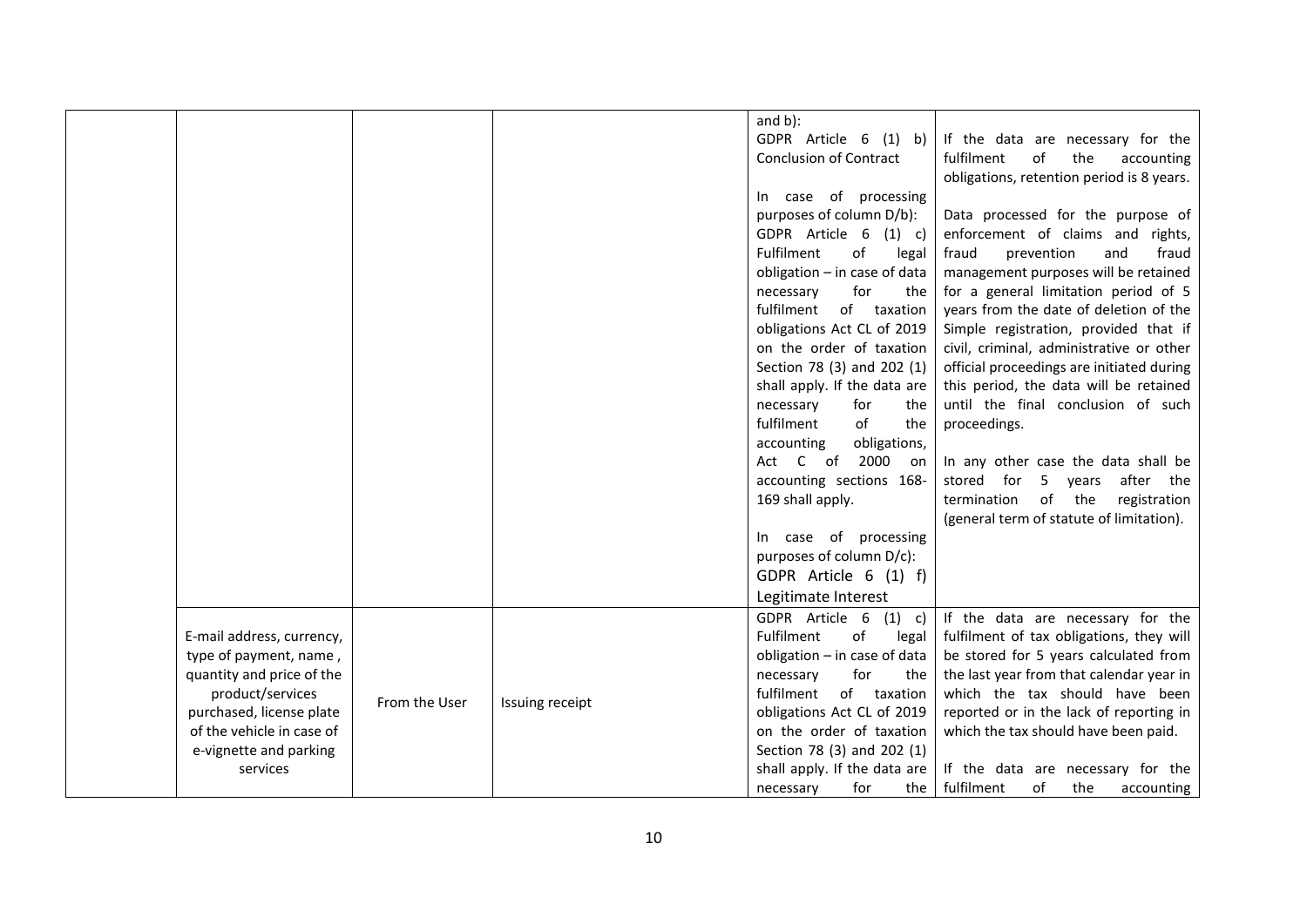| | | | | | |
|---|---|---|---|---|---|
| | | | | and b):<br>GDPR Article 6 (1) b) Conclusion of Contract<br><br>In case of processing purposes of column D/b):<br>GDPR Article 6 (1) c) Fulfilment of legal obligation – in case of data necessary for the fulfilment of taxation obligations Act CL of 2019 on the order of taxation Section 78 (3) and 202 (1) shall apply. If the data are necessary for the fulfilment of the accounting obligations, Act C of 2000 on accounting sections 168-169 shall apply.<br><br>In case of processing purposes of column D/c):<br>GDPR Article 6 (1) f) Legitimate Interest | If the data are necessary for the fulfilment of the accounting obligations, retention period is 8 years.<br><br>Data processed for the purpose of enforcement of claims and rights, fraud prevention and fraud management purposes will be retained for a general limitation period of 5 years from the date of deletion of the Simple registration, provided that if civil, criminal, administrative or other official proceedings are initiated during this period, the data will be retained until the final conclusion of such proceedings.<br><br>In any other case the data shall be stored for 5 years after the termination of the registration (general term of statute of limitation). |
| | E-mail address, currency, type of payment, name , quantity and price of the product/services purchased, license plate of the vehicle in case of e-vignette and parking services | From the User | Issuing receipt | GDPR Article 6 (1) c) Fulfilment of legal obligation – in case of data necessary for the fulfilment of taxation obligations Act CL of 2019 on the order of taxation Section 78 (3) and 202 (1) shall apply. If the data are necessary for the | If the data are necessary for the fulfilment of tax obligations, they will be stored for 5 years calculated from the last year from that calendar year in which the tax should have been reported or in the lack of reporting in which the tax should have been paid.<br><br>If the data are necessary for the fulfilment of the accounting |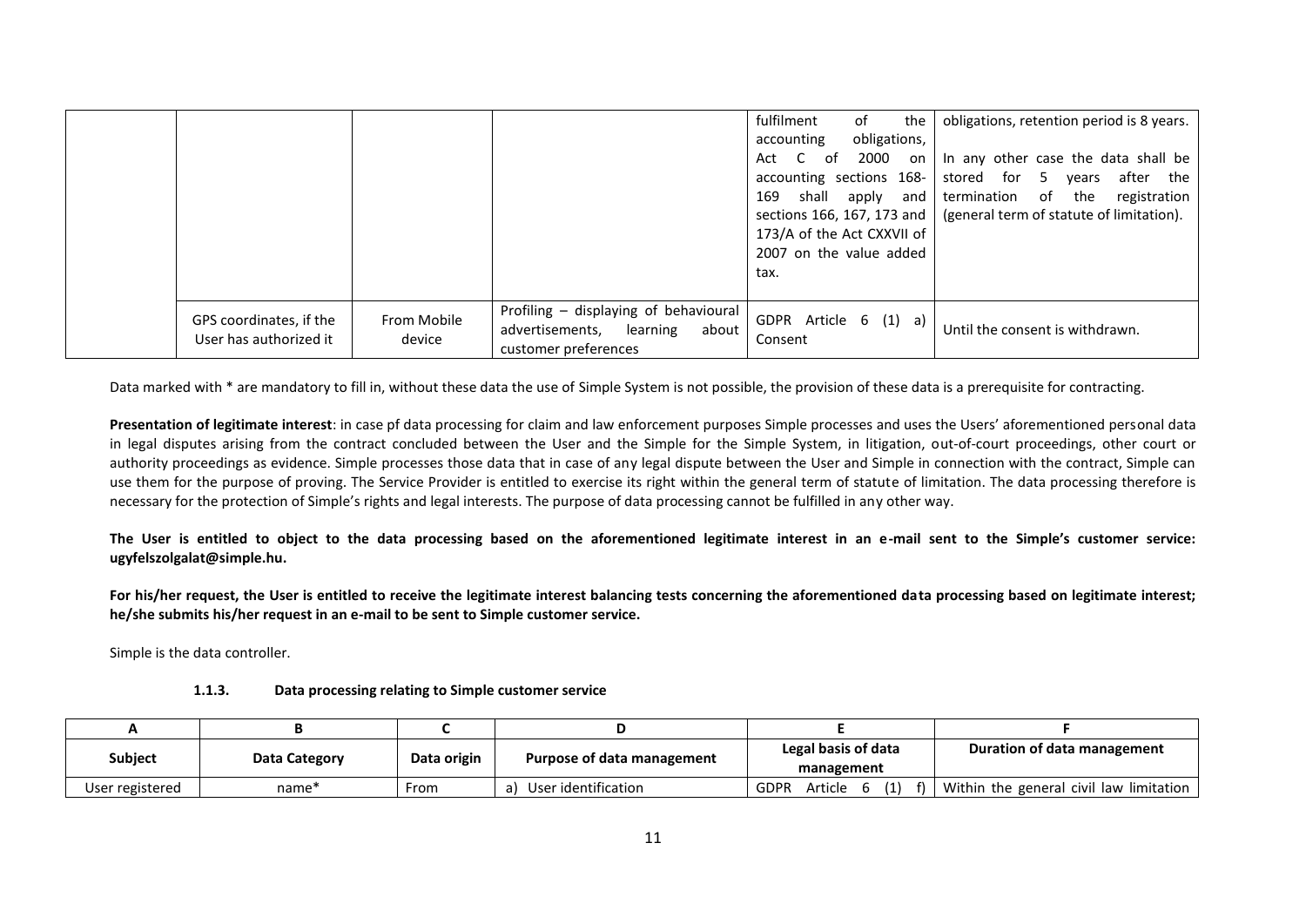| | | | | fulfilment of the accounting obligations, Act C of 2000 on accounting sections 168-169 shall apply and sections 166, 167, 173 and 173/A of the Act CXXVII of 2007 on the value added tax. | obligations, retention period is 8 years.<br><br>In any other case the data shall be stored for 5 years after the termination of the registration (general term of statute of limitation). |
|---|---|---|---|---|---|
| | GPS coordinates, if the User has authorized it | From Mobile device | Profiling – displaying of behavioural advertisements, learning about customer preferences | GDPR Article 6 (1) a) Consent | Until the consent is withdrawn. |

Data marked with * are mandatory to fill in, without these data the use of Simple System is not possible, the provision of these data is a prerequisite for contracting.

**Presentation of legitimate interest**: in case pf data processing for claim and law enforcement purposes Simple processes and uses the Users' aforementioned personal data in legal disputes arising from the contract concluded between the User and the Simple for the Simple System, in litigation, out-of-court proceedings, other court or authority proceedings as evidence. Simple processes those data that in case of any legal dispute between the User and Simple in connection with the contract, Simple can use them for the purpose of proving. The Service Provider is entitled to exercise its right within the general term of statute of limitation. The data processing therefore is necessary for the protection of Simple's rights and legal interests. The purpose of data processing cannot be fulfilled in any other way.

**The User is entitled to object to the data processing based on the aforementioned legitimate interest in an e-mail sent to the Simple's customer service: ugyfelszolgalat@simple.hu.**

**For his/her request, the User is entitled to receive the legitimate interest balancing tests concerning the aforementioned data processing based on legitimate interest; he/she submits his/her request in an e-mail to be sent to Simple customer service.**

Simple is the data controller.

#### 1.1.3. Data processing relating to Simple customer service

| A | B | C | D | E | F |
|---|---|---|---|---|---|
| **Subject** | **Data Category** | **Data origin** | **Purpose of data management** | **Legal basis of data management** | **Duration of data management** |
| User registered | name* | From | a) User identification | GDPR Article 6 (1) f) | Within the general civil law limitation |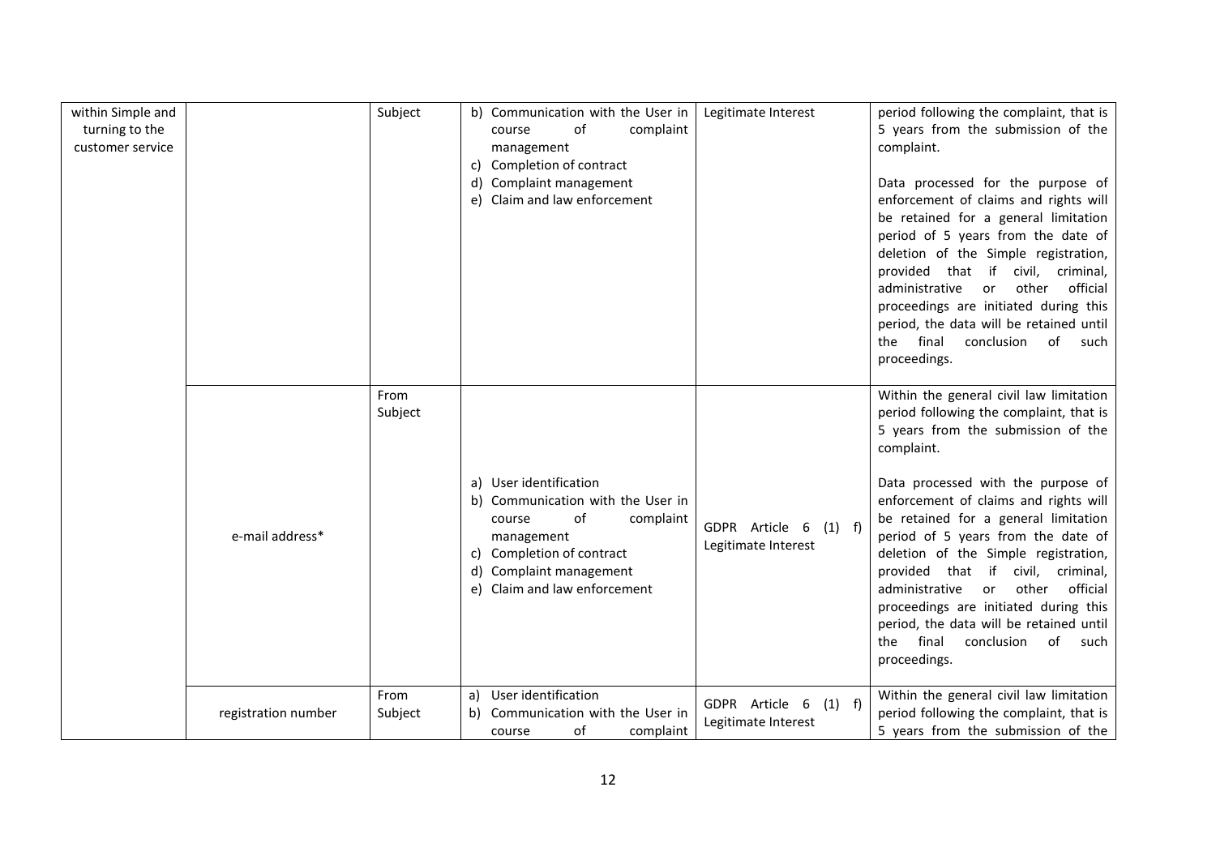| | | | | | |
|---|---|---|---|---|---|
| within Simple and turning to the customer service | | Subject | b) Communication with the User in course of complaint management<br>c) Completion of contract<br>d) Complaint management<br>e) Claim and law enforcement | Legitimate Interest | period following the complaint, that is 5 years from the submission of the complaint.<br><br>Data processed for the purpose of enforcement of claims and rights will be retained for a general limitation period of 5 years from the date of deletion of the Simple registration, provided that if civil, criminal, administrative or other official proceedings are initiated during this period, the data will be retained until the final conclusion of such proceedings. |
| | e-mail address* | From Subject | a) User identification<br>b) Communication with the User in course of complaint management<br>c) Completion of contract<br>d) Complaint management<br>e) Claim and law enforcement | GDPR Article 6 (1) f) Legitimate Interest | Within the general civil law limitation period following the complaint, that is 5 years from the submission of the complaint.<br><br>Data processed with the purpose of enforcement of claims and rights will be retained for a general limitation period of 5 years from the date of deletion of the Simple registration, provided that if civil, criminal, administrative or other official proceedings are initiated during this period, the data will be retained until the final conclusion of such proceedings. |
| | registration number | From Subject | a) User identification<br>b) Communication with the User in course of complaint | GDPR Article 6 (1) f) Legitimate Interest | Within the general civil law limitation period following the complaint, that is 5 years from the submission of the |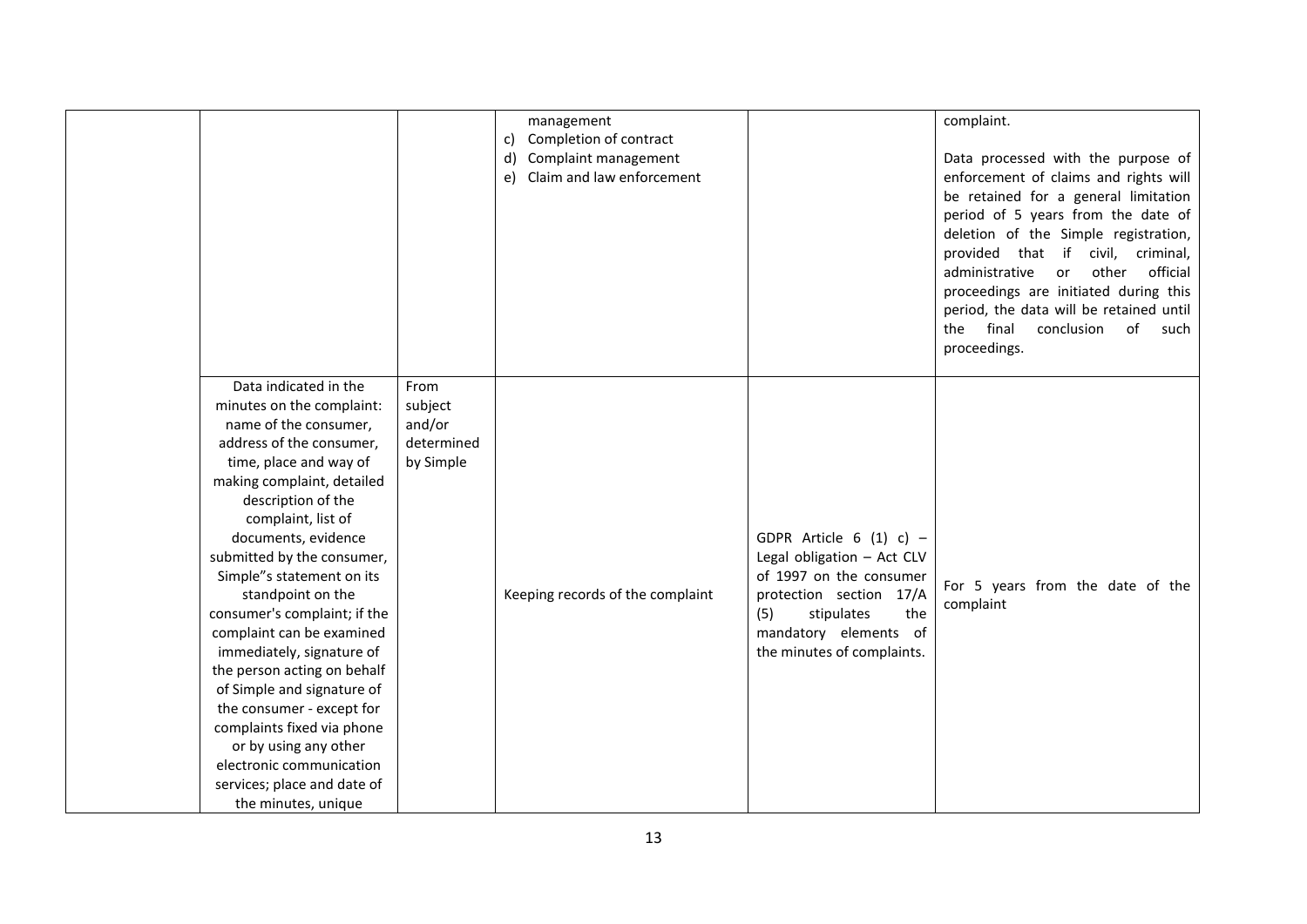|  |  |  |  |  |  |
|---|---|---|---|---|---|
|  |  |  | management<br>c) Completion of contract<br>d) Complaint management<br>e) Claim and law enforcement |  | complaint.<br><br>Data processed with the purpose of enforcement of claims and rights will be retained for a general limitation period of 5 years from the date of deletion of the Simple registration, provided that if civil, criminal, administrative or other official proceedings are initiated during this period, the data will be retained until the final conclusion of such proceedings. |
|  | Data indicated in the minutes on the complaint: name of the consumer, address of the consumer, time, place and way of making complaint, detailed description of the complaint, list of documents, evidence submitted by the consumer, Simple"s statement on its standpoint on the consumer's complaint; if the complaint can be examined immediately, signature of the person acting on behalf of Simple and signature of the consumer - except for complaints fixed via phone or by using any other electronic communication services; place and date of the minutes, unique | From subject and/or determined by Simple | Keeping records of the complaint | GDPR Article 6 (1) c) – Legal obligation – Act CLV of 1997 on the consumer protection section 17/A (5) stipulates the mandatory elements of the minutes of complaints. | For 5 years from the date of the complaint |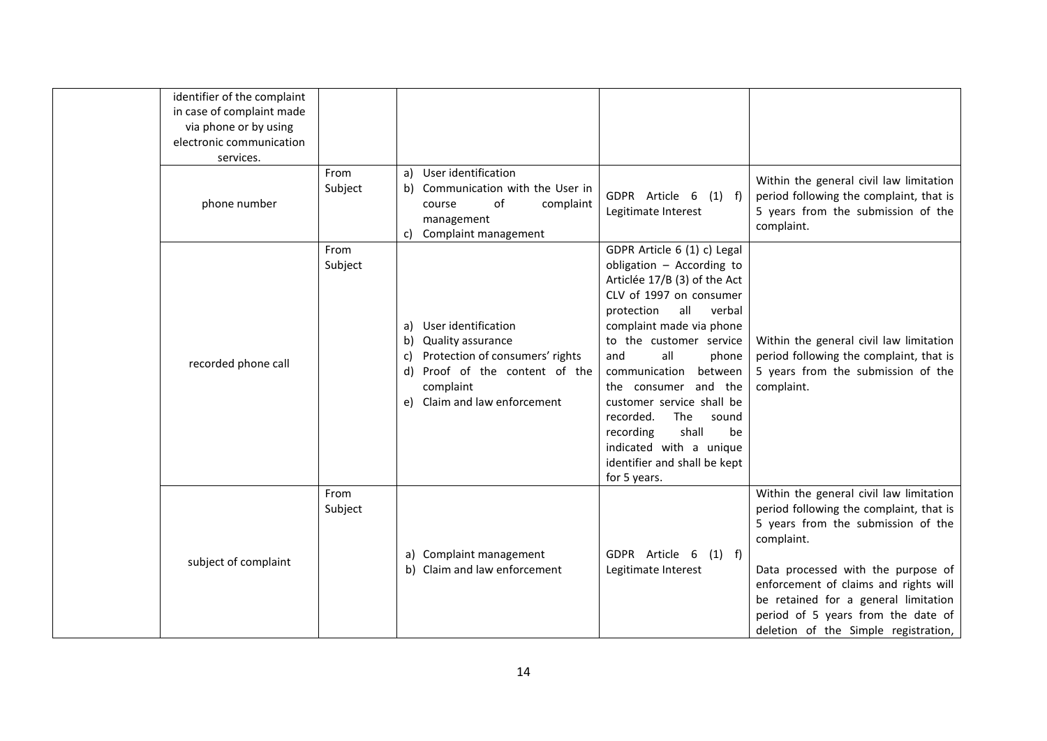|  | identifier of the complaint in case of complaint made via phone or by using electronic communication services. |  |  |  |  |
|---|---|---|---|---|---|
|  | phone number | From Subject | a) User identification<br>b) Communication with the User in course of complaint management<br>c) Complaint management | GDPR Article 6 (1) f) Legitimate Interest | Within the general civil law limitation period following the complaint, that is 5 years from the submission of the complaint. |
|  | recorded phone call | From Subject | a) User identification<br>b) Quality assurance<br>c) Protection of consumers' rights<br>d) Proof of the content of the complaint<br>e) Claim and law enforcement | GDPR Article 6 (1) c) Legal obligation – According to Articlée 17/B (3) of the Act CLV of 1997 on consumer protection all verbal complaint made via phone to the customer service and all phone communication between the consumer and the customer service shall be recorded. The sound recording shall be indicated with a unique identifier and shall be kept for 5 years. | Within the general civil law limitation period following the complaint, that is 5 years from the submission of the complaint. |
|  | subject of complaint | From Subject | a) Complaint management<br>b) Claim and law enforcement | GDPR Article 6 (1) f) Legitimate Interest | Within the general civil law limitation period following the complaint, that is 5 years from the submission of the complaint.<br><br>Data processed with the purpose of enforcement of claims and rights will be retained for a general limitation period of 5 years from the date of deletion of the Simple registration, |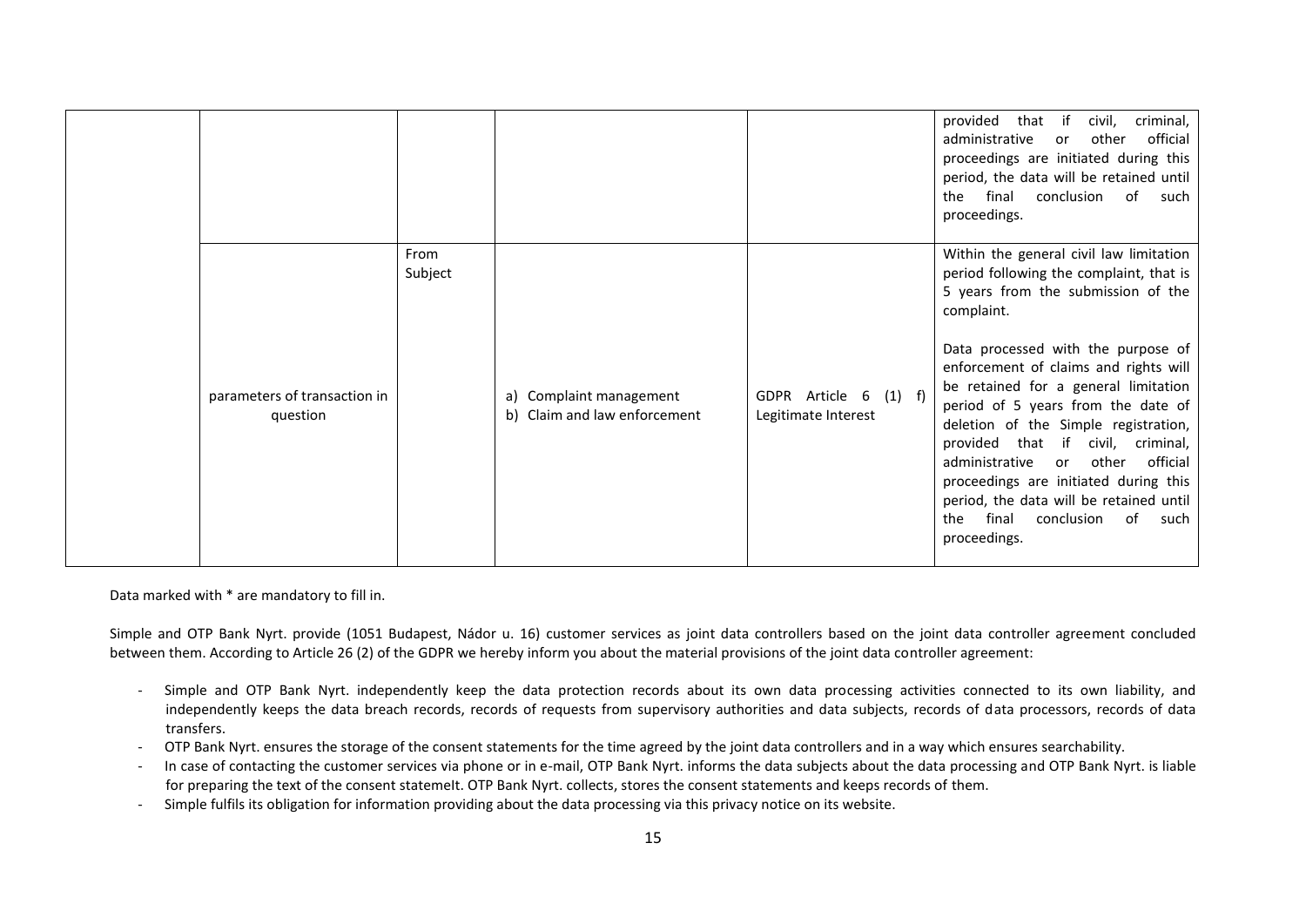| | | | | | |
|---|---|---|---|---|---|
| | | | | | provided that if civil, criminal, administrative or other official proceedings are initiated during this period, the data will be retained until the final conclusion of such proceedings. |
| | parameters of transaction in question | From Subject | a) Complaint management<br>b) Claim and law enforcement | GDPR Article 6 (1) f) Legitimate Interest | Within the general civil law limitation period following the complaint, that is 5 years from the submission of the complaint.<br><br>Data processed with the purpose of enforcement of claims and rights will be retained for a general limitation period of 5 years from the date of deletion of the Simple registration, provided that if civil, criminal, administrative or other official proceedings are initiated during this period, the data will be retained until the final conclusion of such proceedings. |

Data marked with * are mandatory to fill in.

Simple and OTP Bank Nyrt. provide (1051 Budapest, Nádor u. 16) customer services as joint data controllers based on the joint data controller agreement concluded between them. According to Article 26 (2) of the GDPR we hereby inform you about the material provisions of the joint data controller agreement:

- Simple and OTP Bank Nyrt. independently keep the data protection records about its own data processing activities connected to its own liability, and independently keeps the data breach records, records of requests from supervisory authorities and data subjects, records of data processors, records of data transfers.
- OTP Bank Nyrt. ensures the storage of the consent statements for the time agreed by the joint data controllers and in a way which ensures searchability.
- In case of contacting the customer services via phone or in e-mail, OTP Bank Nyrt. informs the data subjects about the data processing and OTP Bank Nyrt. is liable for preparing the text of the consent statemelt. OTP Bank Nyrt. collects, stores the consent statements and keeps records of them.
- Simple fulfils its obligation for information providing about the data processing via this privacy notice on its website.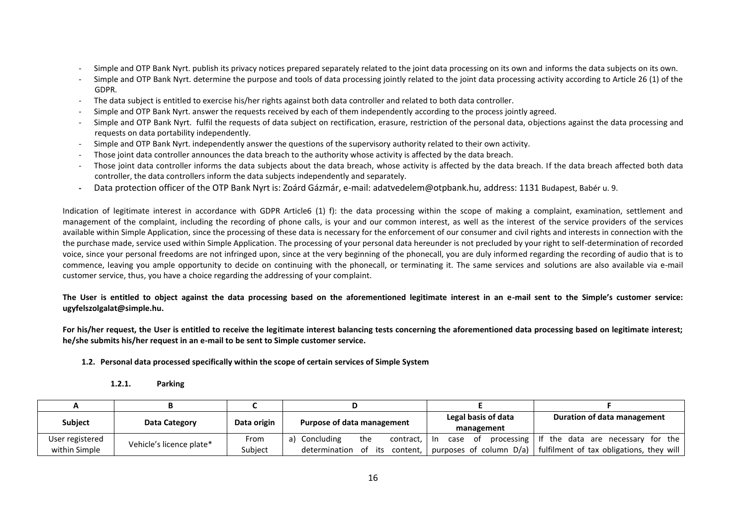- Simple and OTP Bank Nyrt. publish its privacy notices prepared separately related to the joint data processing on its own and informs the data subjects on its own.
- Simple and OTP Bank Nyrt. determine the purpose and tools of data processing jointly related to the joint data processing activity according to Article 26 (1) of the GDPR.
- The data subject is entitled to exercise his/her rights against both data controller and related to both data controller.
- Simple and OTP Bank Nyrt. answer the requests received by each of them independently according to the process jointly agreed.
- Simple and OTP Bank Nyrt. fulfil the requests of data subject on rectification, erasure, restriction of the personal data, objections against the data processing and requests on data portability independently.
- Simple and OTP Bank Nyrt. independently answer the questions of the supervisory authority related to their own activity.
- Those joint data controller announces the data breach to the authority whose activity is affected by the data breach.
- Those joint data controller informs the data subjects about the data breach, whose activity is affected by the data breach. If the data breach affected both data controller, the data controllers inform the data subjects independently and separately.
- Data protection officer of the OTP Bank Nyrt is: Zoárd Gázmár, e-mail: adatvedelem@otpbank.hu, address: 1131 Budapest, Babér u. 9.

Indication of legitimate interest in accordance with GDPR Article6 (1) f): the data processing within the scope of making a complaint, examination, settlement and management of the complaint, including the recording of phone calls, is your and our common interest, as well as the interest of the service providers of the services available within Simple Application, since the processing of these data is necessary for the enforcement of our consumer and civil rights and interests in connection with the the purchase made, service used within Simple Application. The processing of your personal data hereunder is not precluded by your right to self-determination of recorded voice, since your personal freedoms are not infringed upon, since at the very beginning of the phonecall, you are duly informed regarding the recording of audio that is to commence, leaving you ample opportunity to decide on continuing with the phonecall, or terminating it. The same services and solutions are also available via e-mail customer service, thus, you have a choice regarding the addressing of your complaint.

**The User is entitled to object against the data processing based on the aforementioned legitimate interest in an e-mail sent to the Simple's customer service: ugyfelszolgalat@simple.hu.**

**For his/her request, the User is entitled to receive the legitimate interest balancing tests concerning the aforementioned data processing based on legitimate interest; he/she submits his/her request in an e-mail to be sent to Simple customer service.**

### 1.2. Personal data processed specifically within the scope of certain services of Simple System

#### 1.2.1. Parking

| A | B | C | D | E | F |
|---|---|---|---|---|---|
| **Subject** | **Data Category** | **Data origin** | **Purpose of data management** | **Legal basis of data management** | **Duration of data management** |
| User registered within Simple | Vehicle's licence plate* | From Subject | a) Concluding the contract, determination of its content, | In case of processing purposes of column D/a) | If the data are necessary for the fulfilment of tax obligations, they will |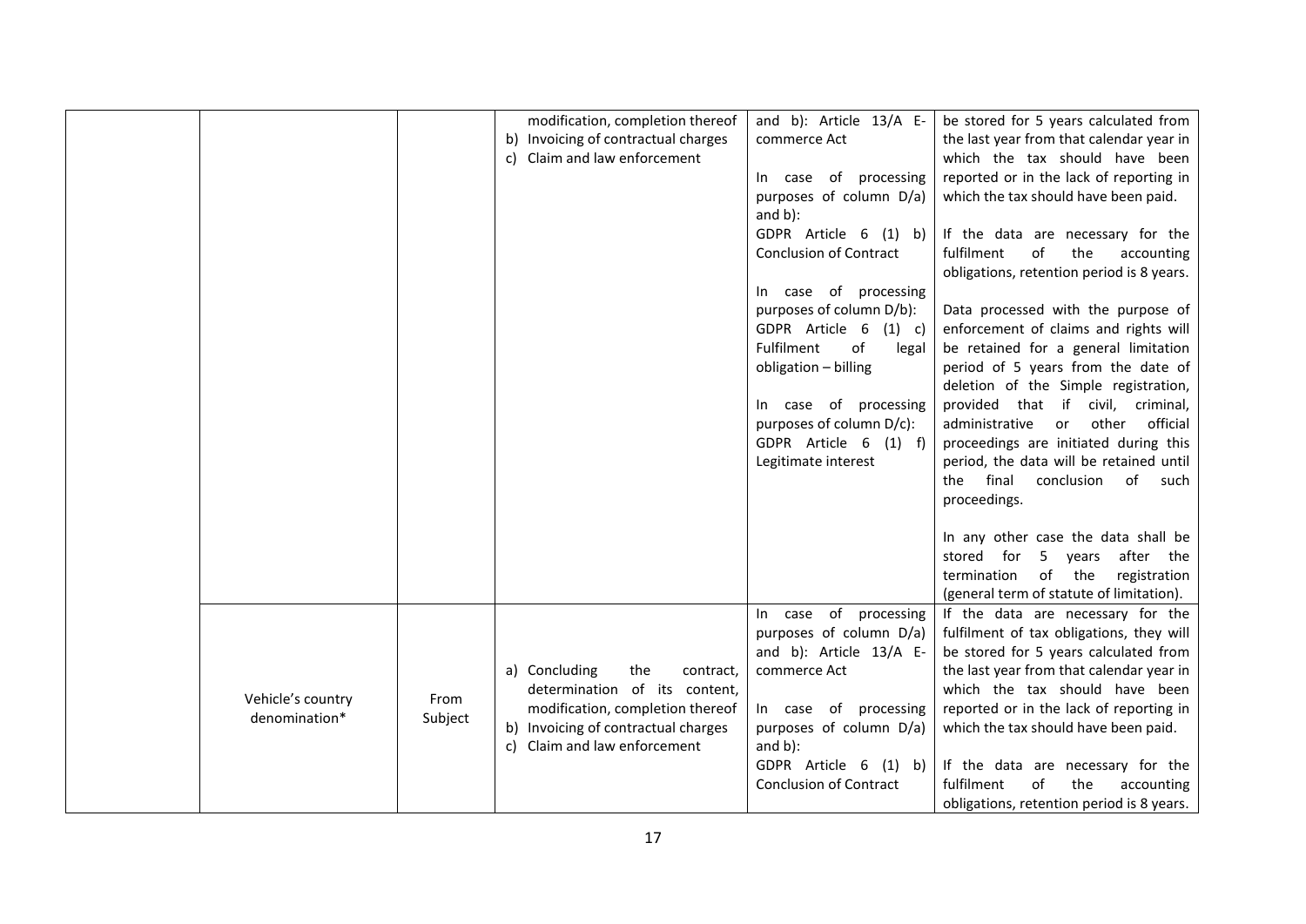| | | | | | |
|---|---|---|---|---|---|
| | | | modification, completion thereof<br>b) Invoicing of contractual charges<br>c) Claim and law enforcement | and b): Article 13/A E-commerce Act<br><br>In case of processing purposes of column D/a) and b):<br>GDPR Article 6 (1) b) Conclusion of Contract<br><br>In case of processing purposes of column D/b):<br>GDPR Article 6 (1) c) Fulfilment of legal obligation – billing<br><br>In case of processing purposes of column D/c):<br>GDPR Article 6 (1) f) Legitimate interest | be stored for 5 years calculated from the last year from that calendar year in which the tax should have been reported or in the lack of reporting in which the tax should have been paid.<br><br>If the data are necessary for the fulfilment of the accounting obligations, retention period is 8 years.<br><br>Data processed with the purpose of enforcement of claims and rights will be retained for a general limitation period of 5 years from the date of deletion of the Simple registration, provided that if civil, criminal, administrative or other official proceedings are initiated during this period, the data will be retained until the final conclusion of such proceedings.<br><br>In any other case the data shall be stored for 5 years after the termination of the registration (general term of statute of limitation). |
| | Vehicle's country denomination* | From Subject | a) Concluding the contract, determination of its content, modification, completion thereof<br>b) Invoicing of contractual charges<br>c) Claim and law enforcement | In case of processing purposes of column D/a) and b): Article 13/A E-commerce Act<br><br>In case of processing purposes of column D/a) and b):<br>GDPR Article 6 (1) b) Conclusion of Contract | If the data are necessary for the fulfilment of tax obligations, they will be stored for 5 years calculated from the last year from that calendar year in which the tax should have been reported or in the lack of reporting in which the tax should have been paid.<br><br>If the data are necessary for the fulfilment of the accounting obligations, retention period is 8 years. |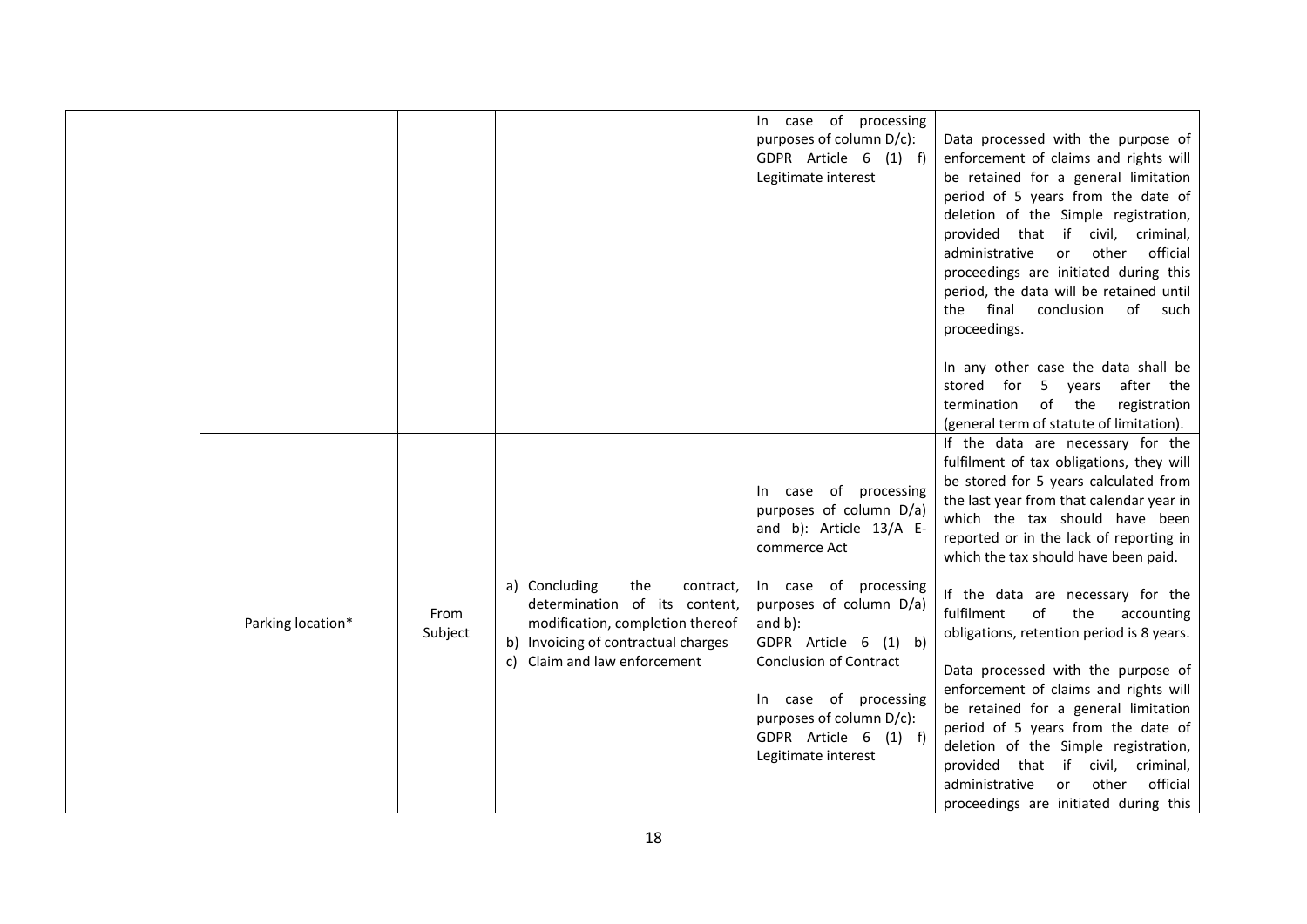|  |  |  |  | In case of processing purposes of column D/c): GDPR Article 6 (1) f) Legitimate interest | Data processed with the purpose of enforcement of claims and rights will be retained for a general limitation period of 5 years from the date of deletion of the Simple registration, provided that if civil, criminal, administrative or other official proceedings are initiated during this period, the data will be retained until the final conclusion of such proceedings.<br><br>In any other case the data shall be stored for 5 years after the termination of the registration (general term of statute of limitation). |
|---|---|---|---|---|---|
|  | Parking location* | From Subject | a) Concluding the contract, determination of its content, modification, completion thereof<br>b) Invoicing of contractual charges<br>c) Claim and law enforcement | In case of processing purposes of column D/a) and b): Article 13/A E-commerce Act<br><br>In case of processing purposes of column D/a) and b):<br>GDPR Article 6 (1) b) Conclusion of Contract<br><br>In case of processing purposes of column D/c):<br>GDPR Article 6 (1) f) Legitimate interest | If the data are necessary for the fulfilment of tax obligations, they will be stored for 5 years calculated from the last year from that calendar year in which the tax should have been reported or in the lack of reporting in which the tax should have been paid.<br><br>If the data are necessary for the fulfilment of the accounting obligations, retention period is 8 years.<br><br>Data processed with the purpose of enforcement of claims and rights will be retained for a general limitation period of 5 years from the date of deletion of the Simple registration, provided that if civil, criminal, administrative or other official proceedings are initiated during this |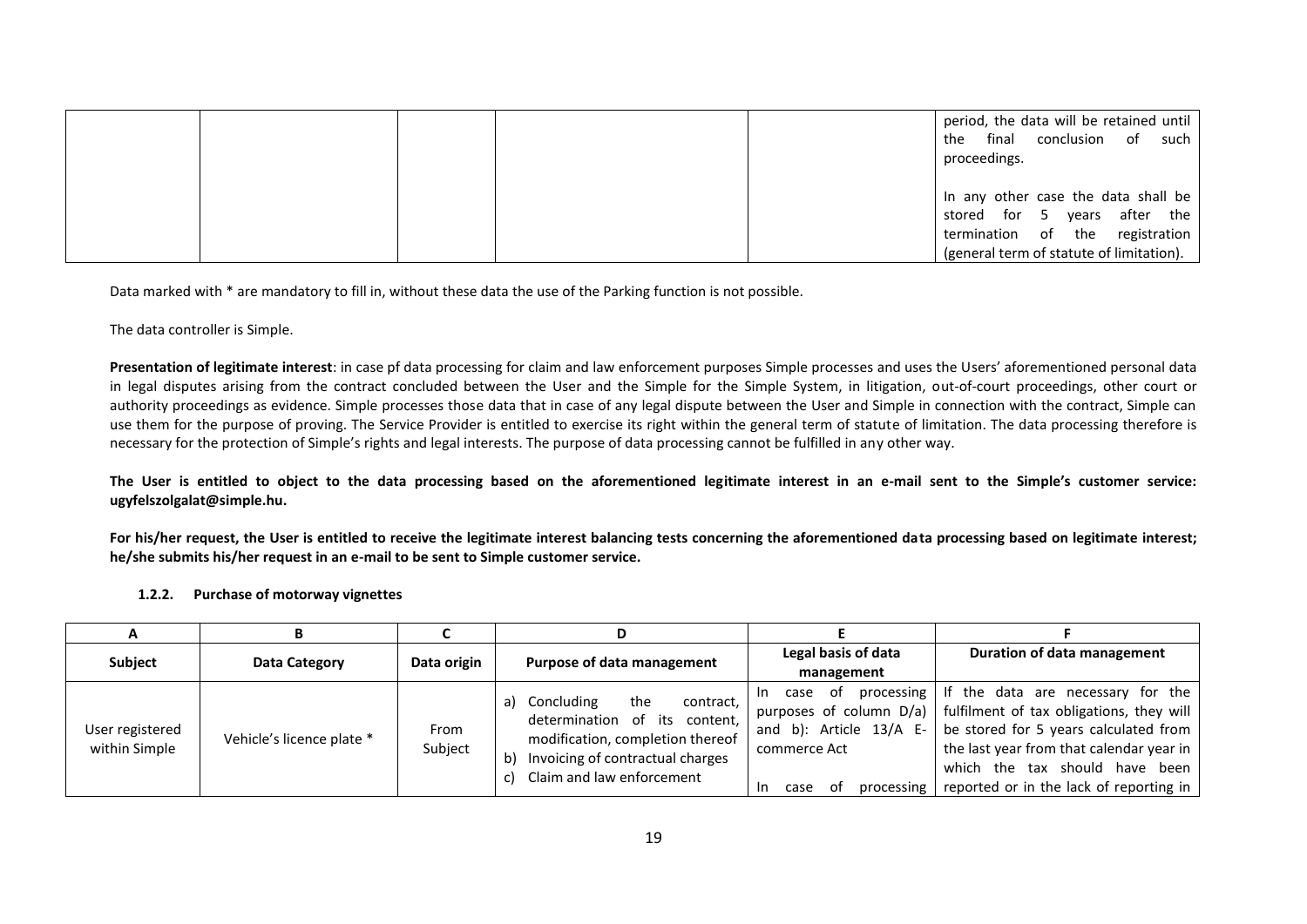| | | | | | |
|---|---|---|---|---|---|
| | | | | | period, the data will be retained until the final conclusion of such proceedings.<br><br>In any other case the data shall be stored for 5 years after the termination of the registration (general term of statute of limitation). |

Data marked with * are mandatory to fill in, without these data the use of the Parking function is not possible.

The data controller is Simple.

**Presentation of legitimate interest**: in case pf data processing for claim and law enforcement purposes Simple processes and uses the Users' aforementioned personal data in legal disputes arising from the contract concluded between the User and the Simple for the Simple System, in litigation, out-of-court proceedings, other court or authority proceedings as evidence. Simple processes those data that in case of any legal dispute between the User and Simple in connection with the contract, Simple can use them for the purpose of proving. The Service Provider is entitled to exercise its right within the general term of statute of limitation. The data processing therefore is necessary for the protection of Simple's rights and legal interests. The purpose of data processing cannot be fulfilled in any other way.

**The User is entitled to object to the data processing based on the aforementioned legitimate interest in an e-mail sent to the Simple's customer service: ugyfelszolgalat@simple.hu.**

**For his/her request, the User is entitled to receive the legitimate interest balancing tests concerning the aforementioned data processing based on legitimate interest; he/she submits his/her request in an e-mail to be sent to Simple customer service.**

#### 1.2.2. Purchase of motorway vignettes

| A | B | C | D | E | F |
|---|---|---|---|---|---|
| **Subject** | **Data Category** | **Data origin** | **Purpose of data management** | **Legal basis of data management** | **Duration of data management** |
| User registered within Simple | Vehicle's licence plate * | From Subject | a) Concluding the contract, determination of its content, modification, completion thereof<br>b) Invoicing of contractual charges<br>c) Claim and law enforcement | In case of processing purposes of column D/a) and b): Article 13/A E-commerce Act<br><br>In case of processing | If the data are necessary for the fulfilment of tax obligations, they will be stored for 5 years calculated from the last year from that calendar year in which the tax should have been reported or in the lack of reporting in |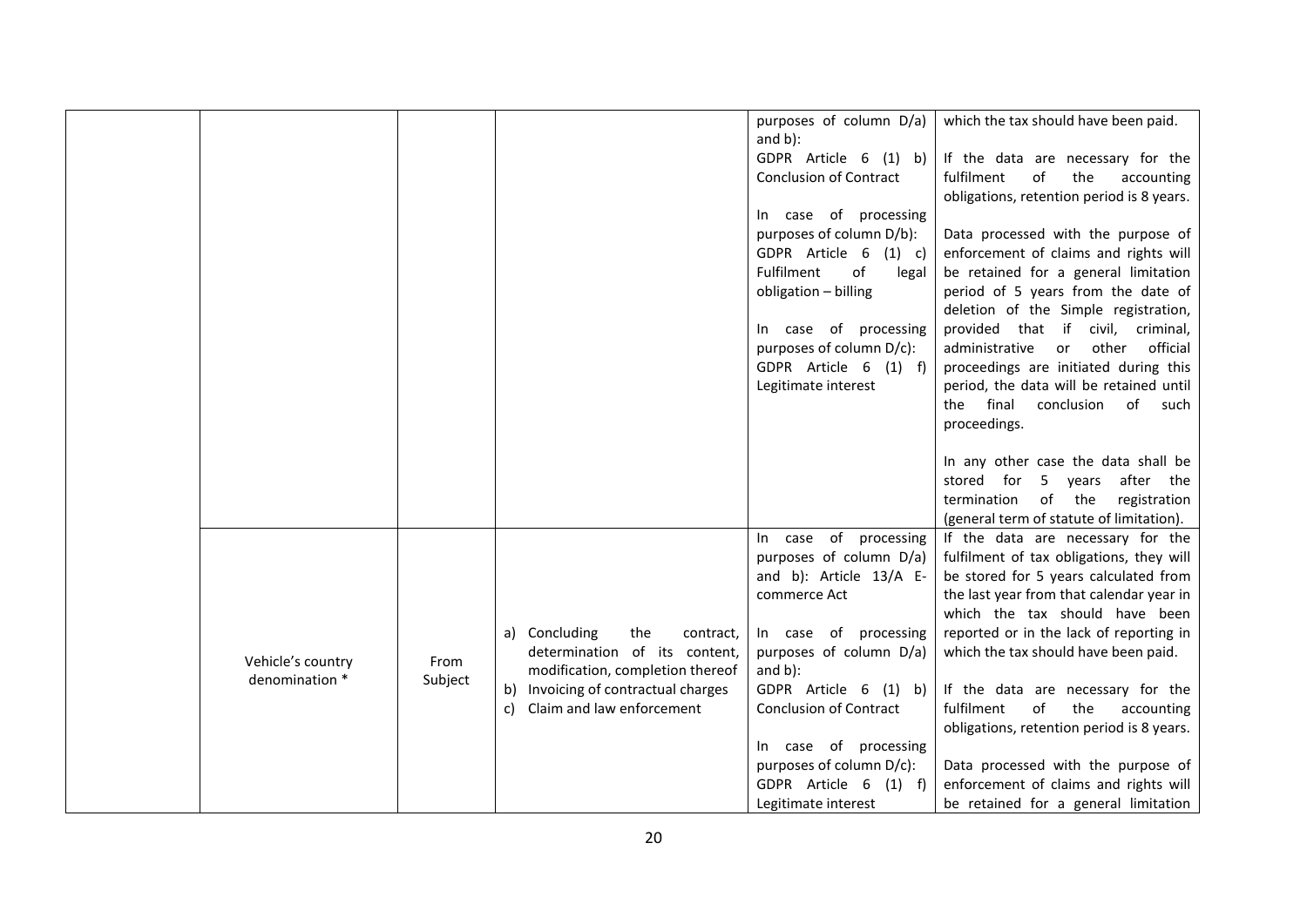| | | | | |
|---|---|---|---|---|
| | | | purposes of column D/a) and b):<br>GDPR Article 6 (1) b) Conclusion of Contract<br><br>In case of processing purposes of column D/b):<br>GDPR Article 6 (1) c) Fulfilment of legal obligation – billing<br><br>In case of processing purposes of column D/c):<br>GDPR Article 6 (1) f) Legitimate interest | which the tax should have been paid.<br><br>If the data are necessary for the fulfilment of the accounting obligations, retention period is 8 years.<br><br>Data processed with the purpose of enforcement of claims and rights will be retained for a general limitation period of 5 years from the date of deletion of the Simple registration, provided that if civil, criminal, administrative or other official proceedings are initiated during this period, the data will be retained until the final conclusion of such proceedings.<br><br>In any other case the data shall be stored for 5 years after the termination of the registration (general term of statute of limitation). |
| | Vehicle's country denomination * | From Subject | a) Concluding the contract, determination of its content, modification, completion thereof<br>b) Invoicing of contractual charges<br>c) Claim and law enforcement | In case of processing purposes of column D/a) and b): Article 13/A E-commerce Act<br><br>In case of processing purposes of column D/a) and b):<br>GDPR Article 6 (1) b) Conclusion of Contract<br><br>In case of processing purposes of column D/c):<br>GDPR Article 6 (1) f) Legitimate interest | If the data are necessary for the fulfilment of tax obligations, they will be stored for 5 years calculated from the last year from that calendar year in which the tax should have been reported or in the lack of reporting in which the tax should have been paid.<br><br>If the data are necessary for the fulfilment of the accounting obligations, retention period is 8 years.<br><br>Data processed with the purpose of enforcement of claims and rights will be retained for a general limitation |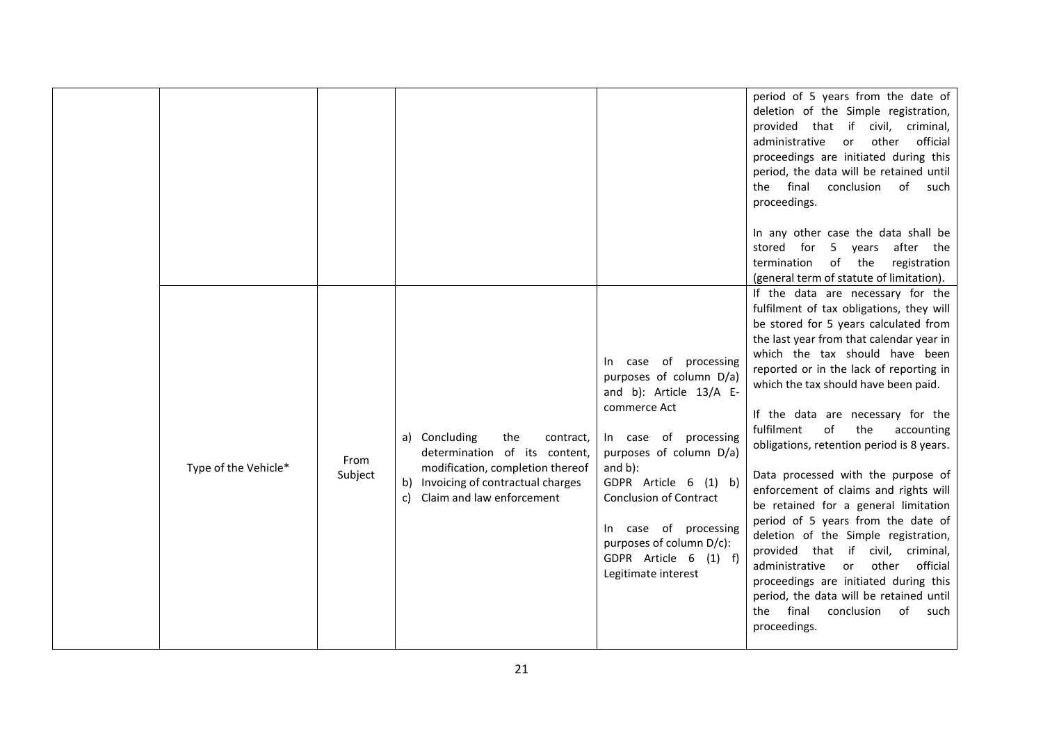| | | | | | |
|---|---|---|---|---|---|
| | | | | | period of 5 years from the date of deletion of the Simple registration, provided that if civil, criminal, administrative or other official proceedings are initiated during this period, the data will be retained until the final conclusion of such proceedings.<br><br>In any other case the data shall be stored for 5 years after the termination of the registration (general term of statute of limitation). |
| | Type of the Vehicle* | From Subject | a) Concluding the contract, determination of its content, modification, completion thereof<br>b) Invoicing of contractual charges<br>c) Claim and law enforcement | In case of processing purposes of column D/a) and b): Article 13/A E-commerce Act<br><br>In case of processing purposes of column D/a) and b):<br>GDPR Article 6 (1) b) Conclusion of Contract<br><br>In case of processing purposes of column D/c):<br>GDPR Article 6 (1) f) Legitimate interest | If the data are necessary for the fulfilment of tax obligations, they will be stored for 5 years calculated from the last year from that calendar year in which the tax should have been reported or in the lack of reporting in which the tax should have been paid.<br><br>If the data are necessary for the fulfilment of the accounting obligations, retention period is 8 years.<br><br>Data processed with the purpose of enforcement of claims and rights will be retained for a general limitation period of 5 years from the date of deletion of the Simple registration, provided that if civil, criminal, administrative or other official proceedings are initiated during this period, the data will be retained until the final conclusion of such proceedings. |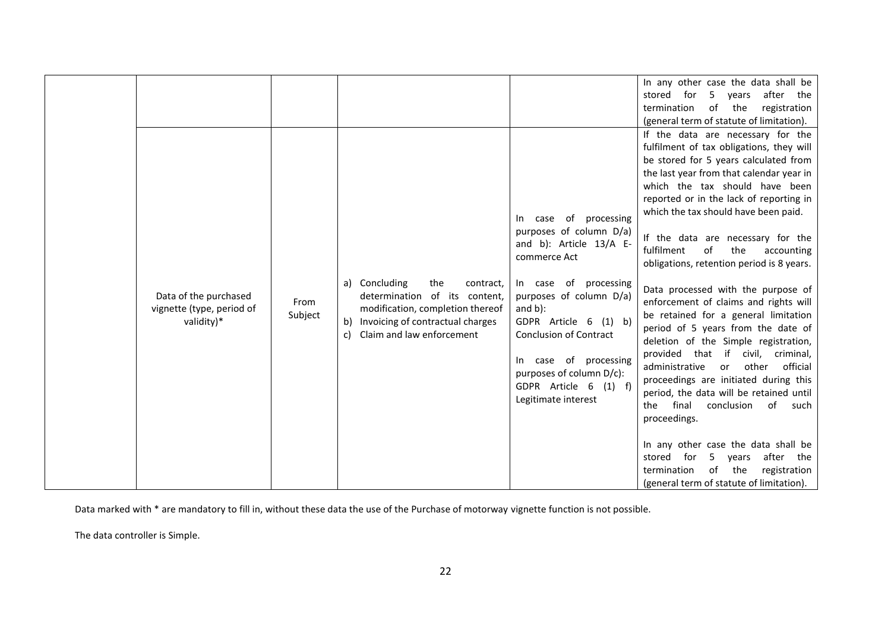| | | | | |
|---|---|---|---|---|
| | | | | In any other case the data shall be stored for 5 years after the termination of the registration (general term of statute of limitation). |
| | Data of the purchased vignette (type, period of validity)* | From Subject | a) Concluding the contract, determination of its content, modification, completion thereof<br>b) Invoicing of contractual charges<br>c) Claim and law enforcement | In case of processing purposes of column D/a) and b): Article 13/A E-commerce Act<br><br>In case of processing purposes of column D/a) and b):<br>GDPR Article 6 (1) b) Conclusion of Contract<br><br>In case of processing purposes of column D/c):<br>GDPR Article 6 (1) f) Legitimate interest | If the data are necessary for the fulfilment of tax obligations, they will be stored for 5 years calculated from the last year from that calendar year in which the tax should have been reported or in the lack of reporting in which the tax should have been paid.<br><br>If the data are necessary for the fulfilment of the accounting obligations, retention period is 8 years.<br><br>Data processed with the purpose of enforcement of claims and rights will be retained for a general limitation period of 5 years from the date of deletion of the Simple registration, provided that if civil, criminal, administrative or other official proceedings are initiated during this period, the data will be retained until the final conclusion of such proceedings.<br><br>In any other case the data shall be stored for 5 years after the termination of the registration (general term of statute of limitation). |

Data marked with * are mandatory to fill in, without these data the use of the Purchase of motorway vignette function is not possible.

The data controller is Simple.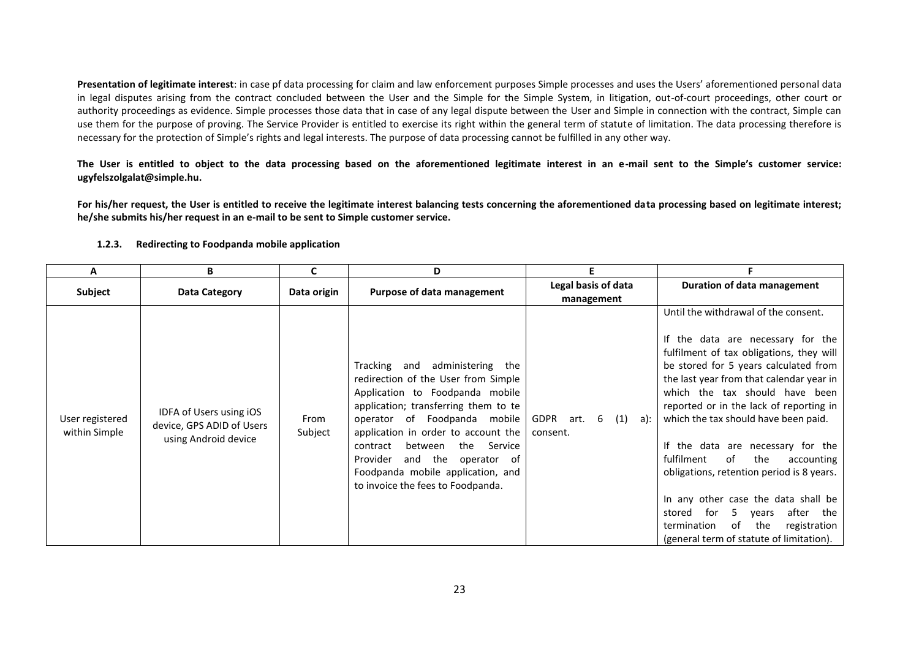**Presentation of legitimate interest**: in case pf data processing for claim and law enforcement purposes Simple processes and uses the Users' aforementioned personal data in legal disputes arising from the contract concluded between the User and the Simple for the Simple System, in litigation, out-of-court proceedings, other court or authority proceedings as evidence. Simple processes those data that in case of any legal dispute between the User and Simple in connection with the contract, Simple can use them for the purpose of proving. The Service Provider is entitled to exercise its right within the general term of statute of limitation. The data processing therefore is necessary for the protection of Simple's rights and legal interests. The purpose of data processing cannot be fulfilled in any other way.

**The User is entitled to object to the data processing based on the aforementioned legitimate interest in an e-mail sent to the Simple's customer service: ugyfelszolgalat@simple.hu.**

**For his/her request, the User is entitled to receive the legitimate interest balancing tests concerning the aforementioned data processing based on legitimate interest; he/she submits his/her request in an e-mail to be sent to Simple customer service.**

### 1.2.3. Redirecting to Foodpanda mobile application

| A | B | C | D | E | F |
|---|---|---|---|---|---|
| **Subject** | **Data Category** | **Data origin** | **Purpose of data management** | **Legal basis of data management** | **Duration of data management** |
| User registered within Simple | IDFA of Users using iOS device, GPS ADID of Users using Android device | From Subject | Tracking and administering the redirection of the User from Simple Application to Foodpanda mobile application; transferring them to te operator of Foodpanda mobile application in order to account the contract between the Service Provider and the operator of Foodpanda mobile application, and to invoice the fees to Foodpanda. | GDPR art. 6 (1) a): consent. | Until the withdrawal of the consent.<br><br>If the data are necessary for the fulfilment of tax obligations, they will be stored for 5 years calculated from the last year from that calendar year in which the tax should have been reported or in the lack of reporting in which the tax should have been paid.<br><br>If the data are necessary for the fulfilment of the accounting obligations, retention period is 8 years.<br><br>In any other case the data shall be stored for 5 years after the termination of the registration (general term of statute of limitation). |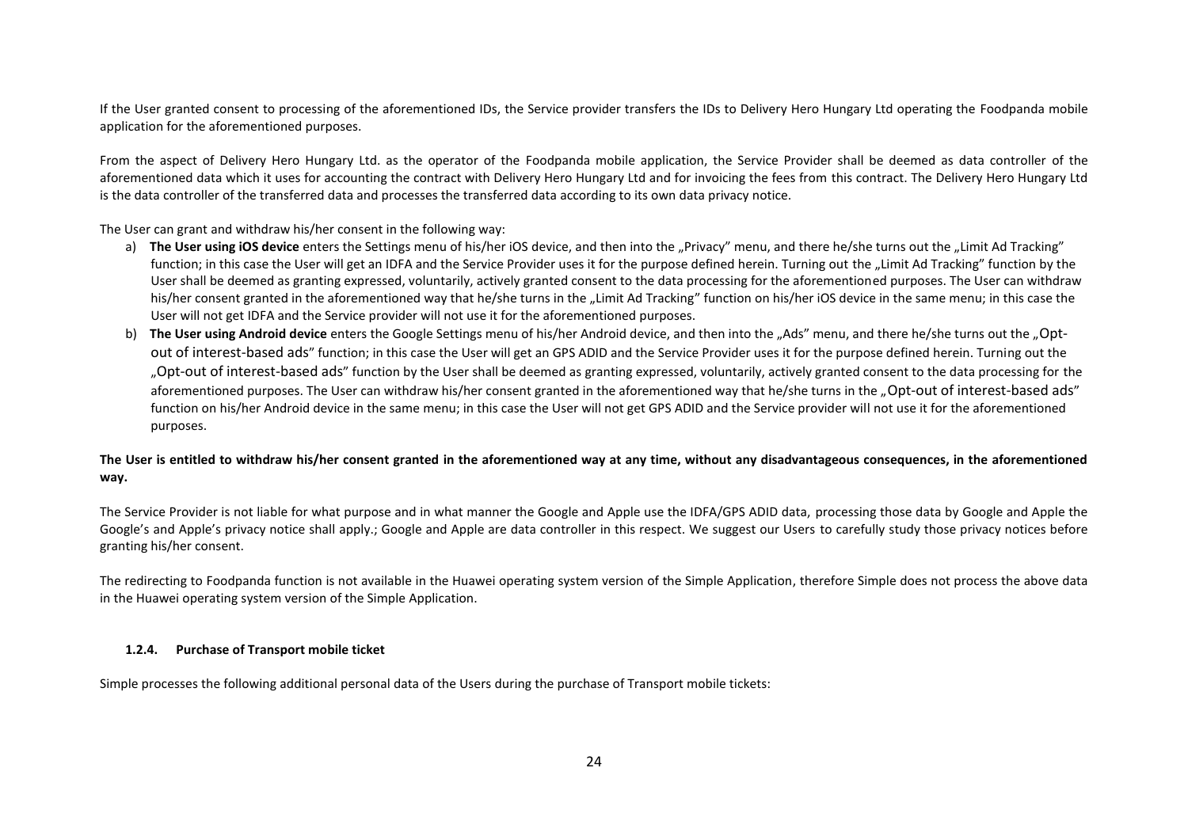If the User granted consent to processing of the aforementioned IDs, the Service provider transfers the IDs to Delivery Hero Hungary Ltd operating the Foodpanda mobile application for the aforementioned purposes.

From the aspect of Delivery Hero Hungary Ltd. as the operator of the Foodpanda mobile application, the Service Provider shall be deemed as data controller of the aforementioned data which it uses for accounting the contract with Delivery Hero Hungary Ltd and for invoicing the fees from this contract. The Delivery Hero Hungary Ltd is the data controller of the transferred data and processes the transferred data according to its own data privacy notice.

The User can grant and withdraw his/her consent in the following way:

a) **The User using iOS device** enters the Settings menu of his/her iOS device, and then into the „Privacy" menu, and there he/she turns out the „Limit Ad Tracking" function; in this case the User will get an IDFA and the Service Provider uses it for the purpose defined herein. Turning out the „Limit Ad Tracking" function by the User shall be deemed as granting expressed, voluntarily, actively granted consent to the data processing for the aforementioned purposes. The User can withdraw his/her consent granted in the aforementioned way that he/she turns in the „Limit Ad Tracking" function on his/her iOS device in the same menu; in this case the User will not get IDFA and the Service provider will not use it for the aforementioned purposes.
b) **The User using Android device** enters the Google Settings menu of his/her Android device, and then into the „Ads" menu, and there he/she turns out the „Opt-out of interest-based ads" function; in this case the User will get an GPS ADID and the Service Provider uses it for the purpose defined herein. Turning out the „Opt-out of interest-based ads" function by the User shall be deemed as granting expressed, voluntarily, actively granted consent to the data processing for the aforementioned purposes. The User can withdraw his/her consent granted in the aforementioned way that he/she turns in the „Opt-out of interest-based ads" function on his/her Android device in the same menu; in this case the User will not get GPS ADID and the Service provider will not use it for the aforementioned purposes.

**The User is entitled to withdraw his/her consent granted in the aforementioned way at any time, without any disadvantageous consequences, in the aforementioned way.**

The Service Provider is not liable for what purpose and in what manner the Google and Apple use the IDFA/GPS ADID data, processing those data by Google and Apple the Google's and Apple's privacy notice shall apply.; Google and Apple are data controller in this respect. We suggest our Users to carefully study those privacy notices before granting his/her consent.

The redirecting to Foodpanda function is not available in the Huawei operating system version of the Simple Application, therefore Simple does not process the above data in the Huawei operating system version of the Simple Application.

#### 1.2.4. Purchase of Transport mobile ticket

Simple processes the following additional personal data of the Users during the purchase of Transport mobile tickets: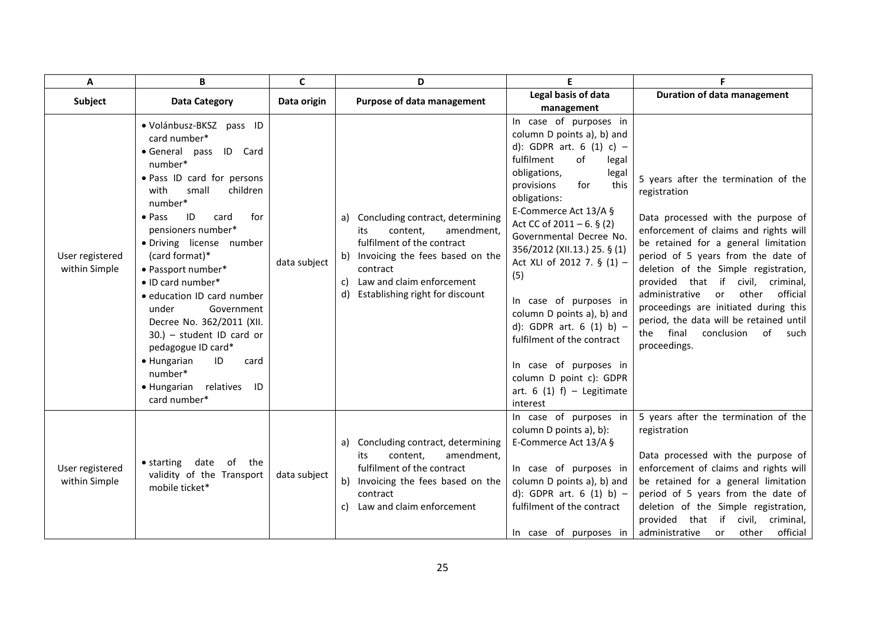| A | B | C | D | E | F |
|---|---|---|---|---|---|
| **Subject** | **Data Category** | **Data origin** | **Purpose of data management** | **Legal basis of data management** | **Duration of data management** |
| User registered within Simple | • Volánbusz-BKSZ pass ID card number*<br>• General pass ID Card number*<br>• Pass ID card for persons with small children number*<br>• Pass ID card for pensioners number*<br>• Driving license number (card format)*<br>• Passport number*<br>• ID card number*<br>• education ID card number under Government Decree No. 362/2011 (XII. 30.) – student ID card or pedagogue ID card*<br>• Hungarian ID card number*<br>• Hungarian relatives ID card number* | data subject | a) Concluding contract, determining its content, amendment, fulfilment of the contract<br>b) Invoicing the fees based on the contract<br>c) Law and claim enforcement<br>d) Establishing right for discount | In case of purposes in column D points a), b) and d): GDPR art. 6 (1) c) – fulfilment of legal obligations, legal provisions for this obligations:<br>E-Commerce Act 13/A §<br>Act CC of 2011 – 6. § (2)<br>Governmental Decree No. 356/2012 (XII.13.) 25. § (1)<br>Act XLI of 2012 7. § (1) – (5)<br><br>In case of purposes in column D points a), b) and d): GDPR art. 6 (1) b) – fulfilment of the contract<br><br>In case of purposes in column D point c): GDPR art. 6 (1) f) – Legitimate interest | 5 years after the termination of the registration<br><br>Data processed with the purpose of enforcement of claims and rights will be retained for a general limitation period of 5 years from the date of deletion of the Simple registration, provided that if civil, criminal, administrative or other official proceedings are initiated during this period, the data will be retained until the final conclusion of such proceedings. |
| User registered within Simple | • starting date of the validity of the Transport mobile ticket* | data subject | a) Concluding contract, determining its content, amendment, fulfilment of the contract<br>b) Invoicing the fees based on the contract<br>c) Law and claim enforcement | In case of purposes in column D points a), b):<br>E-Commerce Act 13/A §<br><br>In case of purposes in column D points a), b) and d): GDPR art. 6 (1) b) – fulfilment of the contract<br><br>In case of purposes in | 5 years after the termination of the registration<br><br>Data processed with the purpose of enforcement of claims and rights will be retained for a general limitation period of 5 years from the date of deletion of the Simple registration, provided that if civil, criminal, administrative or other official |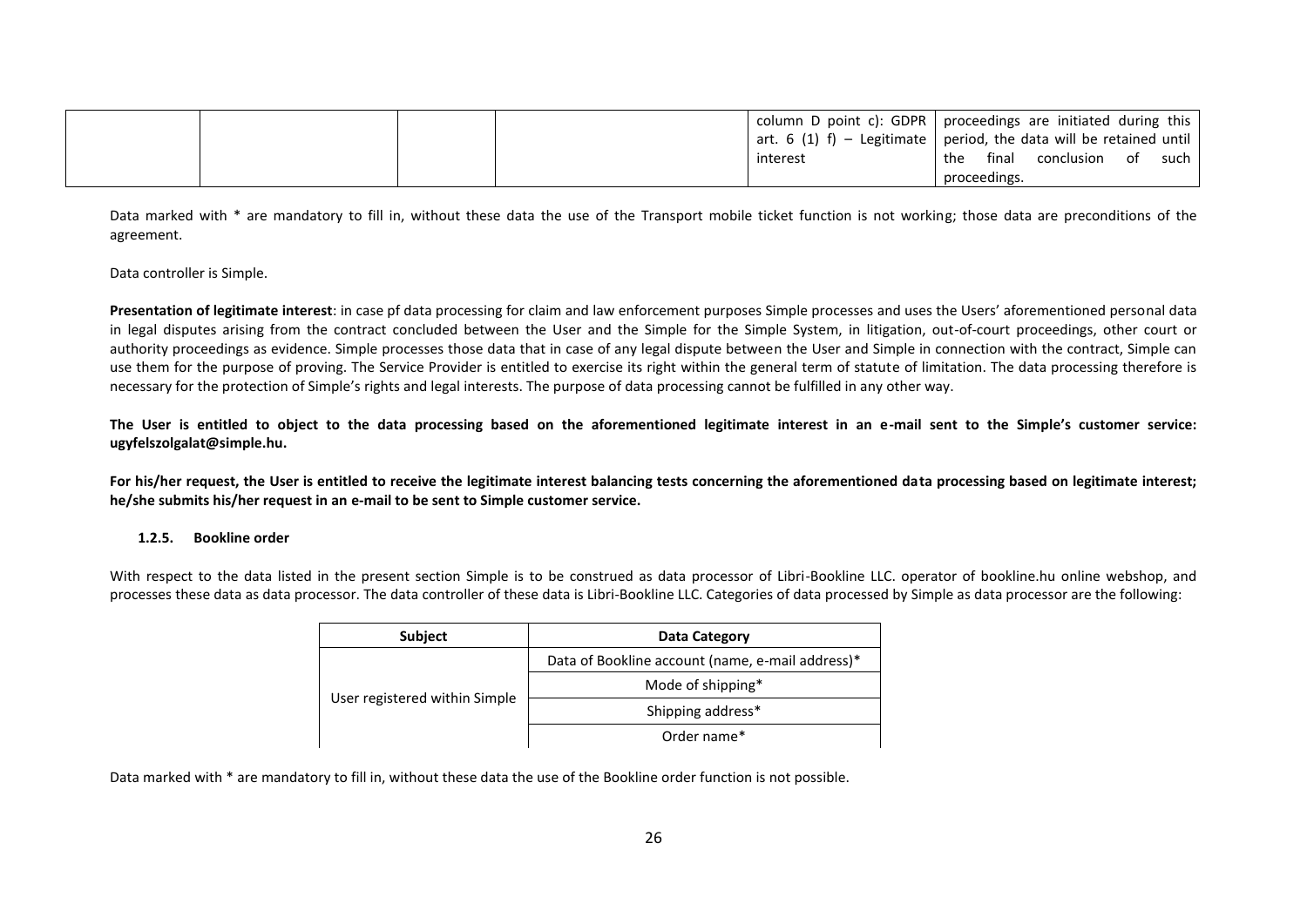| | | | | column D point c): GDPR art. 6 (1) f) – Legitimate interest | proceedings are initiated during this period, the data will be retained until the final conclusion of such proceedings. |
|---|---|---|---|---|---|

Data marked with * are mandatory to fill in, without these data the use of the Transport mobile ticket function is not working; those data are preconditions of the agreement.

Data controller is Simple.

**Presentation of legitimate interest**: in case pf data processing for claim and law enforcement purposes Simple processes and uses the Users' aforementioned personal data in legal disputes arising from the contract concluded between the User and the Simple for the Simple System, in litigation, out-of-court proceedings, other court or authority proceedings as evidence. Simple processes those data that in case of any legal dispute between the User and Simple in connection with the contract, Simple can use them for the purpose of proving. The Service Provider is entitled to exercise its right within the general term of statute of limitation. The data processing therefore is necessary for the protection of Simple's rights and legal interests. The purpose of data processing cannot be fulfilled in any other way.

**The User is entitled to object to the data processing based on the aforementioned legitimate interest in an e-mail sent to the Simple's customer service: ugyfelszolgalat@simple.hu.**

**For his/her request, the User is entitled to receive the legitimate interest balancing tests concerning the aforementioned data processing based on legitimate interest; he/she submits his/her request in an e-mail to be sent to Simple customer service.**

#### 1.2.5. Bookline order

With respect to the data listed in the present section Simple is to be construed as data processor of Libri-Bookline LLC. operator of bookline.hu online webshop, and processes these data as data processor. The data controller of these data is Libri-Bookline LLC. Categories of data processed by Simple as data processor are the following:

| Subject | Data Category |
|---|---|
| User registered within Simple | Data of Bookline account (name, e-mail address)* |
| | Mode of shipping* |
| | Shipping address* |
| | Order name* |

Data marked with * are mandatory to fill in, without these data the use of the Bookline order function is not possible.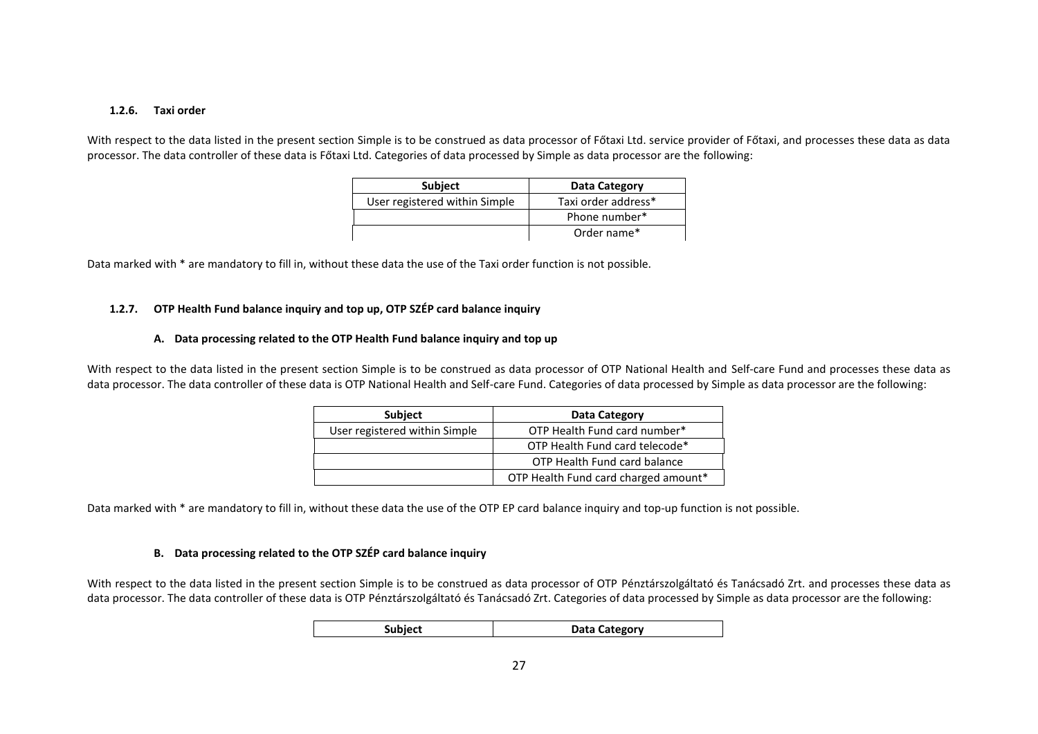#### 1.2.6. Taxi order

With respect to the data listed in the present section Simple is to be construed as data processor of Főtaxi Ltd. service provider of Főtaxi, and processes these data as data processor. The data controller of these data is Főtaxi Ltd. Categories of data processed by Simple as data processor are the following:

| Subject | Data Category |
|---|---|
| User registered within Simple | Taxi order address* |
| | Phone number* |
| | Order name* |

Data marked with * are mandatory to fill in, without these data the use of the Taxi order function is not possible.

#### 1.2.7. OTP Health Fund balance inquiry and top up, OTP SZÉP card balance inquiry

##### A. Data processing related to the OTP Health Fund balance inquiry and top up

With respect to the data listed in the present section Simple is to be construed as data processor of OTP National Health and Self-care Fund and processes these data as data processor. The data controller of these data is OTP National Health and Self-care Fund. Categories of data processed by Simple as data processor are the following:

| Subject | Data Category |
|---|---|
| User registered within Simple | OTP Health Fund card number* |
| | OTP Health Fund card telecode* |
| | OTP Health Fund card balance |
| | OTP Health Fund card charged amount* |

Data marked with * are mandatory to fill in, without these data the use of the OTP EP card balance inquiry and top-up function is not possible.

##### B. Data processing related to the OTP SZÉP card balance inquiry

With respect to the data listed in the present section Simple is to be construed as data processor of OTP Pénztárszolgáltató és Tanácsadó Zrt. and processes these data as data processor. The data controller of these data is OTP Pénztárszolgáltató és Tanácsadó Zrt. Categories of data processed by Simple as data processor are the following:

| Subject | Data Category |
|---|---|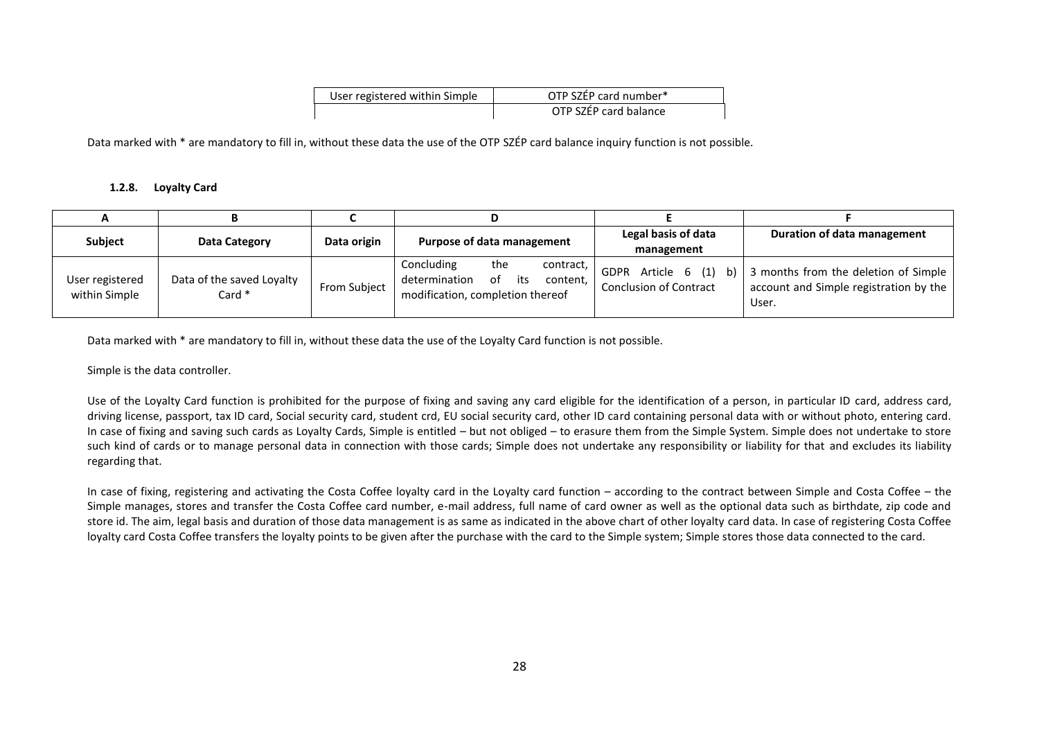| User registered within Simple | OTP SZÉP card number* |
| --- | --- |
| | OTP SZÉP card balance |

Data marked with * are mandatory to fill in, without these data the use of the OTP SZÉP card balance inquiry function is not possible.

#### 1.2.8. Loyalty Card

| A | B | C | D | E | F |
| --- | --- | --- | --- | --- | --- |
| **Subject** | **Data Category** | **Data origin** | **Purpose of data management** | **Legal basis of data management** | **Duration of data management** |
| User registered within Simple | Data of the saved Loyalty Card * | From Subject | Concluding the contract, determination of its content, modification, completion thereof | GDPR Article 6 (1) b) Conclusion of Contract | 3 months from the deletion of Simple account and Simple registration by the User. |

Data marked with * are mandatory to fill in, without these data the use of the Loyalty Card function is not possible.

Simple is the data controller.

Use of the Loyalty Card function is prohibited for the purpose of fixing and saving any card eligible for the identification of a person, in particular ID card, address card, driving license, passport, tax ID card, Social security card, student crd, EU social security card, other ID card containing personal data with or without photo, entering card. In case of fixing and saving such cards as Loyalty Cards, Simple is entitled – but not obliged – to erasure them from the Simple System. Simple does not undertake to store such kind of cards or to manage personal data in connection with those cards; Simple does not undertake any responsibility or liability for that and excludes its liability regarding that.

In case of fixing, registering and activating the Costa Coffee loyalty card in the Loyalty card function – according to the contract between Simple and Costa Coffee – the Simple manages, stores and transfer the Costa Coffee card number, e-mail address, full name of card owner as well as the optional data such as birthdate, zip code and store id. The aim, legal basis and duration of those data management is as same as indicated in the above chart of other loyalty card data. In case of registering Costa Coffee loyalty card Costa Coffee transfers the loyalty points to be given after the purchase with the card to the Simple system; Simple stores those data connected to the card.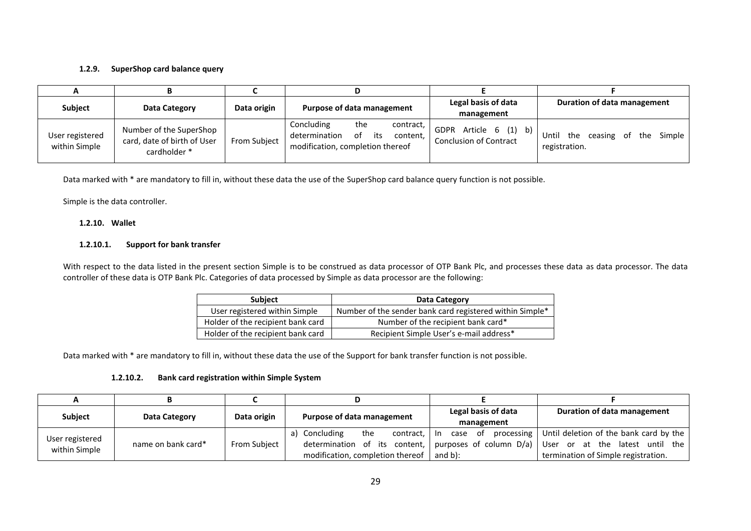#### 1.2.9. SuperShop card balance query

| A | B | C | D | E | F |
|---|---|---|---|---|---|
| **Subject** | **Data Category** | **Data origin** | **Purpose of data management** | **Legal basis of data management** | **Duration of data management** |
| User registered within Simple | Number of the SuperShop card, date of birth of User cardholder * | From Subject | Concluding the contract, determination of its content, modification, completion thereof | GDPR Article 6 (1) b) Conclusion of Contract | Until the ceasing of the Simple registration. |

Data marked with * are mandatory to fill in, without these data the use of the SuperShop card balance query function is not possible.

Simple is the data controller.

#### 1.2.10. Wallet

##### 1.2.10.1. Support for bank transfer

With respect to the data listed in the present section Simple is to be construed as data processor of OTP Bank Plc, and processes these data as data processor. The data controller of these data is OTP Bank Plc. Categories of data processed by Simple as data processor are the following:

| Subject | Data Category |
|---|---|
| User registered within Simple | Number of the sender bank card registered within Simple* |
| Holder of the recipient bank card | Number of the recipient bank card* |
| Holder of the recipient bank card | Recipient Simple User's e-mail address* |

Data marked with * are mandatory to fill in, without these data the use of the Support for bank transfer function is not possible.

##### 1.2.10.2. Bank card registration within Simple System

| A | B | C | D | E | F |
|---|---|---|---|---|---|
| **Subject** | **Data Category** | **Data origin** | **Purpose of data management** | **Legal basis of data management** | **Duration of data management** |
| User registered within Simple | name on bank card* | From Subject | a) Concluding the contract, determination of its content, modification, completion thereof | In case of processing purposes of column D/a) and b): | Until deletion of the bank card by the User or at the latest until the termination of Simple registration. |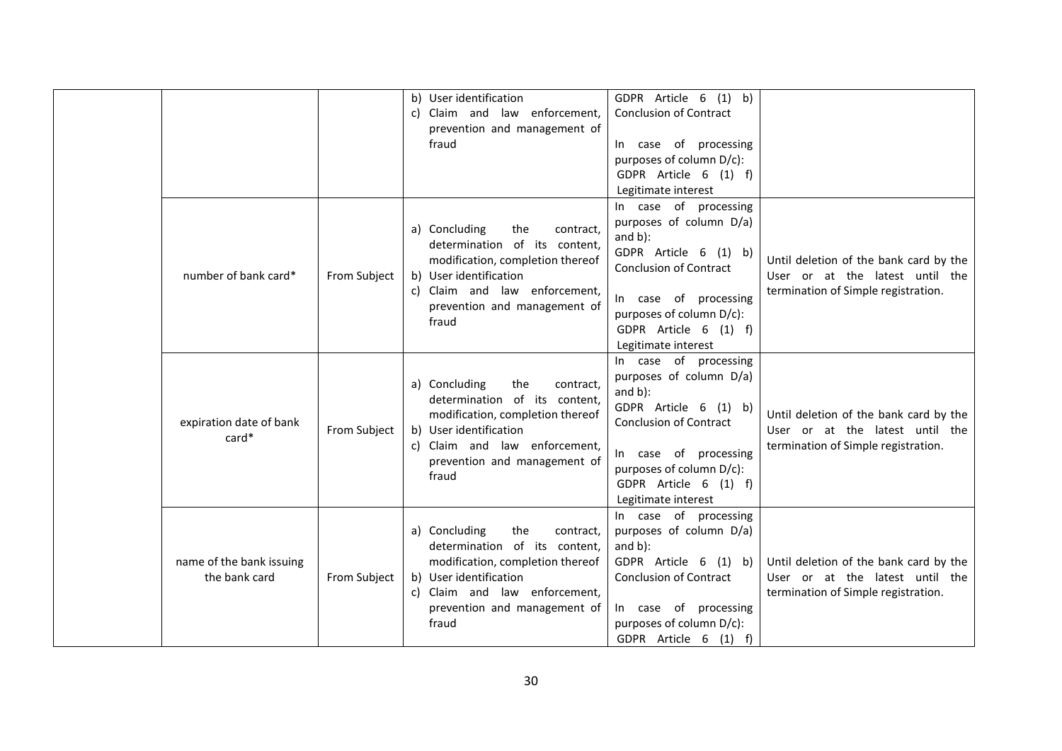| | | | | | |
|---|---|---|---|---|---|
| | | | b) User identification<br>c) Claim and law enforcement, prevention and management of fraud | GDPR Article 6 (1) b) Conclusion of Contract<br><br>In case of processing purposes of column D/c): GDPR Article 6 (1) f) Legitimate interest | |
| | number of bank card* | From Subject | a) Concluding the contract, determination of its content, modification, completion thereof<br>b) User identification<br>c) Claim and law enforcement, prevention and management of fraud | In case of processing purposes of column D/a) and b): GDPR Article 6 (1) b) Conclusion of Contract<br><br>In case of processing purposes of column D/c): GDPR Article 6 (1) f) Legitimate interest | Until deletion of the bank card by the User or at the latest until the termination of Simple registration. |
| | expiration date of bank card* | From Subject | a) Concluding the contract, determination of its content, modification, completion thereof<br>b) User identification<br>c) Claim and law enforcement, prevention and management of fraud | In case of processing purposes of column D/a) and b): GDPR Article 6 (1) b) Conclusion of Contract<br><br>In case of processing purposes of column D/c): GDPR Article 6 (1) f) Legitimate interest | Until deletion of the bank card by the User or at the latest until the termination of Simple registration. |
| | name of the bank issuing the bank card | From Subject | a) Concluding the contract, determination of its content, modification, completion thereof<br>b) User identification<br>c) Claim and law enforcement, prevention and management of fraud | In case of processing purposes of column D/a) and b): GDPR Article 6 (1) b) Conclusion of Contract<br><br>In case of processing purposes of column D/c): GDPR Article 6 (1) f) | Until deletion of the bank card by the User or at the latest until the termination of Simple registration. |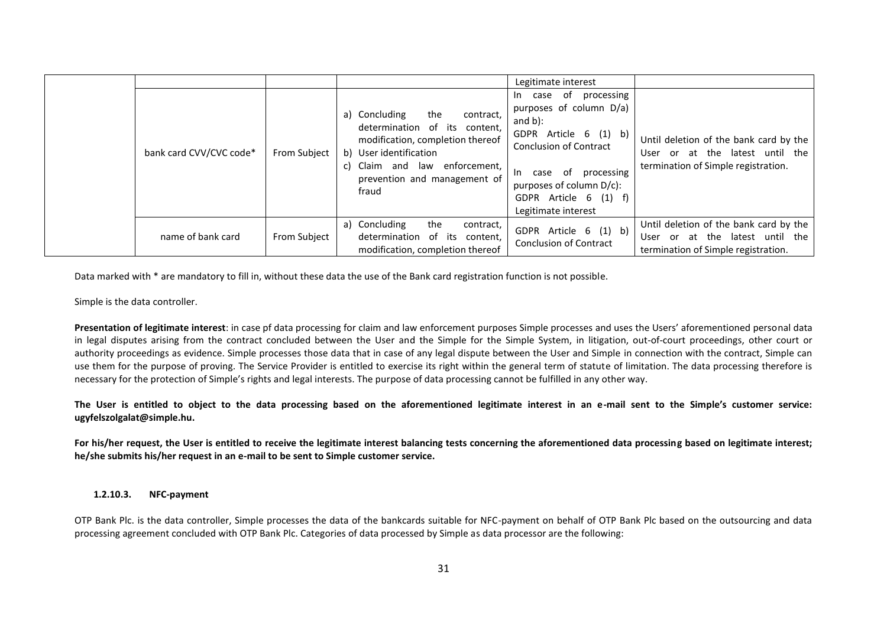| | | | | Legitimate interest | |
|---|---|---|---|---|---|
| | bank card CVV/CVC code* | From Subject | a) Concluding the contract, determination of its content, modification, completion thereof<br>b) User identification<br>c) Claim and law enforcement, prevention and management of fraud | In case of processing purposes of column D/a) and b):<br>GDPR Article 6 (1) b) Conclusion of Contract<br><br>In case of processing purposes of column D/c):<br>GDPR Article 6 (1) f) Legitimate interest | Until deletion of the bank card by the User or at the latest until the termination of Simple registration. |
| | name of bank card | From Subject | a) Concluding the contract, determination of its content, modification, completion thereof | GDPR Article 6 (1) b) Conclusion of Contract | Until deletion of the bank card by the User or at the latest until the termination of Simple registration. |

Data marked with * are mandatory to fill in, without these data the use of the Bank card registration function is not possible.

Simple is the data controller.

**Presentation of legitimate interest**: in case pf data processing for claim and law enforcement purposes Simple processes and uses the Users' aforementioned personal data in legal disputes arising from the contract concluded between the User and the Simple for the Simple System, in litigation, out-of-court proceedings, other court or authority proceedings as evidence. Simple processes those data that in case of any legal dispute between the User and Simple in connection with the contract, Simple can use them for the purpose of proving. The Service Provider is entitled to exercise its right within the general term of statute of limitation. The data processing therefore is necessary for the protection of Simple's rights and legal interests. The purpose of data processing cannot be fulfilled in any other way.

**The User is entitled to object to the data processing based on the aforementioned legitimate interest in an e-mail sent to the Simple's customer service: ugyfelszolgalat@simple.hu.**

**For his/her request, the User is entitled to receive the legitimate interest balancing tests concerning the aforementioned data processing based on legitimate interest; he/she submits his/her request in an e-mail to be sent to Simple customer service.**

#### 1.2.10.3. NFC-payment

OTP Bank Plc. is the data controller, Simple processes the data of the bankcards suitable for NFC-payment on behalf of OTP Bank Plc based on the outsourcing and data processing agreement concluded with OTP Bank Plc. Categories of data processed by Simple as data processor are the following: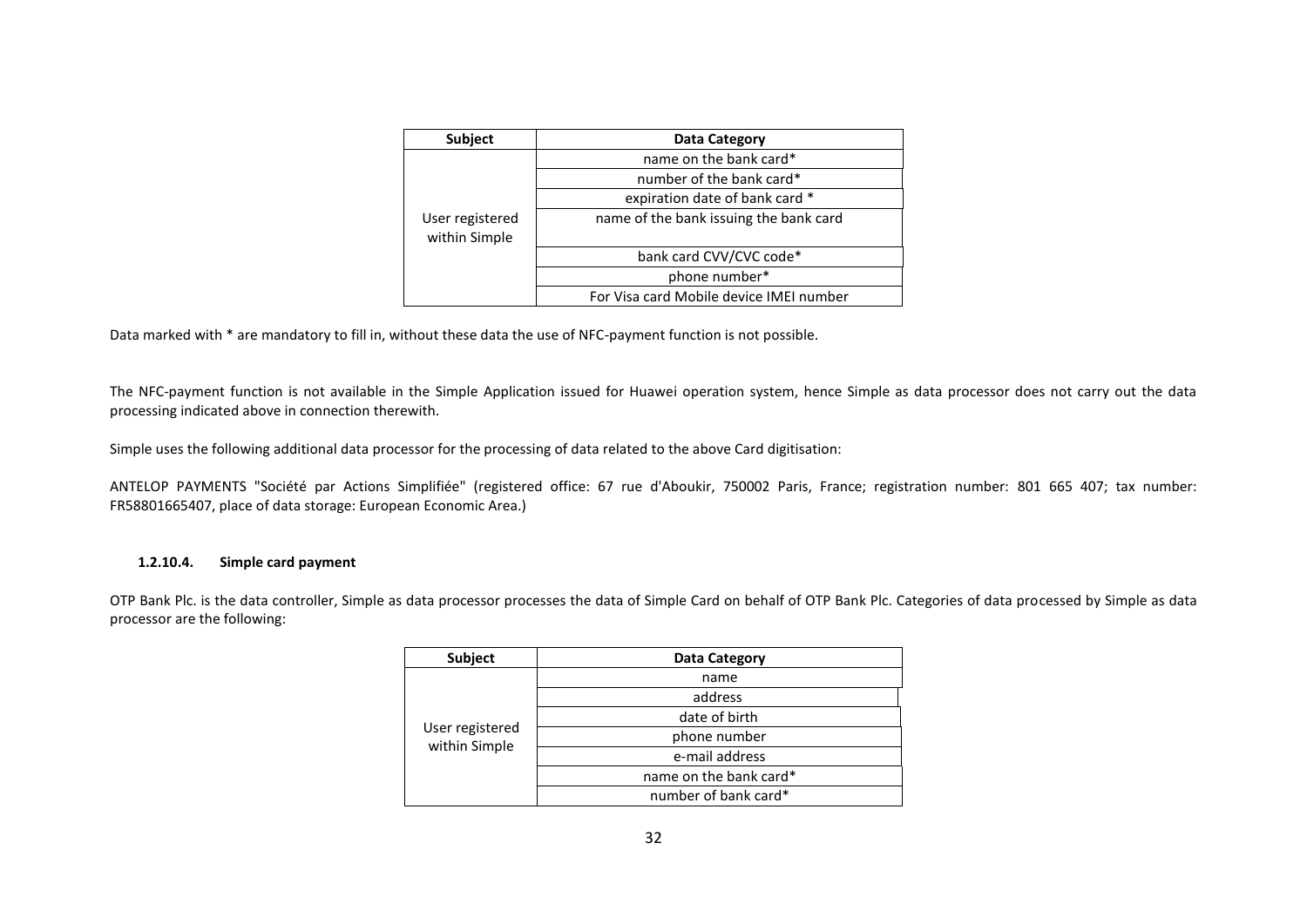| Subject | Data Category |
|---|---|
| User registered within Simple | name on the bank card* |
| | number of the bank card* |
| | expiration date of bank card * |
| | name of the bank issuing the bank card |
| | bank card CVV/CVC code* |
| | phone number* |
| | For Visa card Mobile device IMEI number |

Data marked with * are mandatory to fill in, without these data the use of NFC-payment function is not possible.

The NFC-payment function is not available in the Simple Application issued for Huawei operation system, hence Simple as data processor does not carry out the data processing indicated above in connection therewith.

Simple uses the following additional data processor for the processing of data related to the above Card digitisation:

ANTELOP PAYMENTS "Société par Actions Simplifiée" (registered office: 67 rue d'Aboukir, 750002 Paris, France; registration number: 801 665 407; tax number: FR58801665407, place of data storage: European Economic Area.)

#### 1.2.10.4. Simple card payment

OTP Bank Plc. is the data controller, Simple as data processor processes the data of Simple Card on behalf of OTP Bank Plc. Categories of data processed by Simple as data processor are the following:

| Subject | Data Category |
|---|---|
| User registered within Simple | name |
| | address |
| | date of birth |
| | phone number |
| | e-mail address |
| | name on the bank card* |
| | number of bank card* |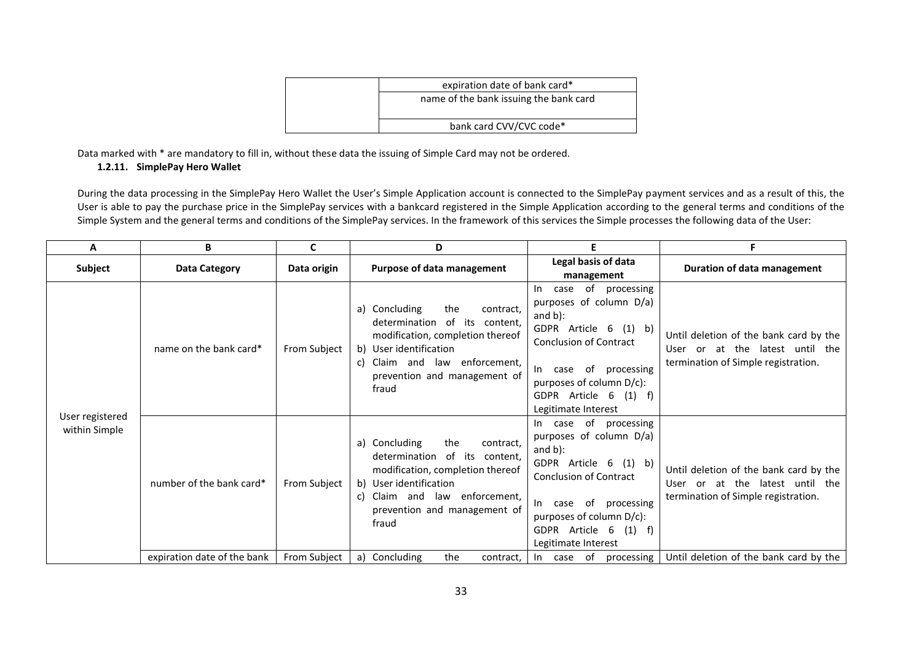| | |
|---|---|
| | expiration date of bank card* |
| | name of the bank issuing the bank card |
| | bank card CVV/CVC code* |

Data marked with * are mandatory to fill in, without these data the issuing of Simple Card may not be ordered.

**1.2.11. SimplePay Hero Wallet**

During the data processing in the SimplePay Hero Wallet the User's Simple Application account is connected to the SimplePay payment services and as a result of this, the User is able to pay the purchase price in the SimplePay services with a bankcard registered in the Simple Application according to the general terms and conditions of the Simple System and the general terms and conditions of the SimplePay services. In the framework of this services the Simple processes the following data of the User:

| A | B | C | D | E | F |
|---|---|---|---|---|---|
| **Subject** | **Data Category** | **Data origin** | **Purpose of data management** | **Legal basis of data management** | **Duration of data management** |
| User registered within Simple | name on the bank card* | From Subject | a) Concluding the contract, determination of its content, modification, completion thereof<br>b) User identification<br>c) Claim and law enforcement, prevention and management of fraud | In case of processing purposes of column D/a) and b):<br>GDPR Article 6 (1) b) Conclusion of Contract<br><br>In case of processing purposes of column D/c):<br>GDPR Article 6 (1) f) Legitimate Interest | Until deletion of the bank card by the User or at the latest until the termination of Simple registration. |
| | number of the bank card* | From Subject | a) Concluding the contract, determination of its content, modification, completion thereof<br>b) User identification<br>c) Claim and law enforcement, prevention and management of fraud | In case of processing purposes of column D/a) and b):<br>GDPR Article 6 (1) b) Conclusion of Contract<br><br>In case of processing purposes of column D/c):<br>GDPR Article 6 (1) f) Legitimate Interest | Until deletion of the bank card by the User or at the latest until the termination of Simple registration. |
| | expiration date of the bank | From Subject | a) Concluding the contract, | In case of processing | Until deletion of the bank card by the |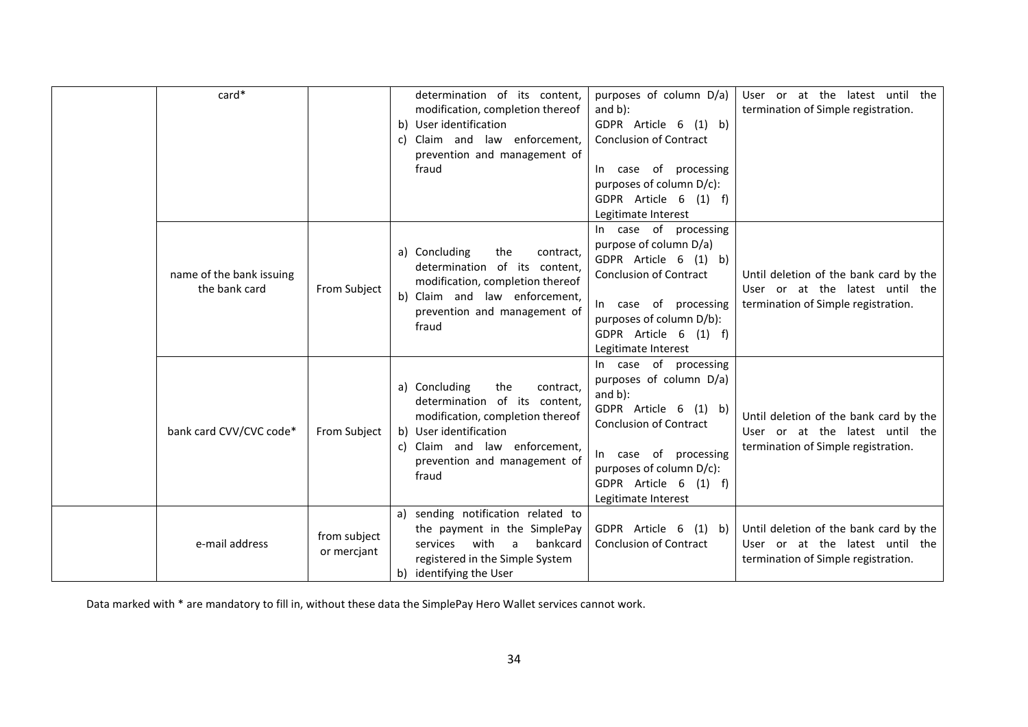| | | | | | |
|---|---|---|---|---|---|
| | card* | | b) User identification<br>c) Claim and law enforcement, prevention and management of fraud<br>determination of its content, modification, completion thereof | purposes of column D/a) and b):<br>GDPR Article 6 (1) b) Conclusion of Contract<br><br>In case of processing purposes of column D/c):<br>GDPR Article 6 (1) f) Legitimate Interest | User or at the latest until the termination of Simple registration. |
| | name of the bank issuing the bank card | From Subject | a) Concluding the contract, determination of its content, modification, completion thereof<br>b) Claim and law enforcement, prevention and management of fraud | In case of processing purpose of column D/a)<br>GDPR Article 6 (1) b) Conclusion of Contract<br><br>In case of processing purposes of column D/b):<br>GDPR Article 6 (1) f) Legitimate Interest | Until deletion of the bank card by the User or at the latest until the termination of Simple registration. |
| | bank card CVV/CVC code* | From Subject | a) Concluding the contract, determination of its content, modification, completion thereof<br>b) User identification<br>c) Claim and law enforcement, prevention and management of fraud | In case of processing purposes of column D/a) and b):<br>GDPR Article 6 (1) b) Conclusion of Contract<br><br>In case of processing purposes of column D/c):<br>GDPR Article 6 (1) f) Legitimate Interest | Until deletion of the bank card by the User or at the latest until the termination of Simple registration. |
| | e-mail address | from subject or mercjant | a) sending notification related to the payment in the SimplePay services with a bankcard registered in the Simple System<br>b) identifying the User | GDPR Article 6 (1) b) Conclusion of Contract | Until deletion of the bank card by the User or at the latest until the termination of Simple registration. |

Data marked with * are mandatory to fill in, without these data the SimplePay Hero Wallet services cannot work.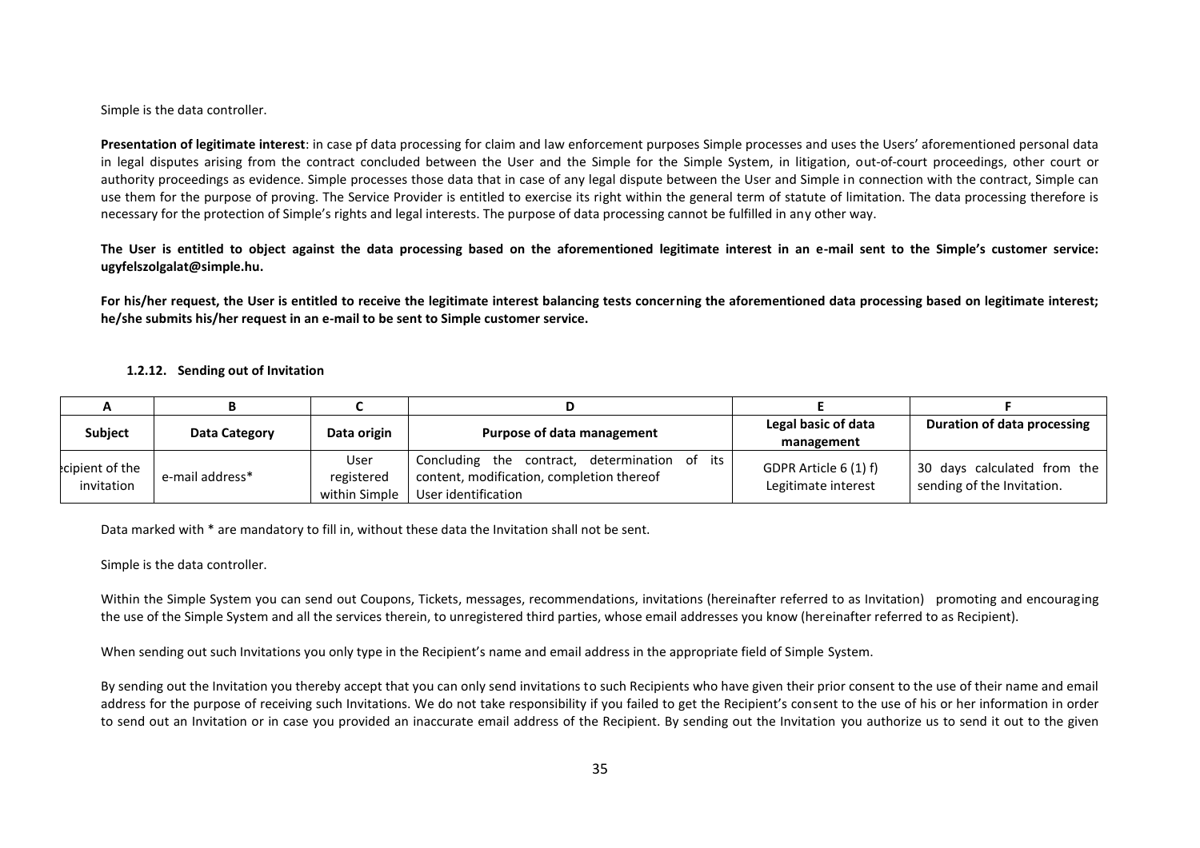Simple is the data controller.

**Presentation of legitimate interest**: in case pf data processing for claim and law enforcement purposes Simple processes and uses the Users' aforementioned personal data in legal disputes arising from the contract concluded between the User and the Simple for the Simple System, in litigation, out-of-court proceedings, other court or authority proceedings as evidence. Simple processes those data that in case of any legal dispute between the User and Simple in connection with the contract, Simple can use them for the purpose of proving. The Service Provider is entitled to exercise its right within the general term of statute of limitation. The data processing therefore is necessary for the protection of Simple's rights and legal interests. The purpose of data processing cannot be fulfilled in any other way.

**The User is entitled to object against the data processing based on the aforementioned legitimate interest in an e-mail sent to the Simple's customer service: ugyfelszolgalat@simple.hu.**

**For his/her request, the User is entitled to receive the legitimate interest balancing tests concerning the aforementioned data processing based on legitimate interest; he/she submits his/her request in an e-mail to be sent to Simple customer service.**

#### 1.2.12. Sending out of Invitation

| A | B | C | D | E | F |
|---|---|---|---|---|---|
| **Subject** | **Data Category** | **Data origin** | **Purpose of data management** | **Legal basic of data management** | **Duration of data processing** |
| Recipient of the invitation | e-mail address* | User registered within Simple | Concluding the contract, determination of its content, modification, completion thereof User identification | GDPR Article 6 (1) f) Legitimate interest | 30 days calculated from the sending of the Invitation. |

Data marked with * are mandatory to fill in, without these data the Invitation shall not be sent.

Simple is the data controller.

Within the Simple System you can send out Coupons, Tickets, messages, recommendations, invitations (hereinafter referred to as Invitation) promoting and encouraging the use of the Simple System and all the services therein, to unregistered third parties, whose email addresses you know (hereinafter referred to as Recipient).

When sending out such Invitations you only type in the Recipient's name and email address in the appropriate field of Simple System.

By sending out the Invitation you thereby accept that you can only send invitations to such Recipients who have given their prior consent to the use of their name and email address for the purpose of receiving such Invitations. We do not take responsibility if you failed to get the Recipient's consent to the use of his or her information in order to send out an Invitation or in case you provided an inaccurate email address of the Recipient. By sending out the Invitation you authorize us to send it out to the given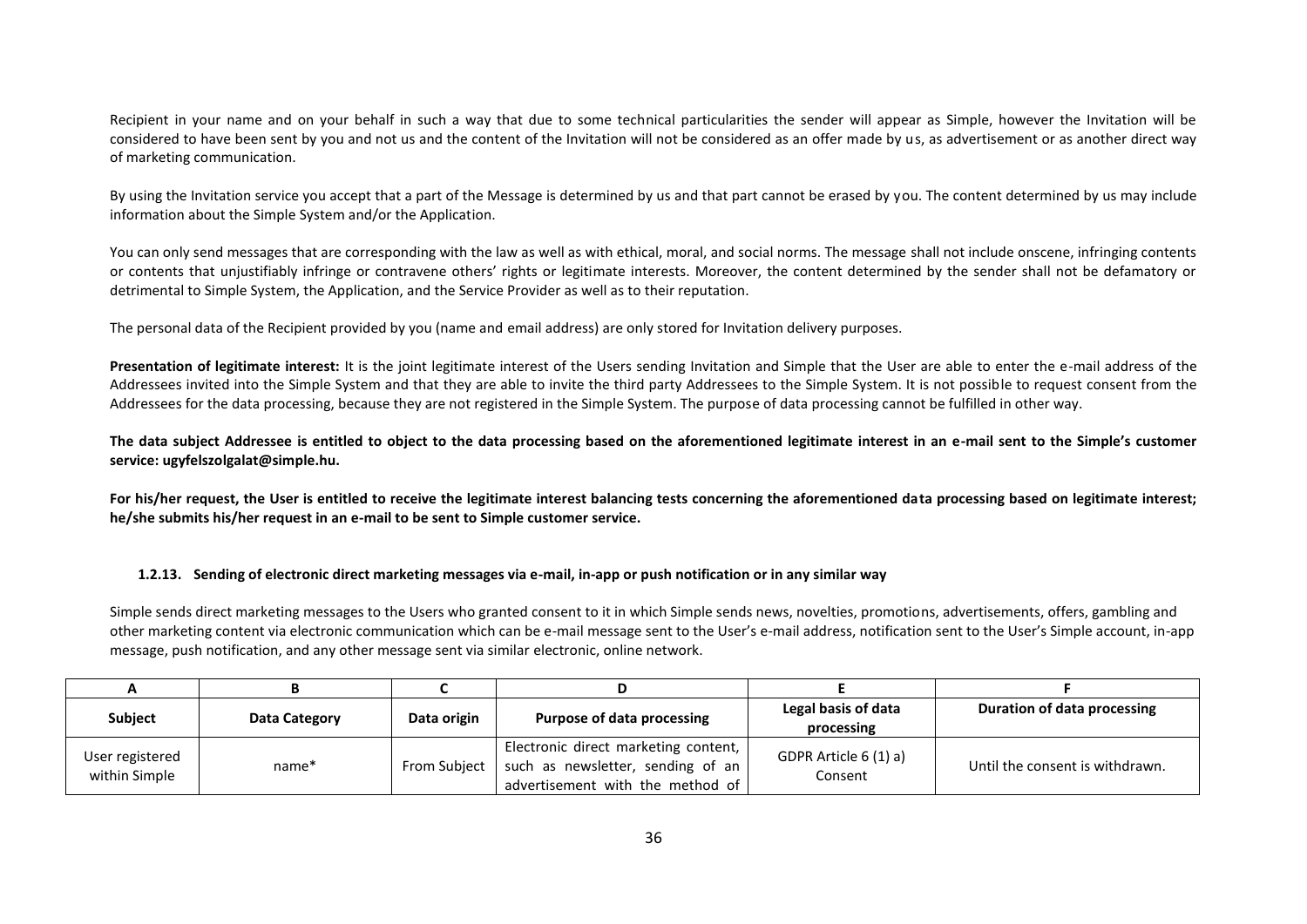Recipient in your name and on your behalf in such a way that due to some technical particularities the sender will appear as Simple, however the Invitation will be considered to have been sent by you and not us and the content of the Invitation will not be considered as an offer made by us, as advertisement or as another direct way of marketing communication.

By using the Invitation service you accept that a part of the Message is determined by us and that part cannot be erased by you. The content determined by us may include information about the Simple System and/or the Application.

You can only send messages that are corresponding with the law as well as with ethical, moral, and social norms. The message shall not include onscene, infringing contents or contents that unjustifiably infringe or contravene others' rights or legitimate interests. Moreover, the content determined by the sender shall not be defamatory or detrimental to Simple System, the Application, and the Service Provider as well as to their reputation.

The personal data of the Recipient provided by you (name and email address) are only stored for Invitation delivery purposes.

**Presentation of legitimate interest:** It is the joint legitimate interest of the Users sending Invitation and Simple that the User are able to enter the e-mail address of the Addressees invited into the Simple System and that they are able to invite the third party Addressees to the Simple System. It is not possible to request consent from the Addressees for the data processing, because they are not registered in the Simple System. The purpose of data processing cannot be fulfilled in other way.

**The data subject Addressee is entitled to object to the data processing based on the aforementioned legitimate interest in an e-mail sent to the Simple's customer service: ugyfelszolgalat@simple.hu.**

**For his/her request, the User is entitled to receive the legitimate interest balancing tests concerning the aforementioned data processing based on legitimate interest; he/she submits his/her request in an e-mail to be sent to Simple customer service.**

#### 1.2.13. Sending of electronic direct marketing messages via e-mail, in-app or push notification or in any similar way

Simple sends direct marketing messages to the Users who granted consent to it in which Simple sends news, novelties, promotions, advertisements, offers, gambling and other marketing content via electronic communication which can be e-mail message sent to the User's e-mail address, notification sent to the User's Simple account, in-app message, push notification, and any other message sent via similar electronic, online network.

| A | B | C | D | E | F |
|---|---|---|---|---|---|
| **Subject** | **Data Category** | **Data origin** | **Purpose of data processing** | **Legal basis of data processing** | **Duration of data processing** |
| User registered within Simple | name* | From Subject | Electronic direct marketing content, such as newsletter, sending of an advertisement with the method of | GDPR Article 6 (1) a) Consent | Until the consent is withdrawn. |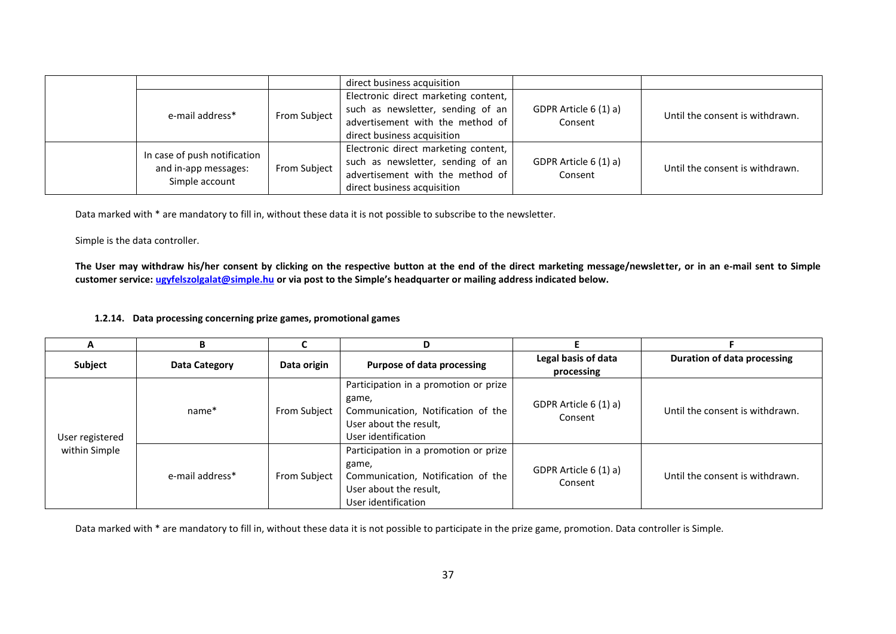| | | | | | |
|---|---|---|---|---|---|
| | | | direct business acquisition | | |
| | e-mail address* | From Subject | Electronic direct marketing content, such as newsletter, sending of an advertisement with the method of direct business acquisition | GDPR Article 6 (1) a) Consent | Until the consent is withdrawn. |
| | In case of push notification and in-app messages: Simple account | From Subject | Electronic direct marketing content, such as newsletter, sending of an advertisement with the method of direct business acquisition | GDPR Article 6 (1) a) Consent | Until the consent is withdrawn. |

Data marked with * are mandatory to fill in, without these data it is not possible to subscribe to the newsletter.

Simple is the data controller.

**The User may withdraw his/her consent by clicking on the respective button at the end of the direct marketing message/newsletter, or in an e-mail sent to Simple customer service: ugyfelszolgalat@simple.hu or via post to the Simple's headquarter or mailing address indicated below.**

#### 1.2.14. Data processing concerning prize games, promotional games

| A | B | C | D | E | F |
|---|---|---|---|---|---|
| **Subject** | **Data Category** | **Data origin** | **Purpose of data processing** | **Legal basis of data processing** | **Duration of data processing** |
| User registered within Simple | name* | From Subject | Participation in a promotion or prize game, Communication, Notification of the User about the result, User identification | GDPR Article 6 (1) a) Consent | Until the consent is withdrawn. |
| | e-mail address* | From Subject | Participation in a promotion or prize game, Communication, Notification of the User about the result, User identification | GDPR Article 6 (1) a) Consent | Until the consent is withdrawn. |

Data marked with * are mandatory to fill in, without these data it is not possible to participate in the prize game, promotion. Data controller is Simple.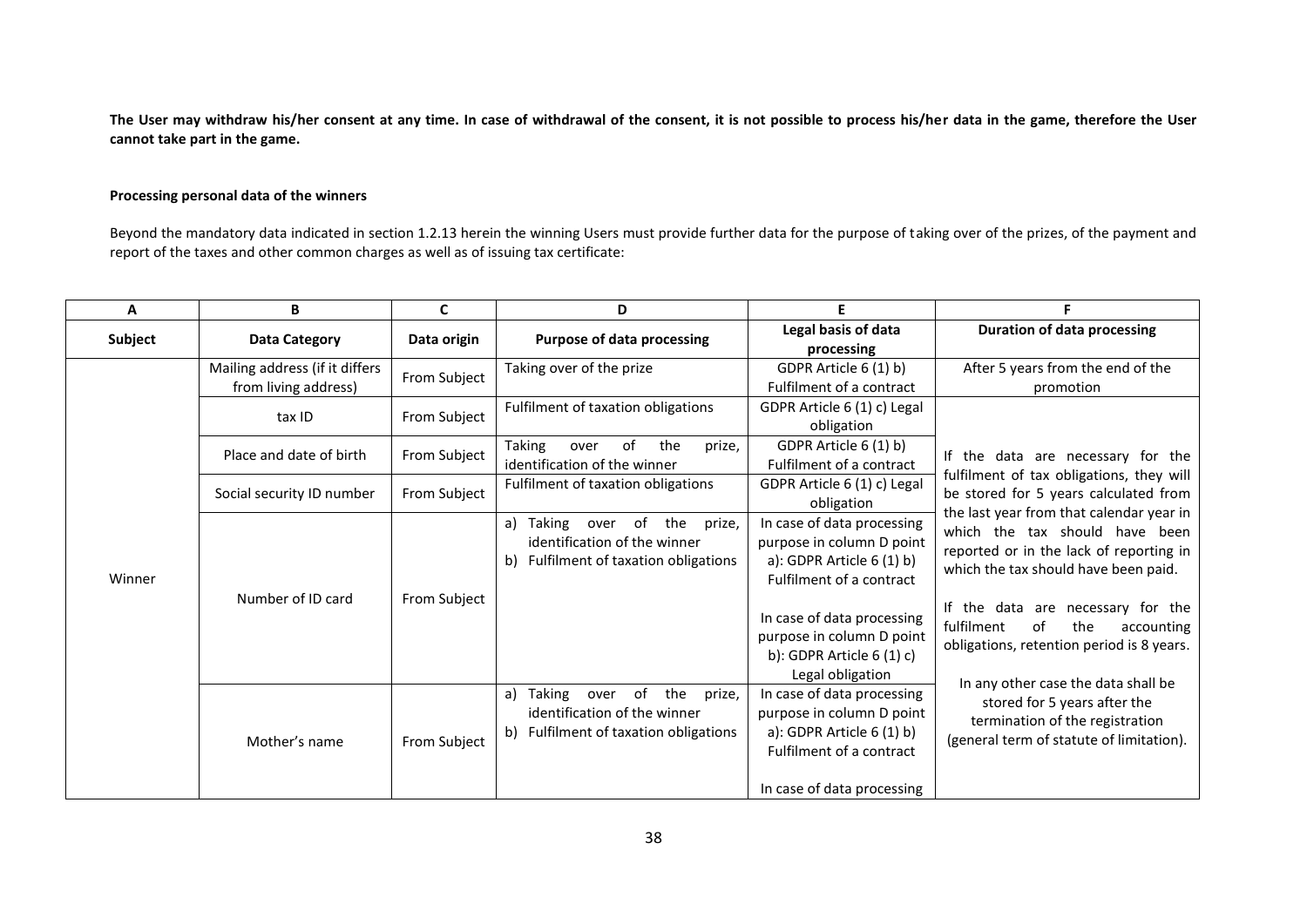**The User may withdraw his/her consent at any time. In case of withdrawal of the consent, it is not possible to process his/her data in the game, therefore the User cannot take part in the game.**

**Processing personal data of the winners**

Beyond the mandatory data indicated in section 1.2.13 herein the winning Users must provide further data for the purpose of taking over of the prizes, of the payment and report of the taxes and other common charges as well as of issuing tax certificate:

| A | B | C | D | E | F |
|---|---|---|---|---|---|
| **Subject** | **Data Category** | **Data origin** | **Purpose of data processing** | **Legal basis of data processing** | **Duration of data processing** |
| Winner | Mailing address (if it differs from living address) | From Subject | Taking over of the prize | GDPR Article 6 (1) b) Fulfilment of a contract | After 5 years from the end of the promotion |
| | tax ID | From Subject | Fulfilment of taxation obligations | GDPR Article 6 (1) c) Legal obligation | If the data are necessary for the fulfilment of tax obligations, they will be stored for 5 years calculated from the last year from that calendar year in which the tax should have been reported or in the lack of reporting in which the tax should have been paid.<br><br>If the data are necessary for the fulfilment of the accounting obligations, retention period is 8 years.<br><br>In any other case the data shall be stored for 5 years after the termination of the registration (general term of statute of limitation). |
| | Place and date of birth | From Subject | Taking over of the prize, identification of the winner | GDPR Article 6 (1) b) Fulfilment of a contract | |
| | Social security ID number | From Subject | Fulfilment of taxation obligations | GDPR Article 6 (1) c) Legal obligation | |
| | Number of ID card | From Subject | a) Taking over of the prize, identification of the winner<br>b) Fulfilment of taxation obligations | In case of data processing purpose in column D point a): GDPR Article 6 (1) b) Fulfilment of a contract<br><br>In case of data processing purpose in column D point b): GDPR Article 6 (1) c) Legal obligation | |
| | Mother's name | From Subject | a) Taking over of the prize, identification of the winner<br>b) Fulfilment of taxation obligations | In case of data processing purpose in column D point a): GDPR Article 6 (1) b) Fulfilment of a contract<br><br>In case of data processing | |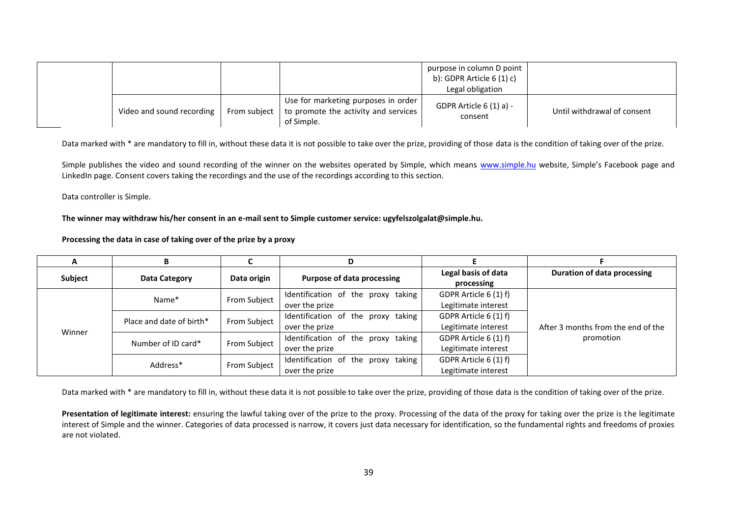| | | | | | |
|---|---|---|---|---|---|
| | | | | purpose in column D point b): GDPR Article 6 (1) c) Legal obligation | |
| | Video and sound recording | From subject | Use for marketing purposes in order to promote the activity and services of Simple. | GDPR Article 6 (1) a) - consent | Until withdrawal of consent |

Data marked with * are mandatory to fill in, without these data it is not possible to take over the prize, providing of those data is the condition of taking over of the prize.

Simple publishes the video and sound recording of the winner on the websites operated by Simple, which means www.simple.hu website, Simple's Facebook page and LinkedIn page. Consent covers taking the recordings and the use of the recordings according to this section.

Data controller is Simple.

**The winner may withdraw his/her consent in an e-mail sent to Simple customer service: ugyfelszolgalat@simple.hu.**

**Processing the data in case of taking over of the prize by a proxy**

| A | B | C | D | E | F |
|---|---|---|---|---|---|
| **Subject** | **Data Category** | **Data origin** | **Purpose of data processing** | **Legal basis of data processing** | **Duration of data processing** |
| Winner | Name* | From Subject | Identification of the proxy taking over the prize | GDPR Article 6 (1) f) Legitimate interest | After 3 months from the end of the promotion |
| | Place and date of birth* | From Subject | Identification of the proxy taking over the prize | GDPR Article 6 (1) f) Legitimate interest | |
| | Number of ID card* | From Subject | Identification of the proxy taking over the prize | GDPR Article 6 (1) f) Legitimate interest | |
| | Address* | From Subject | Identification of the proxy taking over the prize | GDPR Article 6 (1) f) Legitimate interest | |

Data marked with * are mandatory to fill in, without these data it is not possible to take over the prize, providing of those data is the condition of taking over of the prize.

**Presentation of legitimate interest:** ensuring the lawful taking over of the prize to the proxy. Processing of the data of the proxy for taking over the prize is the legitimate interest of Simple and the winner. Categories of data processed is narrow, it covers just data necessary for identification, so the fundamental rights and freedoms of proxies are not violated.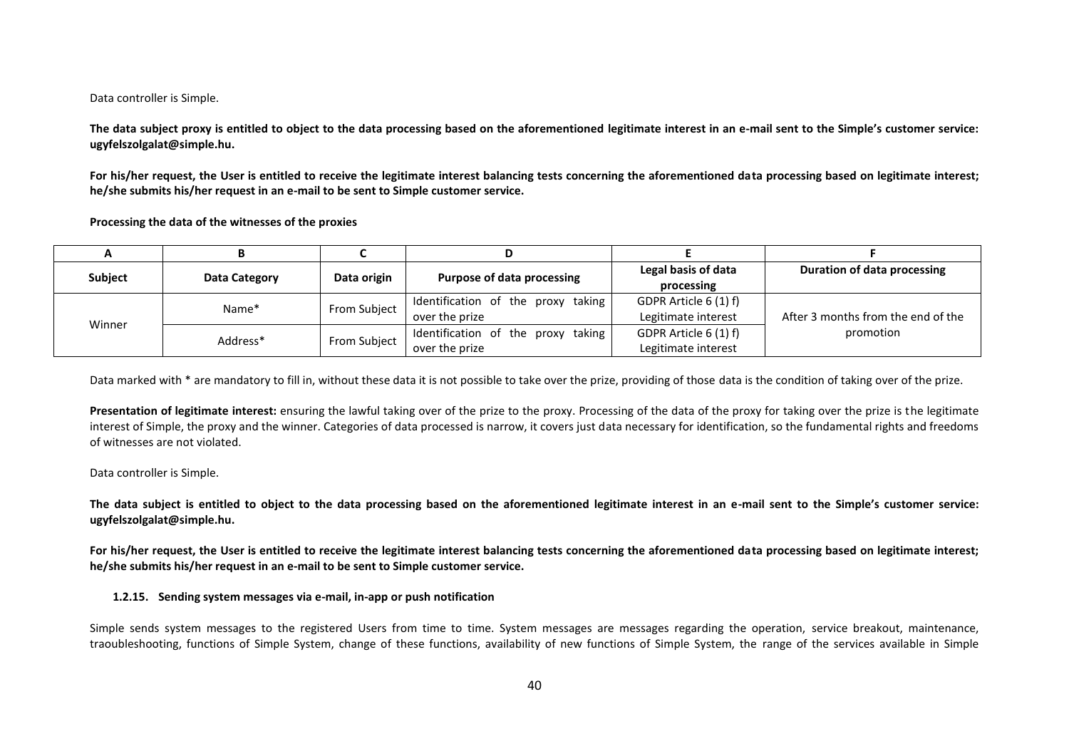Data controller is Simple.

**The data subject proxy is entitled to object to the data processing based on the aforementioned legitimate interest in an e-mail sent to the Simple's customer service: ugyfelszolgalat@simple.hu.**

**For his/her request, the User is entitled to receive the legitimate interest balancing tests concerning the aforementioned data processing based on legitimate interest; he/she submits his/her request in an e-mail to be sent to Simple customer service.**

**Processing the data of the witnesses of the proxies**

| A | B | C | D | E | F |
|---|---|---|---|---|---|
| **Subject** | **Data Category** | **Data origin** | **Purpose of data processing** | **Legal basis of data processing** | **Duration of data processing** |
| Winner | Name* | From Subject | Identification of the proxy taking over the prize | GDPR Article 6 (1) f) Legitimate interest | After 3 months from the end of the promotion |
| | Address* | From Subject | Identification of the proxy taking over the prize | GDPR Article 6 (1) f) Legitimate interest | |

Data marked with * are mandatory to fill in, without these data it is not possible to take over the prize, providing of those data is the condition of taking over of the prize.

**Presentation of legitimate interest:** ensuring the lawful taking over of the prize to the proxy. Processing of the data of the proxy for taking over the prize is the legitimate interest of Simple, the proxy and the winner. Categories of data processed is narrow, it covers just data necessary for identification, so the fundamental rights and freedoms of witnesses are not violated.

Data controller is Simple.

**The data subject is entitled to object to the data processing based on the aforementioned legitimate interest in an e-mail sent to the Simple's customer service: ugyfelszolgalat@simple.hu.**

**For his/her request, the User is entitled to receive the legitimate interest balancing tests concerning the aforementioned data processing based on legitimate interest; he/she submits his/her request in an e-mail to be sent to Simple customer service.**

#### 1.2.15. Sending system messages via e-mail, in-app or push notification

Simple sends system messages to the registered Users from time to time. System messages are messages regarding the operation, service breakout, maintenance, traoubleshooting, functions of Simple System, change of these functions, availability of new functions of Simple System, the range of the services available in Simple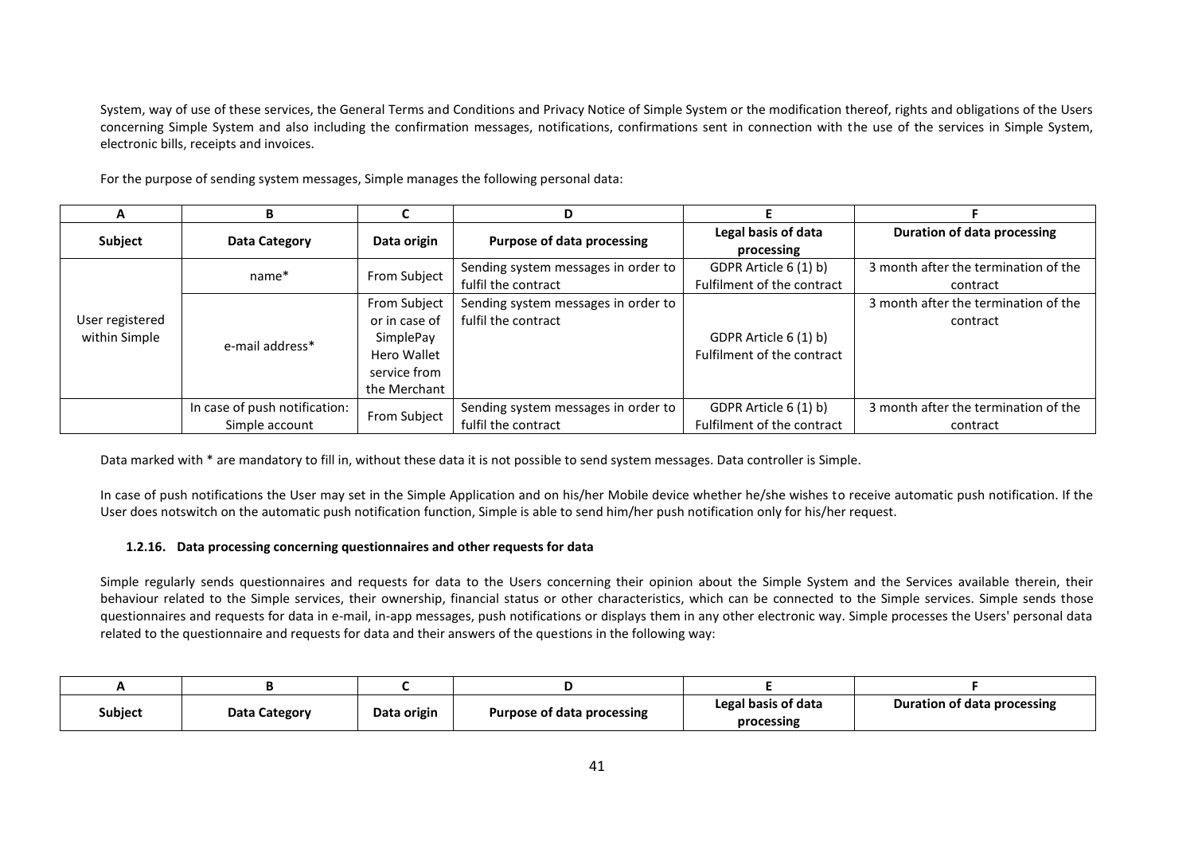System, way of use of these services, the General Terms and Conditions and Privacy Notice of Simple System or the modification thereof, rights and obligations of the Users concerning Simple System and also including the confirmation messages, notifications, confirmations sent in connection with the use of the services in Simple System, electronic bills, receipts and invoices.

For the purpose of sending system messages, Simple manages the following personal data:

| A | B | C | D | E | F |
|---|---|---|---|---|---|
| **Subject** | **Data Category** | **Data origin** | **Purpose of data processing** | **Legal basis of data processing** | **Duration of data processing** |
| User registered within Simple | name* | From Subject | Sending system messages in order to fulfil the contract | GDPR Article 6 (1) b) Fulfilment of the contract | 3 month after the termination of the contract |
| | e-mail address* | From Subject or in case of SimplePay Hero Wallet service from the Merchant | Sending system messages in order to fulfil the contract | GDPR Article 6 (1) b) Fulfilment of the contract | 3 month after the termination of the contract |
| | In case of push notification: Simple account | From Subject | Sending system messages in order to fulfil the contract | GDPR Article 6 (1) b) Fulfilment of the contract | 3 month after the termination of the contract |

Data marked with * are mandatory to fill in, without these data it is not possible to send system messages. Data controller is Simple.

In case of push notifications the User may set in the Simple Application and on his/her Mobile device whether he/she wishes to receive automatic push notification. If the User does notswitch on the automatic push notification function, Simple is able to send him/her push notification only for his/her request.

#### 1.2.16. Data processing concerning questionnaires and other requests for data

Simple regularly sends questionnaires and requests for data to the Users concerning their opinion about the Simple System and the Services available therein, their behaviour related to the Simple services, their ownership, financial status or other characteristics, which can be connected to the Simple services. Simple sends those questionnaires and requests for data in e-mail, in-app messages, push notifications or displays them in any other electronic way. Simple processes the Users' personal data related to the questionnaire and requests for data and their answers of the questions in the following way:

| A | B | C | D | E | F |
|---|---|---|---|---|---|
| **Subject** | **Data Category** | **Data origin** | **Purpose of data processing** | **Legal basis of data processing** | **Duration of data processing** |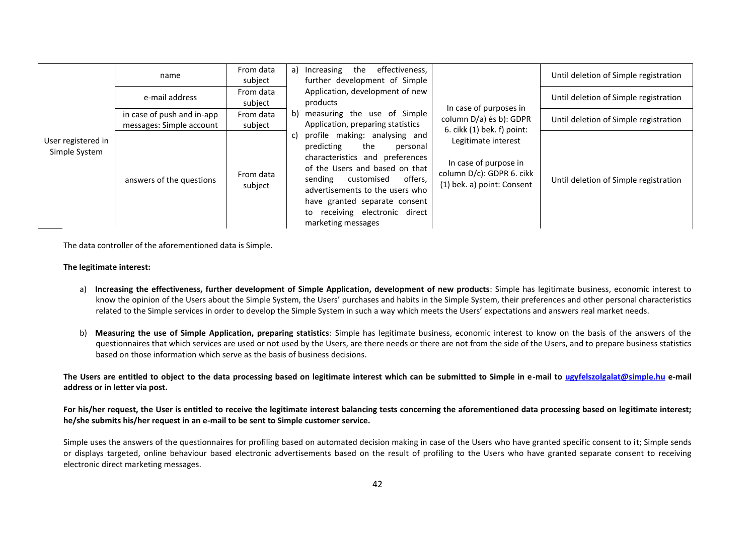| | | | | | |
|---|---|---|---|---|---|
| User registered in Simple System | name | From data subject | a) Increasing the effectiveness, further development of Simple Application, development of new products<br>b) measuring the use of Simple Application, preparing statistics<br>c) profile making: analysing and predicting the personal characteristics and preferences of the Users and based on that sending customised offers, advertisements to the users who have granted separate consent to receiving electronic direct marketing messages | In case of purposes in column D/a) és b): GDPR 6. cikk (1) bek. f) point: Legitimate interest<br><br>In case of purpose in column D/c): GDPR 6. cikk (1) bek. a) point: Consent | Until deletion of Simple registration |
| | e-mail address | From data subject | | | Until deletion of Simple registration |
| | in case of push and in-app messages: Simple account | From data subject | | | Until deletion of Simple registration |
| | answers of the questions | From data subject | | | Until deletion of Simple registration |

The data controller of the aforementioned data is Simple.

**The legitimate interest:**

a) **Increasing the effectiveness, further development of Simple Application, development of new products**: Simple has legitimate business, economic interest to know the opinion of the Users about the Simple System, the Users' purchases and habits in the Simple System, their preferences and other personal characteristics related to the Simple services in order to develop the Simple System in such a way which meets the Users' expectations and answers real market needs.

b) **Measuring the use of Simple Application, preparing statistics**: Simple has legitimate business, economic interest to know on the basis of the answers of the questionnaires that which services are used or not used by the Users, are there needs or there are not from the side of the Users, and to prepare business statistics based on those information which serve as the basis of business decisions.

**The Users are entitled to object to the data processing based on legitimate interest which can be submitted to Simple in e-mail to ugyfelszolgalat@simple.hu e-mail address or in letter via post.**

**For his/her request, the User is entitled to receive the legitimate interest balancing tests concerning the aforementioned data processing based on legitimate interest; he/she submits his/her request in an e-mail to be sent to Simple customer service.**

Simple uses the answers of the questionnaires for profiling based on automated decision making in case of the Users who have granted specific consent to it; Simple sends or displays targeted, online behaviour based electronic advertisements based on the result of profiling to the Users who have granted separate consent to receiving electronic direct marketing messages.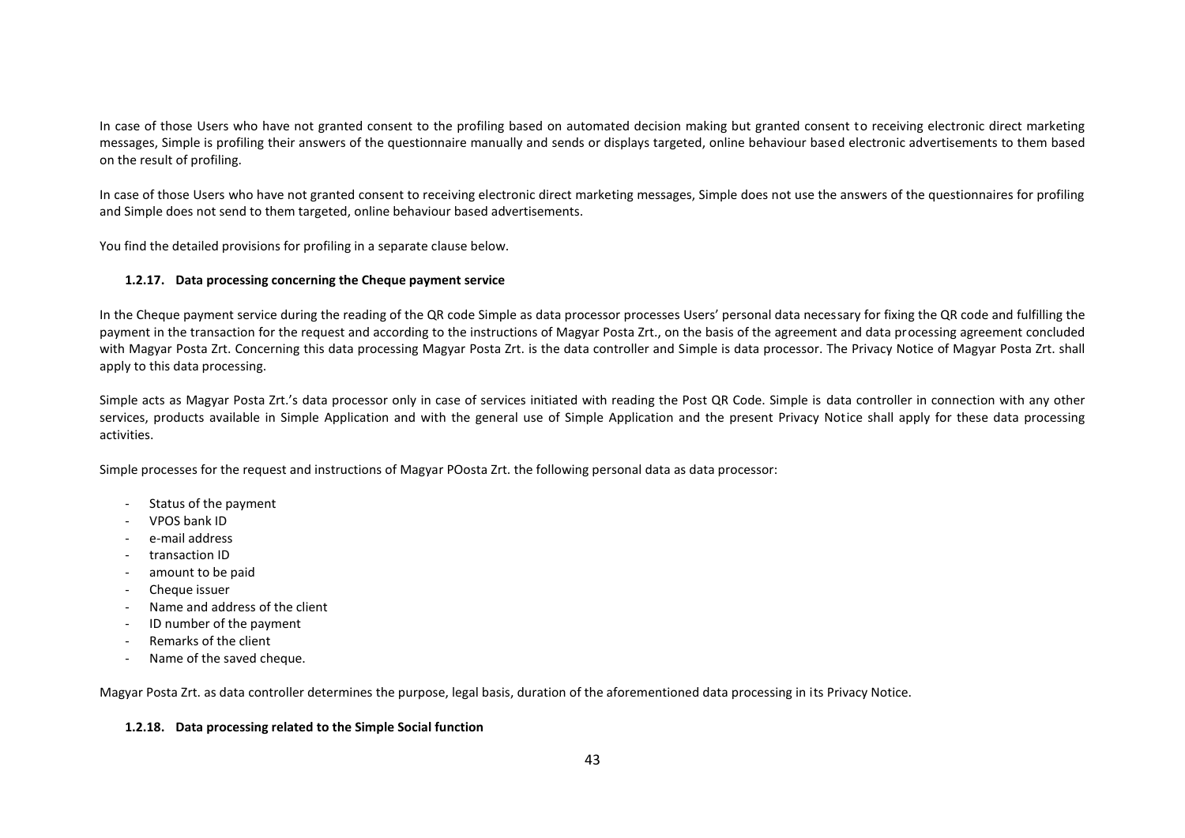In case of those Users who have not granted consent to the profiling based on automated decision making but granted consent to receiving electronic direct marketing messages, Simple is profiling their answers of the questionnaire manually and sends or displays targeted, online behaviour based electronic advertisements to them based on the result of profiling.

In case of those Users who have not granted consent to receiving electronic direct marketing messages, Simple does not use the answers of the questionnaires for profiling and Simple does not send to them targeted, online behaviour based advertisements.

You find the detailed provisions for profiling in a separate clause below.

### 1.2.17. Data processing concerning the Cheque payment service

In the Cheque payment service during the reading of the QR code Simple as data processor processes Users' personal data necessary for fixing the QR code and fulfilling the payment in the transaction for the request and according to the instructions of Magyar Posta Zrt., on the basis of the agreement and data processing agreement concluded with Magyar Posta Zrt. Concerning this data processing Magyar Posta Zrt. is the data controller and Simple is data processor. The Privacy Notice of Magyar Posta Zrt. shall apply to this data processing.

Simple acts as Magyar Posta Zrt.'s data processor only in case of services initiated with reading the Post QR Code. Simple is data controller in connection with any other services, products available in Simple Application and with the general use of Simple Application and the present Privacy Notice shall apply for these data processing activities.

Simple processes for the request and instructions of Magyar POosta Zrt. the following personal data as data processor:

- Status of the payment
- VPOS bank ID
- e-mail address
- transaction ID
- amount to be paid
- Cheque issuer
- Name and address of the client
- ID number of the payment
- Remarks of the client
- Name of the saved cheque.

Magyar Posta Zrt. as data controller determines the purpose, legal basis, duration of the aforementioned data processing in its Privacy Notice.

### 1.2.18. Data processing related to the Simple Social function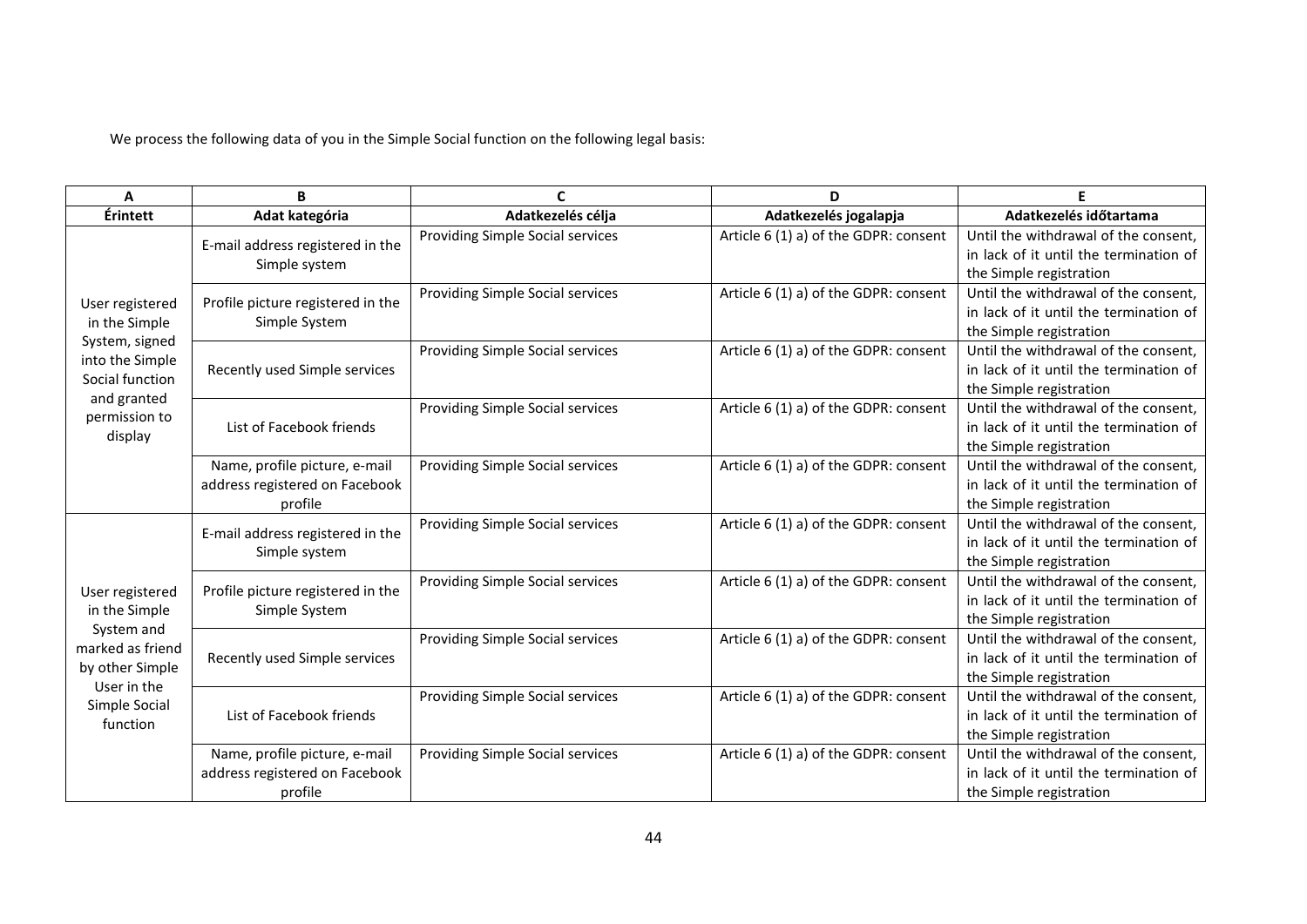We process the following data of you in the Simple Social function on the following legal basis:

| A | B | C | D | E |
|---|---|---|---|---|
| **Érintett** | **Adat kategória** | **Adatkezelés célja** | **Adatkezelés jogalapja** | **Adatkezelés időtartama** |
| User registered in the Simple System, signed into the Simple Social function and granted permission to display | E-mail address registered in the Simple system | Providing Simple Social services | Article 6 (1) a) of the GDPR: consent | Until the withdrawal of the consent, in lack of it until the termination of the Simple registration |
| | Profile picture registered in the Simple System | Providing Simple Social services | Article 6 (1) a) of the GDPR: consent | Until the withdrawal of the consent, in lack of it until the termination of the Simple registration |
| | Recently used Simple services | Providing Simple Social services | Article 6 (1) a) of the GDPR: consent | Until the withdrawal of the consent, in lack of it until the termination of the Simple registration |
| | List of Facebook friends | Providing Simple Social services | Article 6 (1) a) of the GDPR: consent | Until the withdrawal of the consent, in lack of it until the termination of the Simple registration |
| | Name, profile picture, e-mail address registered on Facebook profile | Providing Simple Social services | Article 6 (1) a) of the GDPR: consent | Until the withdrawal of the consent, in lack of it until the termination of the Simple registration |
| User registered in the Simple System and marked as friend by other Simple User in the Simple Social function | E-mail address registered in the Simple system | Providing Simple Social services | Article 6 (1) a) of the GDPR: consent | Until the withdrawal of the consent, in lack of it until the termination of the Simple registration |
| | Profile picture registered in the Simple System | Providing Simple Social services | Article 6 (1) a) of the GDPR: consent | Until the withdrawal of the consent, in lack of it until the termination of the Simple registration |
| | Recently used Simple services | Providing Simple Social services | Article 6 (1) a) of the GDPR: consent | Until the withdrawal of the consent, in lack of it until the termination of the Simple registration |
| | List of Facebook friends | Providing Simple Social services | Article 6 (1) a) of the GDPR: consent | Until the withdrawal of the consent, in lack of it until the termination of the Simple registration |
| | Name, profile picture, e-mail address registered on Facebook profile | Providing Simple Social services | Article 6 (1) a) of the GDPR: consent | Until the withdrawal of the consent, in lack of it until the termination of the Simple registration |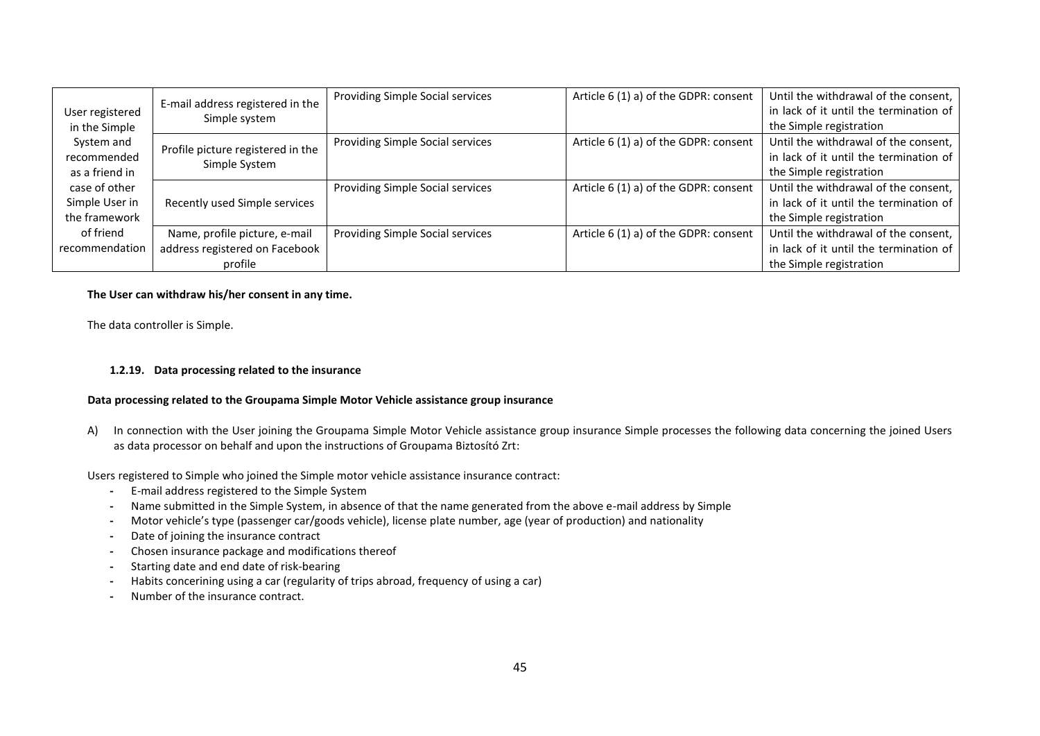| User registered in the Simple System and recommended as a friend in case of other Simple User in the framework of friend recommendation | E-mail address registered in the Simple system | Providing Simple Social services | Article 6 (1) a) of the GDPR: consent | Until the withdrawal of the consent, in lack of it until the termination of the Simple registration |
|---|---|---|---|---|
| | Profile picture registered in the Simple System | Providing Simple Social services | Article 6 (1) a) of the GDPR: consent | Until the withdrawal of the consent, in lack of it until the termination of the Simple registration |
| | Recently used Simple services | Providing Simple Social services | Article 6 (1) a) of the GDPR: consent | Until the withdrawal of the consent, in lack of it until the termination of the Simple registration |
| | Name, profile picture, e-mail address registered on Facebook profile | Providing Simple Social services | Article 6 (1) a) of the GDPR: consent | Until the withdrawal of the consent, in lack of it until the termination of the Simple registration |

**The User can withdraw his/her consent in any time.**

The data controller is Simple.

#### 1.2.19. Data processing related to the insurance

**Data processing related to the Groupama Simple Motor Vehicle assistance group insurance**

A) In connection with the User joining the Groupama Simple Motor Vehicle assistance group insurance Simple processes the following data concerning the joined Users as data processor on behalf and upon the instructions of Groupama Biztosító Zrt:

Users registered to Simple who joined the Simple motor vehicle assistance insurance contract:

- E-mail address registered to the Simple System
- Name submitted in the Simple System, in absence of that the name generated from the above e-mail address by Simple
- Motor vehicle's type (passenger car/goods vehicle), license plate number, age (year of production) and nationality
- Date of joining the insurance contract
- Chosen insurance package and modifications thereof
- Starting date and end date of risk-bearing
- Habits concerining using a car (regularity of trips abroad, frequency of using a car)
- Number of the insurance contract.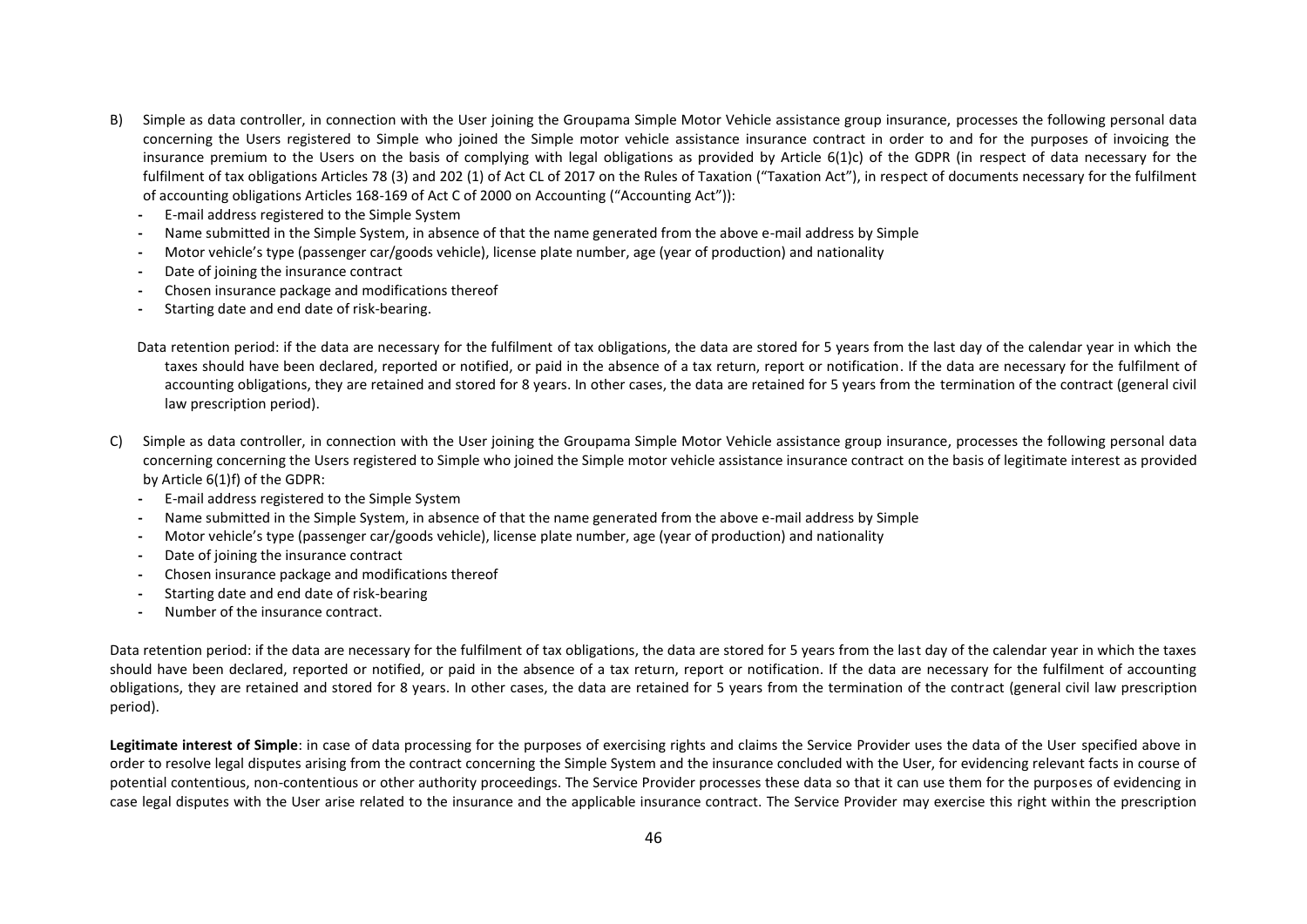B) Simple as data controller, in connection with the User joining the Groupama Simple Motor Vehicle assistance group insurance, processes the following personal data concerning the Users registered to Simple who joined the Simple motor vehicle assistance insurance contract in order to and for the purposes of invoicing the insurance premium to the Users on the basis of complying with legal obligations as provided by Article 6(1)c) of the GDPR (in respect of data necessary for the fulfilment of tax obligations Articles 78 (3) and 202 (1) of Act CL of 2017 on the Rules of Taxation ("Taxation Act"), in respect of documents necessary for the fulfilment of accounting obligations Articles 168-169 of Act C of 2000 on Accounting ("Accounting Act")):

- E-mail address registered to the Simple System
- Name submitted in the Simple System, in absence of that the name generated from the above e-mail address by Simple
- Motor vehicle's type (passenger car/goods vehicle), license plate number, age (year of production) and nationality
- Date of joining the insurance contract
- Chosen insurance package and modifications thereof
- Starting date and end date of risk-bearing.

Data retention period: if the data are necessary for the fulfilment of tax obligations, the data are stored for 5 years from the last day of the calendar year in which the taxes should have been declared, reported or notified, or paid in the absence of a tax return, report or notification. If the data are necessary for the fulfilment of accounting obligations, they are retained and stored for 8 years. In other cases, the data are retained for 5 years from the termination of the contract (general civil law prescription period).

C) Simple as data controller, in connection with the User joining the Groupama Simple Motor Vehicle assistance group insurance, processes the following personal data concerning concerning the Users registered to Simple who joined the Simple motor vehicle assistance insurance contract on the basis of legitimate interest as provided by Article 6(1)f) of the GDPR:

- E-mail address registered to the Simple System
- Name submitted in the Simple System, in absence of that the name generated from the above e-mail address by Simple
- Motor vehicle's type (passenger car/goods vehicle), license plate number, age (year of production) and nationality
- Date of joining the insurance contract
- Chosen insurance package and modifications thereof
- Starting date and end date of risk-bearing
- Number of the insurance contract.

Data retention period: if the data are necessary for the fulfilment of tax obligations, the data are stored for 5 years from the last day of the calendar year in which the taxes should have been declared, reported or notified, or paid in the absence of a tax return, report or notification. If the data are necessary for the fulfilment of accounting obligations, they are retained and stored for 8 years. In other cases, the data are retained for 5 years from the termination of the contract (general civil law prescription period).

**Legitimate interest of Simple**: in case of data processing for the purposes of exercising rights and claims the Service Provider uses the data of the User specified above in order to resolve legal disputes arising from the contract concerning the Simple System and the insurance concluded with the User, for evidencing relevant facts in course of potential contentious, non-contentious or other authority proceedings. The Service Provider processes these data so that it can use them for the purposes of evidencing in case legal disputes with the User arise related to the insurance and the applicable insurance contract. The Service Provider may exercise this right within the prescription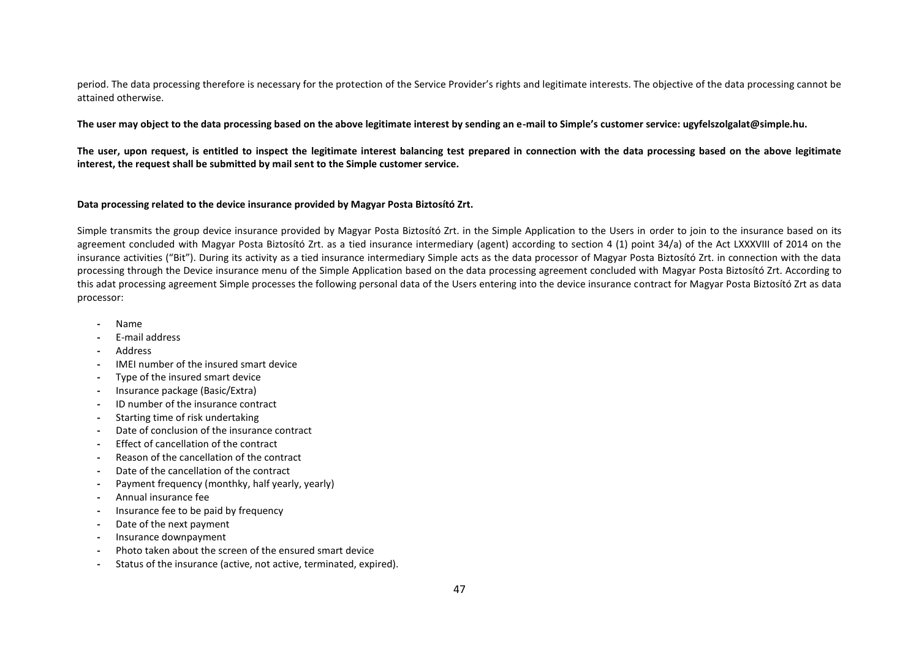period. The data processing therefore is necessary for the protection of the Service Provider's rights and legitimate interests. The objective of the data processing cannot be attained otherwise.

**The user may object to the data processing based on the above legitimate interest by sending an e-mail to Simple's customer service: ugyfelszolgalat@simple.hu.**

**The user, upon request, is entitled to inspect the legitimate interest balancing test prepared in connection with the data processing based on the above legitimate interest, the request shall be submitted by mail sent to the Simple customer service.**

**Data processing related to the device insurance provided by Magyar Posta Biztosító Zrt.**

Simple transmits the group device insurance provided by Magyar Posta Biztosító Zrt. in the Simple Application to the Users in order to join to the insurance based on its agreement concluded with Magyar Posta Biztosító Zrt. as a tied insurance intermediary (agent) according to section 4 (1) point 34/a) of the Act LXXXVIII of 2014 on the insurance activities ("Bit"). During its activity as a tied insurance intermediary Simple acts as the data processor of Magyar Posta Biztosító Zrt. in connection with the data processing through the Device insurance menu of the Simple Application based on the data processing agreement concluded with Magyar Posta Biztosító Zrt. According to this adat processing agreement Simple processes the following personal data of the Users entering into the device insurance contract for Magyar Posta Biztosító Zrt as data processor:

- Name
- E-mail address
- Address
- IMEI number of the insured smart device
- Type of the insured smart device
- Insurance package (Basic/Extra)
- ID number of the insurance contract
- Starting time of risk undertaking
- Date of conclusion of the insurance contract
- Effect of cancellation of the contract
- Reason of the cancellation of the contract
- Date of the cancellation of the contract
- Payment frequency (monthky, half yearly, yearly)
- Annual insurance fee
- Insurance fee to be paid by frequency
- Date of the next payment
- Insurance downpayment
- Photo taken about the screen of the ensured smart device
- Status of the insurance (active, not active, terminated, expired).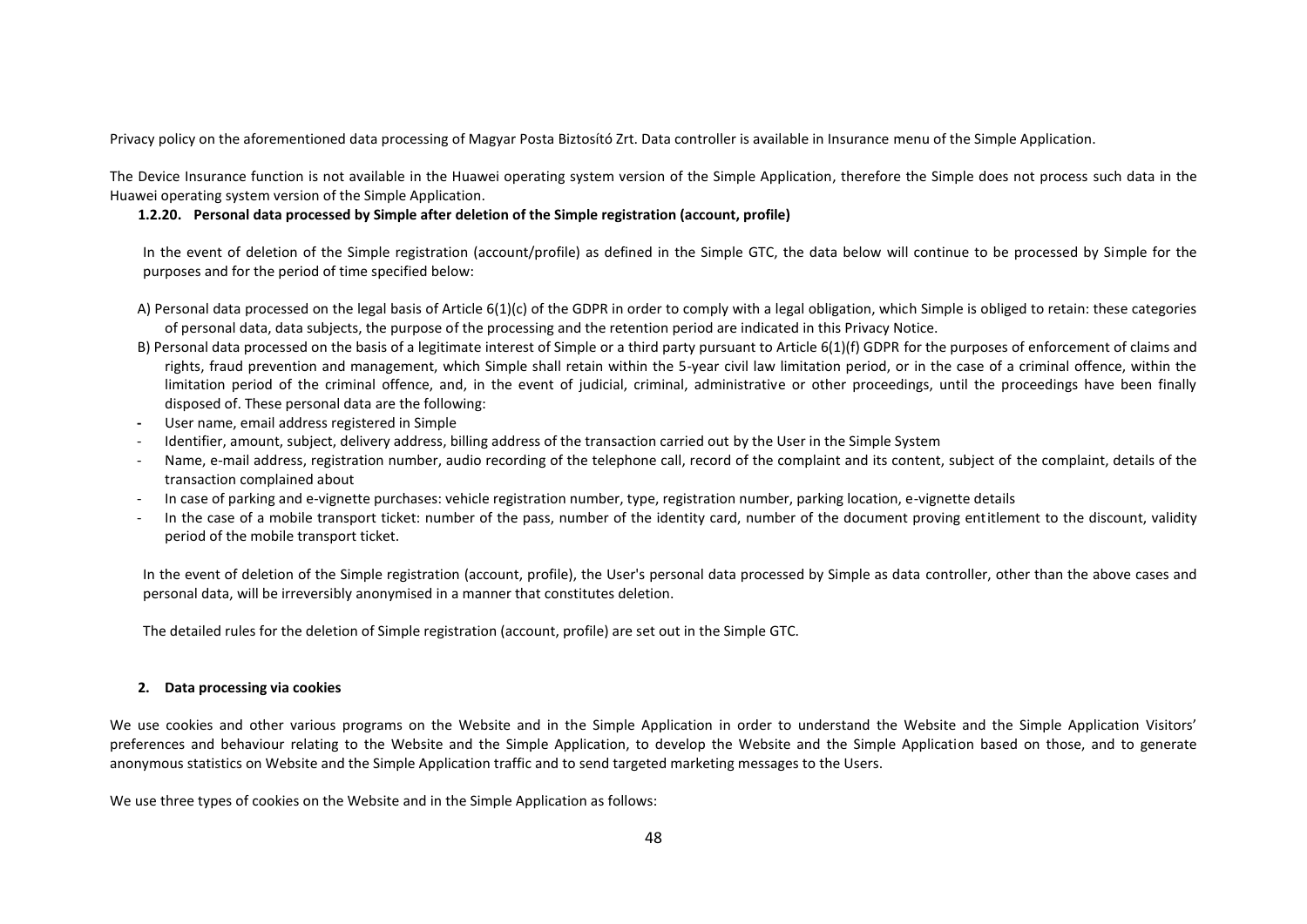Privacy policy on the aforementioned data processing of Magyar Posta Biztosító Zrt. Data controller is available in Insurance menu of the Simple Application.

The Device Insurance function is not available in the Huawei operating system version of the Simple Application, therefore the Simple does not process such data in the Huawei operating system version of the Simple Application.

#### 1.2.20. Personal data processed by Simple after deletion of the Simple registration (account, profile)

In the event of deletion of the Simple registration (account/profile) as defined in the Simple GTC, the data below will continue to be processed by Simple for the purposes and for the period of time specified below:

A) Personal data processed on the legal basis of Article 6(1)(c) of the GDPR in order to comply with a legal obligation, which Simple is obliged to retain: these categories of personal data, data subjects, the purpose of the processing and the retention period are indicated in this Privacy Notice.

B) Personal data processed on the basis of a legitimate interest of Simple or a third party pursuant to Article 6(1)(f) GDPR for the purposes of enforcement of claims and rights, fraud prevention and management, which Simple shall retain within the 5-year civil law limitation period, or in the case of a criminal offence, within the limitation period of the criminal offence, and, in the event of judicial, criminal, administrative or other proceedings, until the proceedings have been finally disposed of. These personal data are the following:

- User name, email address registered in Simple
- Identifier, amount, subject, delivery address, billing address of the transaction carried out by the User in the Simple System
- Name, e-mail address, registration number, audio recording of the telephone call, record of the complaint and its content, subject of the complaint, details of the transaction complained about
- In case of parking and e-vignette purchases: vehicle registration number, type, registration number, parking location, e-vignette details
- In the case of a mobile transport ticket: number of the pass, number of the identity card, number of the document proving entitlement to the discount, validity period of the mobile transport ticket.

In the event of deletion of the Simple registration (account, profile), the User's personal data processed by Simple as data controller, other than the above cases and personal data, will be irreversibly anonymised in a manner that constitutes deletion.

The detailed rules for the deletion of Simple registration (account, profile) are set out in the Simple GTC.

## 2. Data processing via cookies

We use cookies and other various programs on the Website and in the Simple Application in order to understand the Website and the Simple Application Visitors' preferences and behaviour relating to the Website and the Simple Application, to develop the Website and the Simple Application based on those, and to generate anonymous statistics on Website and the Simple Application traffic and to send targeted marketing messages to the Users.

We use three types of cookies on the Website and in the Simple Application as follows: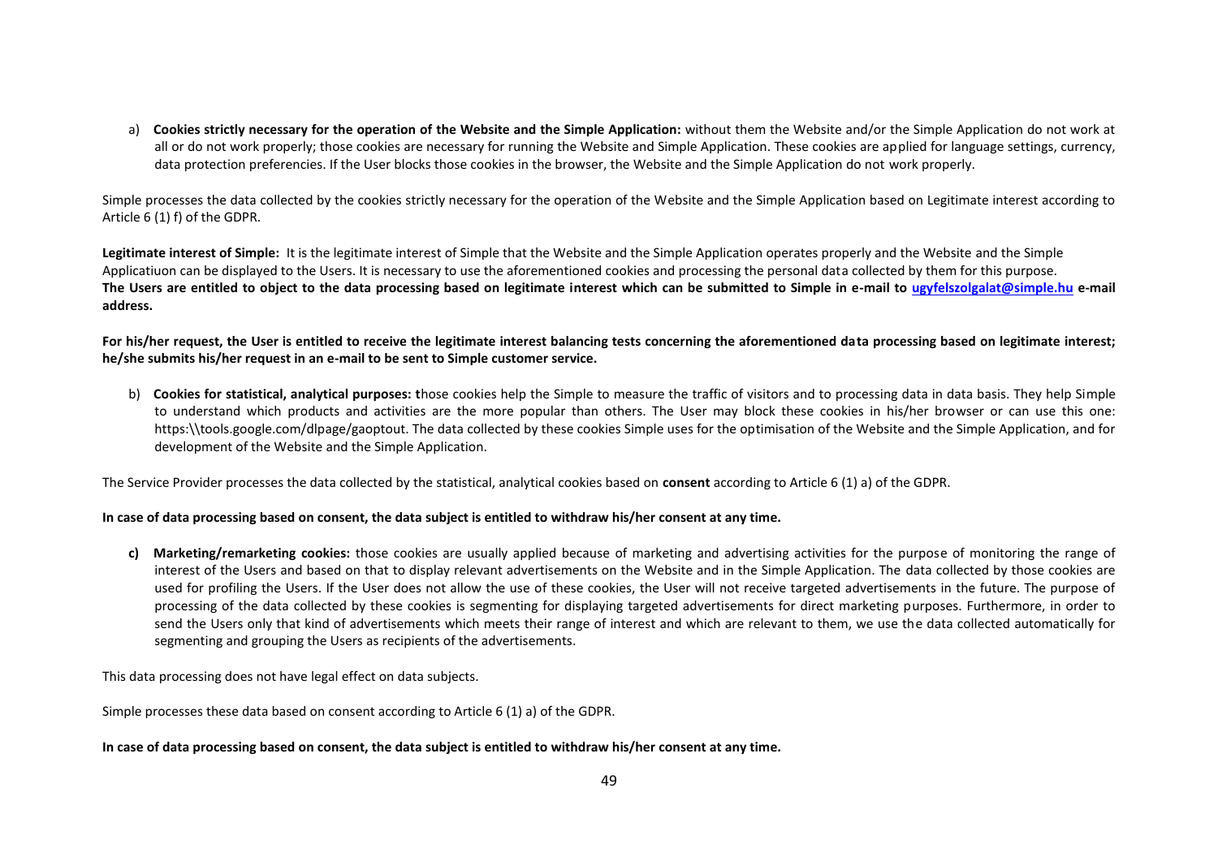a) **Cookies strictly necessary for the operation of the Website and the Simple Application:** without them the Website and/or the Simple Application do not work at all or do not work properly; those cookies are necessary for running the Website and Simple Application. These cookies are applied for language settings, currency, data protection preferencies. If the User blocks those cookies in the browser, the Website and the Simple Application do not work properly.

Simple processes the data collected by the cookies strictly necessary for the operation of the Website and the Simple Application based on Legitimate interest according to Article 6 (1) f) of the GDPR.

**Legitimate interest of Simple:** It is the legitimate interest of Simple that the Website and the Simple Application operates properly and the Website and the Simple Applicatiuon can be displayed to the Users. It is necessary to use the aforementioned cookies and processing the personal data collected by them for this purpose. **The Users are entitled to object to the data processing based on legitimate interest which can be submitted to Simple in e-mail to ugyfelszolgalat@simple.hu e-mail address.**

**For his/her request, the User is entitled to receive the legitimate interest balancing tests concerning the aforementioned data processing based on legitimate interest; he/she submits his/her request in an e-mail to be sent to Simple customer service.**

b) **Cookies for statistical, analytical purposes: t**hose cookies help the Simple to measure the traffic of visitors and to processing data in data basis. They help Simple to understand which products and activities are the more popular than others. The User may block these cookies in his/her browser or can use this one: https:\\tools.google.com/dlpage/gaoptout. The data collected by these cookies Simple uses for the optimisation of the Website and the Simple Application, and for development of the Website and the Simple Application.

The Service Provider processes the data collected by the statistical, analytical cookies based on **consent** according to Article 6 (1) a) of the GDPR.

**In case of data processing based on consent, the data subject is entitled to withdraw his/her consent at any time.**

**c) Marketing/remarketing cookies:** those cookies are usually applied because of marketing and advertising activities for the purpose of monitoring the range of interest of the Users and based on that to display relevant advertisements on the Website and in the Simple Application. The data collected by those cookies are used for profiling the Users. If the User does not allow the use of these cookies, the User will not receive targeted advertisements in the future. The purpose of processing of the data collected by these cookies is segmenting for displaying targeted advertisements for direct marketing purposes. Furthermore, in order to send the Users only that kind of advertisements which meets their range of interest and which are relevant to them, we use the data collected automatically for segmenting and grouping the Users as recipients of the advertisements.

This data processing does not have legal effect on data subjects.

Simple processes these data based on consent according to Article 6 (1) a) of the GDPR.

**In case of data processing based on consent, the data subject is entitled to withdraw his/her consent at any time.**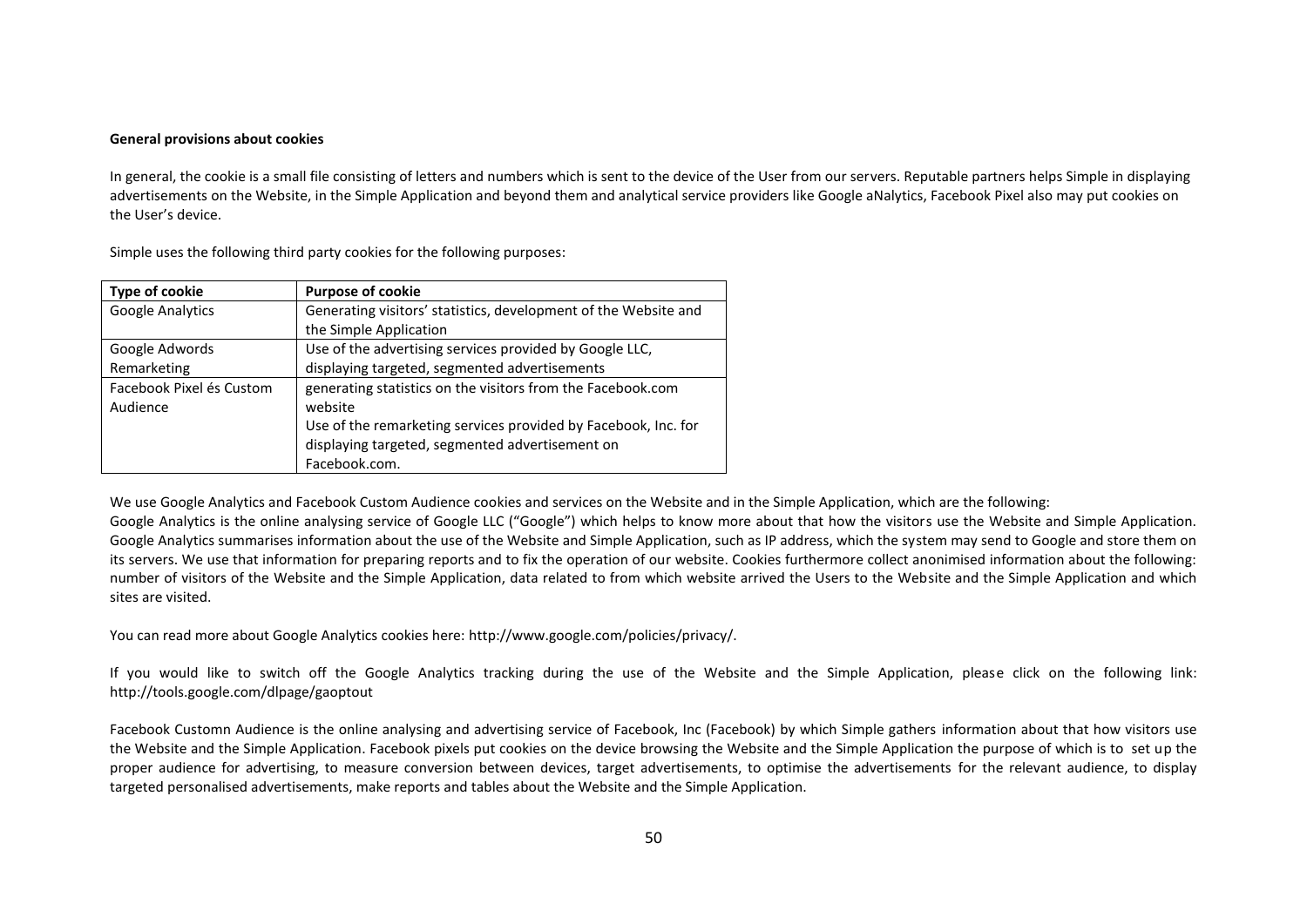**General provisions about cookies**

In general, the cookie is a small file consisting of letters and numbers which is sent to the device of the User from our servers. Reputable partners helps Simple in displaying advertisements on the Website, in the Simple Application and beyond them and analytical service providers like Google aNalytics, Facebook Pixel also may put cookies on the User's device.

Simple uses the following third party cookies for the following purposes:

| Type of cookie | Purpose of cookie |
| --- | --- |
| Google Analytics | Generating visitors' statistics, development of the Website and the Simple Application |
| Google Adwords Remarketing | Use of the advertising services provided by Google LLC, displaying targeted, segmented advertisements |
| Facebook Pixel és Custom Audience | generating statistics on the visitors from the Facebook.com website<br>Use of the remarketing services provided by Facebook, Inc. for displaying targeted, segmented advertisement on Facebook.com. |

We use Google Analytics and Facebook Custom Audience cookies and services on the Website and in the Simple Application, which are the following:
Google Analytics is the online analysing service of Google LLC ("Google") which helps to know more about that how the visitors use the Website and Simple Application. Google Analytics summarises information about the use of the Website and Simple Application, such as IP address, which the system may send to Google and store them on its servers. We use that information for preparing reports and to fix the operation of our website. Cookies furthermore collect anonimised information about the following: number of visitors of the Website and the Simple Application, data related to from which website arrived the Users to the Website and the Simple Application and which sites are visited.

You can read more about Google Analytics cookies here: http://www.google.com/policies/privacy/.

If you would like to switch off the Google Analytics tracking during the use of the Website and the Simple Application, please click on the following link: http://tools.google.com/dlpage/gaoptout

Facebook Customn Audience is the online analysing and advertising service of Facebook, Inc (Facebook) by which Simple gathers information about that how visitors use the Website and the Simple Application. Facebook pixels put cookies on the device browsing the Website and the Simple Application the purpose of which is to set up the proper audience for advertising, to measure conversion between devices, target advertisements, to optimise the advertisements for the relevant audience, to display targeted personalised advertisements, make reports and tables about the Website and the Simple Application.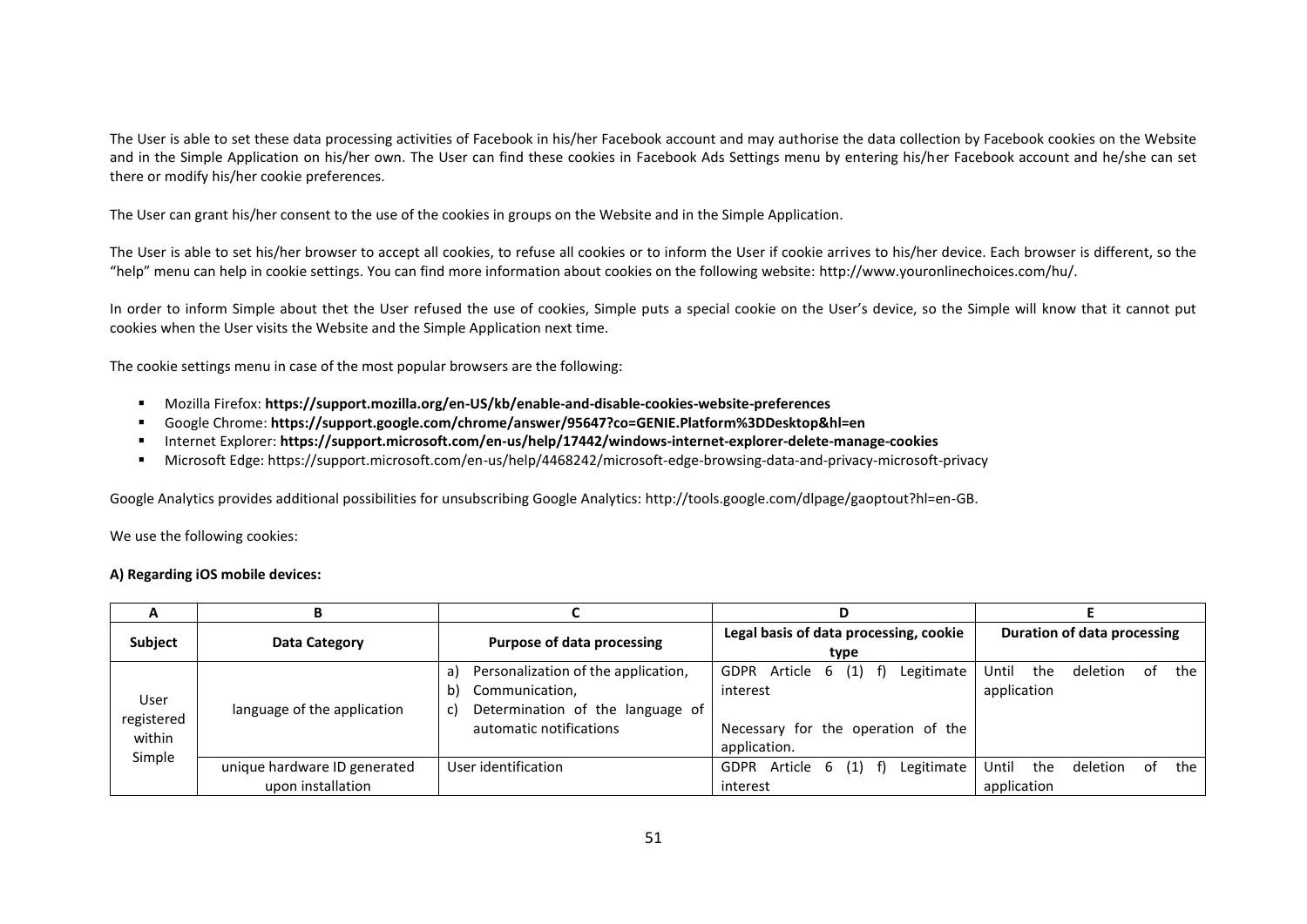The User is able to set these data processing activities of Facebook in his/her Facebook account and may authorise the data collection by Facebook cookies on the Website and in the Simple Application on his/her own. The User can find these cookies in Facebook Ads Settings menu by entering his/her Facebook account and he/she can set there or modify his/her cookie preferences.

The User can grant his/her consent to the use of the cookies in groups on the Website and in the Simple Application.

The User is able to set his/her browser to accept all cookies, to refuse all cookies or to inform the User if cookie arrives to his/her device. Each browser is different, so the "help" menu can help in cookie settings. You can find more information about cookies on the following website: http://www.youronlinechoices.com/hu/.

In order to inform Simple about thet the User refused the use of cookies, Simple puts a special cookie on the User's device, so the Simple will know that it cannot put cookies when the User visits the Website and the Simple Application next time.

The cookie settings menu in case of the most popular browsers are the following:

- Mozilla Firefox: **https://support.mozilla.org/en-US/kb/enable-and-disable-cookies-website-preferences**
- Google Chrome: **https://support.google.com/chrome/answer/95647?co=GENIE.Platform%3DDesktop&hl=en**
- Internet Explorer: **https://support.microsoft.com/en-us/help/17442/windows-internet-explorer-delete-manage-cookies**
- Microsoft Edge: https://support.microsoft.com/en-us/help/4468242/microsoft-edge-browsing-data-and-privacy-microsoft-privacy

Google Analytics provides additional possibilities for unsubscribing Google Analytics: http://tools.google.com/dlpage/gaoptout?hl=en-GB.

We use the following cookies:

**A) Regarding iOS mobile devices:**

| A | B | C | D | E |
|---|---|---|---|---|
| **Subject** | **Data Category** | **Purpose of data processing** | **Legal basis of data processing, cookie type** | **Duration of data processing** |
| User registered within Simple | language of the application | a) Personalization of the application,<br>b) Communication,<br>c) Determination of the language of automatic notifications | GDPR Article 6 (1) f) Legitimate interest<br><br>Necessary for the operation of the application. | Until the deletion of the application |
| | unique hardware ID generated upon installation | User identification | GDPR Article 6 (1) f) Legitimate interest | Until the deletion of the application |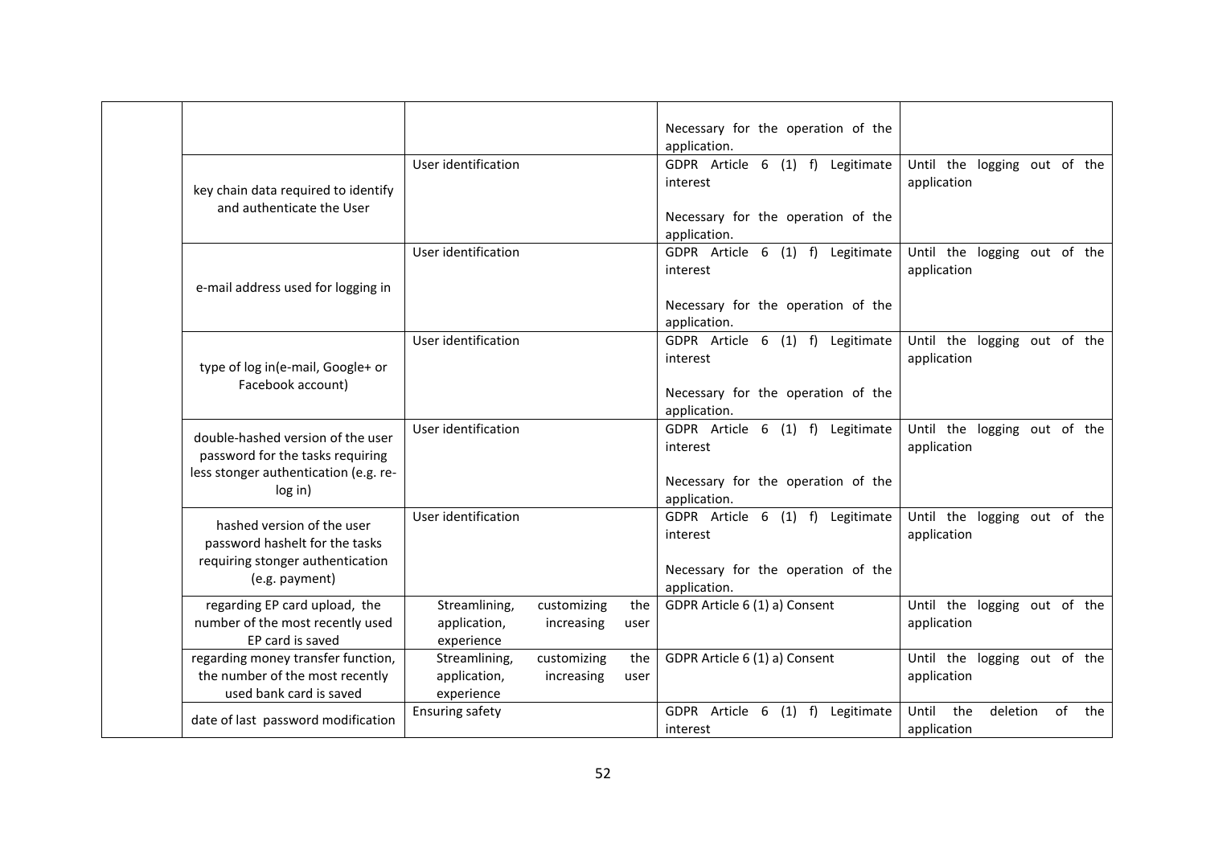| | | | | |
|---|---|---|---|---|
| | | | Necessary for the operation of the application. | |
| | key chain data required to identify and authenticate the User | User identification | GDPR Article 6 (1) f) Legitimate interest<br><br>Necessary for the operation of the application. | Until the logging out of the application |
| | e-mail address used for logging in | User identification | GDPR Article 6 (1) f) Legitimate interest<br><br>Necessary for the operation of the application. | Until the logging out of the application |
| | type of log in(e-mail, Google+ or Facebook account) | User identification | GDPR Article 6 (1) f) Legitimate interest<br><br>Necessary for the operation of the application. | Until the logging out of the application |
| | double-hashed version of the user password for the tasks requiring less stonger authentication (e.g. re-log in) | User identification | GDPR Article 6 (1) f) Legitimate interest<br><br>Necessary for the operation of the application. | Until the logging out of the application |
| | hashed version of the user password hashelt for the tasks requiring stonger authentication (e.g. payment) | User identification | GDPR Article 6 (1) f) Legitimate interest<br><br>Necessary for the operation of the application. | Until the logging out of the application |
| | regarding EP card upload, the number of the most recently used EP card is saved | Streamlining, customizing the application, increasing user experience | GDPR Article 6 (1) a) Consent | Until the logging out of the application |
| | regarding money transfer function, the number of the most recently used bank card is saved | Streamlining, customizing the application, increasing user experience | GDPR Article 6 (1) a) Consent | Until the logging out of the application |
| | date of last password modification | Ensuring safety | GDPR Article 6 (1) f) Legitimate interest | Until the deletion of the application |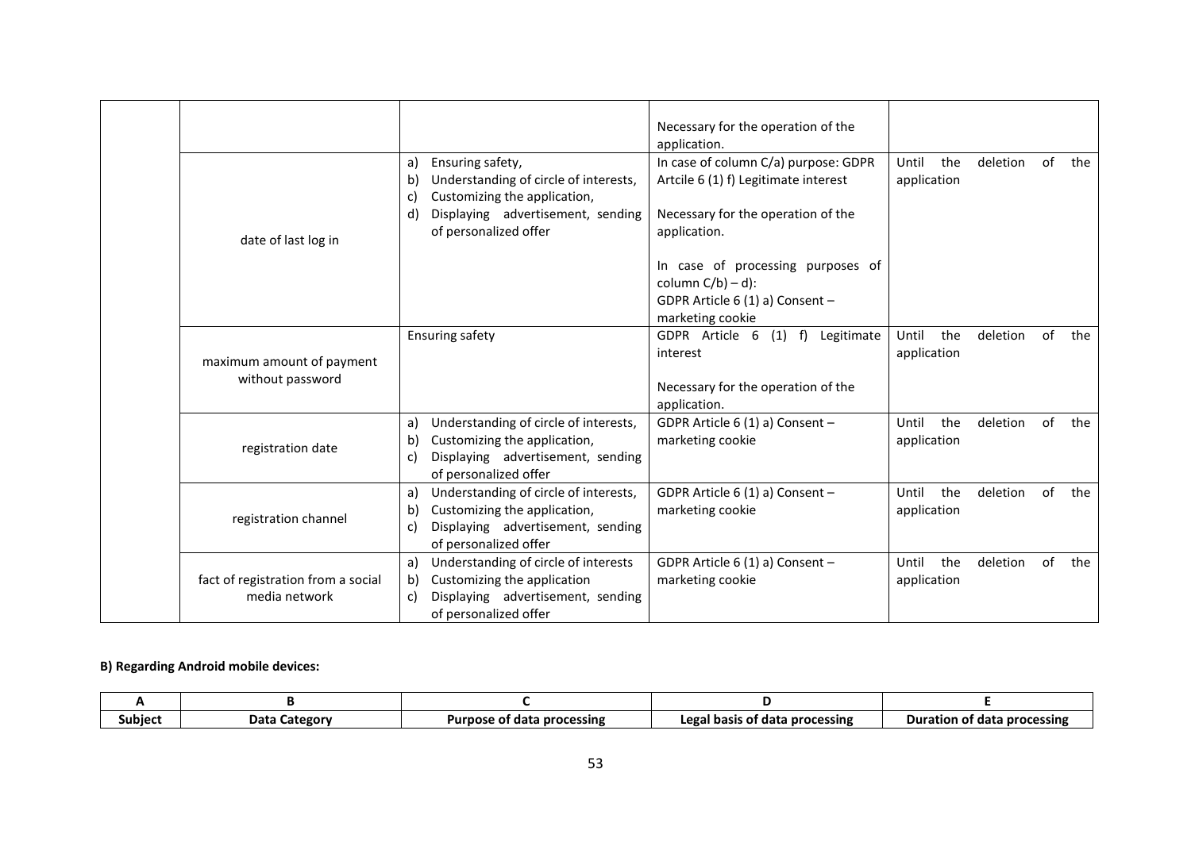| | | | | |
|---|---|---|---|---|
| | | | Necessary for the operation of the application. | |
| | date of last log in | a) Ensuring safety,<br>b) Understanding of circle of interests,<br>c) Customizing the application,<br>d) Displaying advertisement, sending of personalized offer | In case of column C/a) purpose: GDPR Artcile 6 (1) f) Legitimate interest<br><br>Necessary for the operation of the application.<br><br>In case of processing purposes of column C/b) – d):<br>GDPR Article 6 (1) a) Consent – marketing cookie | Until the deletion of the application |
| | maximum amount of payment without password | Ensuring safety | GDPR Article 6 (1) f) Legitimate interest<br><br>Necessary for the operation of the application. | Until the deletion of the application |
| | registration date | a) Understanding of circle of interests,<br>b) Customizing the application,<br>c) Displaying advertisement, sending of personalized offer | GDPR Article 6 (1) a) Consent – marketing cookie | Until the deletion of the application |
| | registration channel | a) Understanding of circle of interests,<br>b) Customizing the application,<br>c) Displaying advertisement, sending of personalized offer | GDPR Article 6 (1) a) Consent – marketing cookie | Until the deletion of the application |
| | fact of registration from a social media network | a) Understanding of circle of interests<br>b) Customizing the application<br>c) Displaying advertisement, sending of personalized offer | GDPR Article 6 (1) a) Consent – marketing cookie | Until the deletion of the application |

**B) Regarding Android mobile devices:**

| A | B | C | D | E |
|---|---|---|---|---|
| **Subject** | **Data Category** | **Purpose of data processing** | **Legal basis of data processing** | **Duration of data processing** |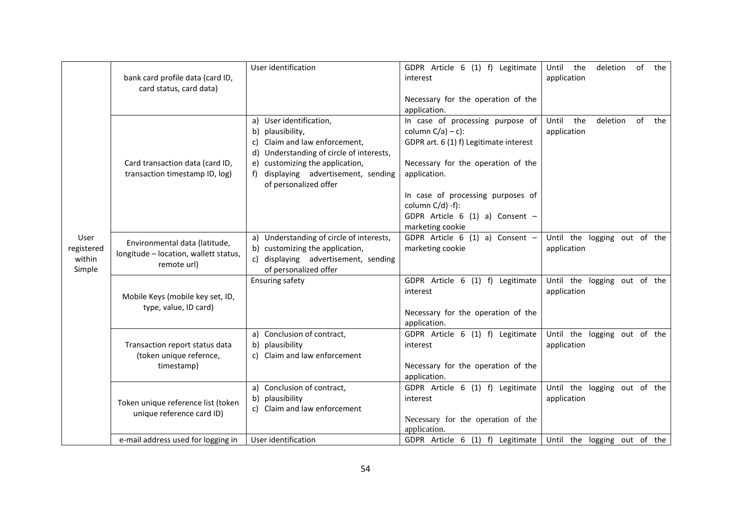| | | | | |
|---|---|---|---|---|
| User registered within Simple | bank card profile data (card ID, card status, card data) | User identification | GDPR Article 6 (1) f) Legitimate interest<br><br>Necessary for the operation of the application. | Until the deletion of the application |
| | Card transaction data (card ID, transaction timestamp ID, log) | a) User identification,<br>b) plausibility,<br>c) Claim and law enforcement,<br>d) Understanding of circle of interests,<br>e) customizing the application,<br>f) displaying advertisement, sending of personalized offer | In case of processing purpose of column C/a) – c):<br>GDPR art. 6 (1) f) Legitimate interest<br><br>Necessary for the operation of the application.<br><br>In case of processing purposes of column C/d) -f):<br>GDPR Article 6 (1) a) Consent – marketing cookie | Until the deletion of the application |
| | Environmental data (latitude, longitude – location, wallett status, remote url) | a) Understanding of circle of interests,<br>b) customizing the application,<br>c) displaying advertisement, sending of personalized offer | GDPR Article 6 (1) a) Consent – marketing cookie | Until the logging out of the application |
| | Mobile Keys (mobile key set, ID, type, value, ID card) | Ensuring safety | GDPR Article 6 (1) f) Legitimate interest<br><br>Necessary for the operation of the application. | Until the logging out of the application |
| | Transaction report status data (token unique refernce, timestamp) | a) Conclusion of contract,<br>b) plausibility<br>c) Claim and law enforcement | GDPR Article 6 (1) f) Legitimate interest<br><br>Necessary for the operation of the application. | Until the logging out of the application |
| | Token unique reference list (token unique reference card ID) | a) Conclusion of contract,<br>b) plausibility<br>c) Claim and law enforcement | GDPR Article 6 (1) f) Legitimate interest<br><br>Necessary for the operation of the application. | Until the logging out of the application |
| | e-mail address used for logging in | User identification | GDPR Article 6 (1) f) Legitimate | Until the logging out of the |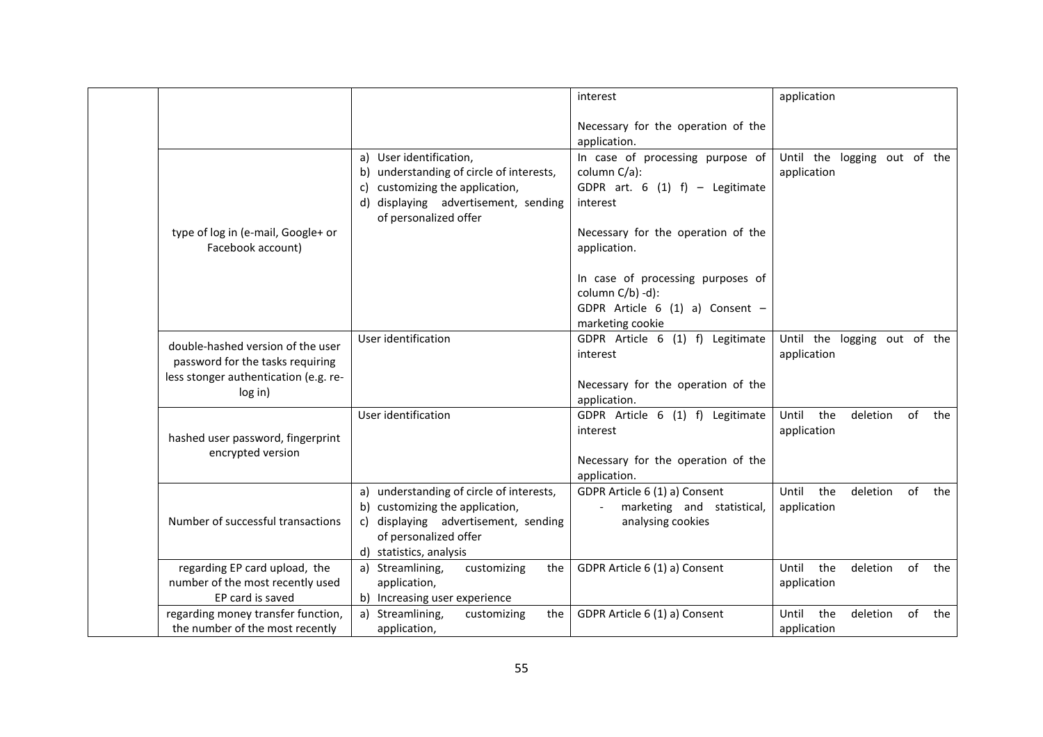| | | | | |
|---|---|---|---|---|
| | | | interest<br><br>Necessary for the operation of the application. | application |
| | type of log in (e-mail, Google+ or Facebook account) | a) User identification,<br>b) understanding of circle of interests,<br>c) customizing the application,<br>d) displaying advertisement, sending of personalized offer | In case of processing purpose of column C/a):<br>GDPR art. 6 (1) f) – Legitimate interest<br><br>Necessary for the operation of the application.<br><br>In case of processing purposes of column C/b) -d):<br>GDPR Article 6 (1) a) Consent – marketing cookie | Until the logging out of the application |
| | double-hashed version of the user password for the tasks requiring less stonger authentication (e.g. re-log in) | User identification | GDPR Article 6 (1) f) Legitimate interest<br><br>Necessary for the operation of the application. | Until the logging out of the application |
| | hashed user password, fingerprint encrypted version | User identification | GDPR Article 6 (1) f) Legitimate interest<br><br>Necessary for the operation of the application. | Until the deletion of the application |
| | Number of successful transactions | a) understanding of circle of interests,<br>b) customizing the application,<br>c) displaying advertisement, sending of personalized offer<br>d) statistics, analysis | GDPR Article 6 (1) a) Consent<br>- marketing and statistical, analysing cookies | Until the deletion of the application |
| | regarding EP card upload, the number of the most recently used EP card is saved | a) Streamlining, customizing the application,<br>b) Increasing user experience | GDPR Article 6 (1) a) Consent | Until the deletion of the application |
| | regarding money transfer function, the number of the most recently | a) Streamlining, customizing the application, | GDPR Article 6 (1) a) Consent | Until the deletion of the application |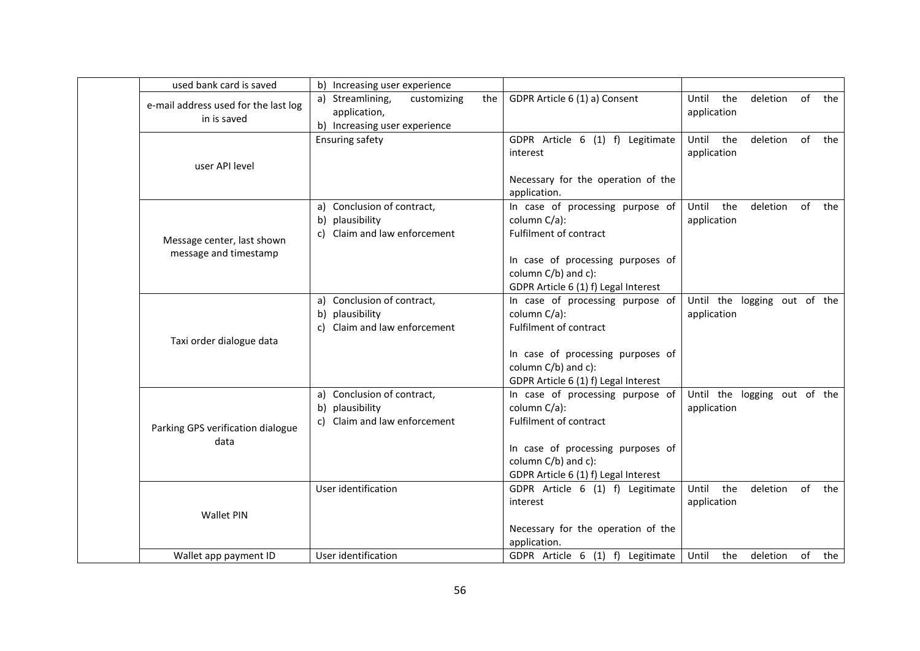| | | | | |
|---|---|---|---|---|
| | used bank card is saved | b) Increasing user experience | | |
| | e-mail address used for the last log in is saved | a) Streamlining, customizing the application,<br>b) Increasing user experience | GDPR Article 6 (1) a) Consent | Until the deletion of the application |
| | user API level | Ensuring safety | GDPR Article 6 (1) f) Legitimate interest<br><br>Necessary for the operation of the application. | Until the deletion of the application |
| | Message center, last shown message and timestamp | a) Conclusion of contract,<br>b) plausibility<br>c) Claim and law enforcement | In case of processing purpose of column C/a):<br>Fulfilment of contract<br><br>In case of processing purposes of column C/b) and c):<br>GDPR Article 6 (1) Legal Interest | Until the deletion of the application |
| | Taxi order dialogue data | a) Conclusion of contract,<br>b) plausibility<br>c) Claim and law enforcement | In case of processing purpose of column C/a):<br>Fulfilment of contract<br><br>In case of processing purposes of column C/b) and c):<br>GDPR Article 6 (1) f) Legal Interest | Until the logging out of the application |
| | Parking GPS verification dialogue data | a) Conclusion of contract,<br>b) plausibility<br>c) Claim and law enforcement | In case of processing purpose of column C/a):<br>Fulfilment of contract<br><br>In case of processing purposes of column C/b) and c):<br>GDPR Article 6 (1) f) Legal Interest | Until the logging out of the application |
| | Wallet PIN | User identification | GDPR Article 6 (1) f) Legitimate interest<br><br>Necessary for the operation of the application. | Until the deletion of the application |
| | Wallet app payment ID | User identification | GDPR Article 6 (1) f) Legitimate | Until the deletion of the |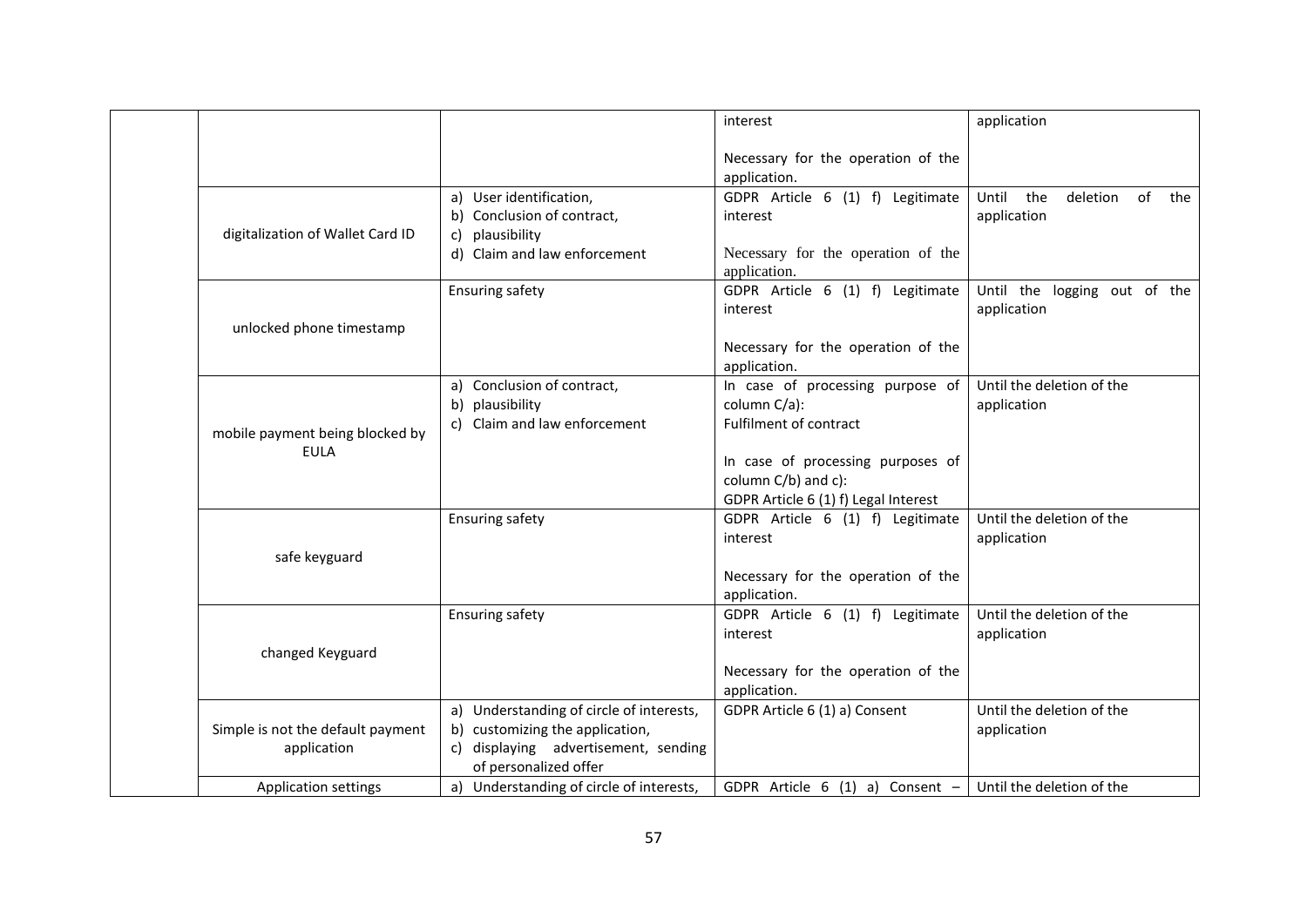| | | | | |
|---|---|---|---|---|
| | | | interest<br><br>Necessary for the operation of the application. | application |
| | digitalization of Wallet Card ID | a) User identification,<br>b) Conclusion of contract,<br>c) plausibility<br>d) Claim and law enforcement | GDPR Article 6 (1) f) Legitimate interest<br><br>Necessary for the operation of the application. | Until the deletion of the application |
| | unlocked phone timestamp | Ensuring safety | GDPR Article 6 (1) f) Legitimate interest<br><br>Necessary for the operation of the application. | Until the logging out of the application |
| | mobile payment being blocked by EULA | a) Conclusion of contract,<br>b) plausibility<br>c) Claim and law enforcement | In case of processing purpose of column C/a):<br>Fulfilment of contract<br><br>In case of processing purposes of column C/b) and c):<br>GDPR Article 6 (1) f) Legal Interest | Until the deletion of the application |
| | safe keyguard | Ensuring safety | GDPR Article 6 (1) f) Legitimate interest<br><br>Necessary for the operation of the application. | Until the deletion of the application |
| | changed Keyguard | Ensuring safety | GDPR Article 6 (1) f) Legitimate interest<br><br>Necessary for the operation of the application. | Until the deletion of the application |
| | Simple is not the default payment application | a) Understanding of circle of interests,<br>b) customizing the application,<br>c) displaying advertisement, sending of personalized offer | GDPR Article 6 (1) a) Consent | Until the deletion of the application |
| | Application settings | a) Understanding of circle of interests, | GDPR Article 6 (1) a) Consent – | Until the deletion of the |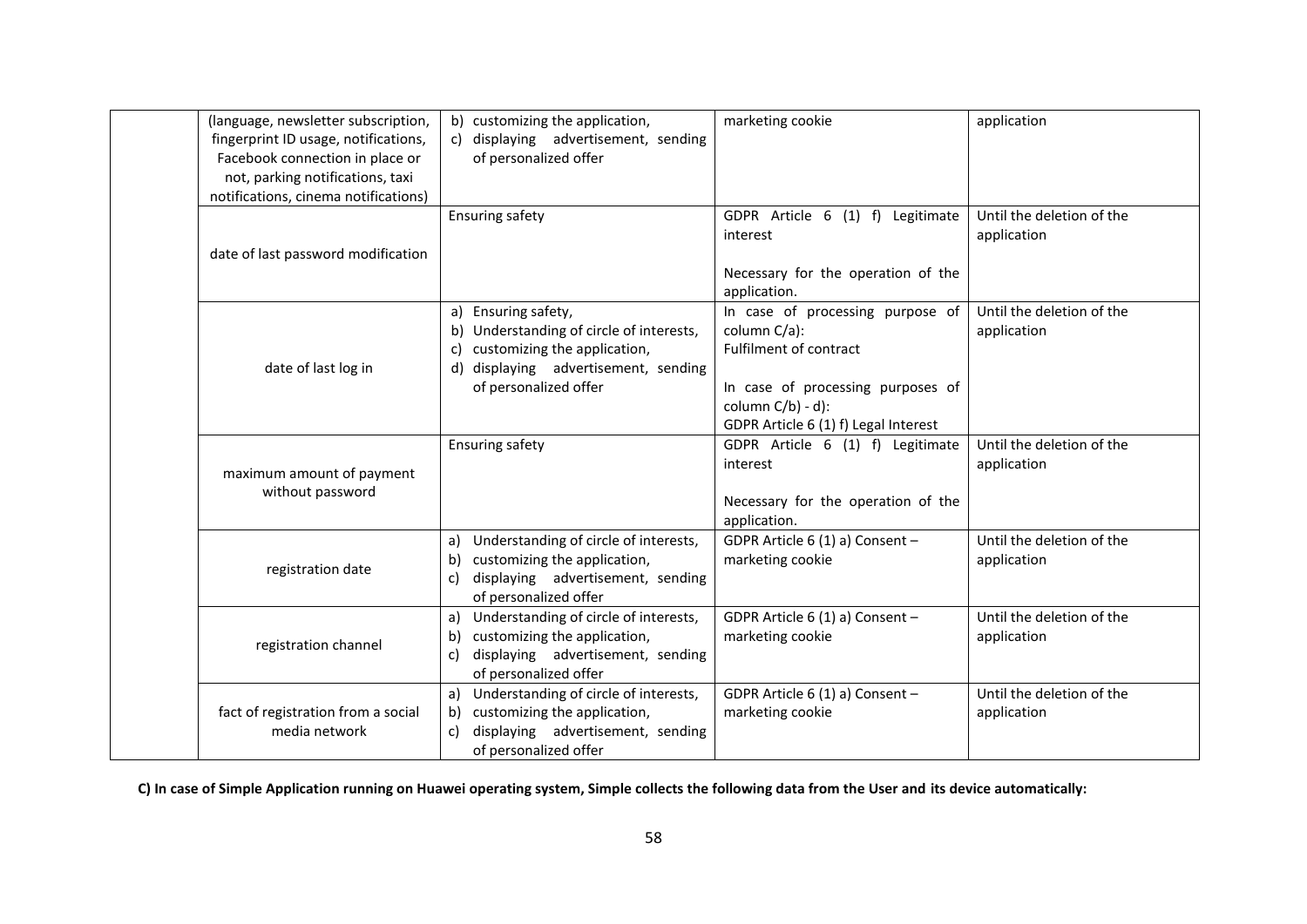| | | | | |
|---|---|---|---|---|
| | (language, newsletter subscription, fingerprint ID usage, notifications, Facebook connection in place or not, parking notifications, taxi notifications, cinema notifications) | b) customizing the application,<br>c) displaying advertisement, sending of personalized offer | marketing cookie | application |
| | date of last password modification | Ensuring safety | GDPR Article 6 (1) f) Legitimate interest<br><br>Necessary for the operation of the application. | Until the deletion of the application |
| | date of last log in | a) Ensuring safety,<br>b) Understanding of circle of interests,<br>c) customizing the application,<br>d) displaying advertisement, sending of personalized offer | In case of processing purpose of column C/a):<br>Fulfilment of contract<br><br>In case of processing purposes of column C/b) - d):<br>GDPR Article 6 (1) f) Legal Interest | Until the deletion of the application |
| | maximum amount of payment without password | Ensuring safety | GDPR Article 6 (1) f) Legitimate interest<br><br>Necessary for the operation of the application. | Until the deletion of the application |
| | registration date | a) Understanding of circle of interests,<br>b) customizing the application,<br>c) displaying advertisement, sending of personalized offer | GDPR Article 6 (1) a) Consent – marketing cookie | Until the deletion of the application |
| | registration channel | a) Understanding of circle of interests,<br>b) customizing the application,<br>c) displaying advertisement, sending of personalized offer | GDPR Article 6 (1) a) Consent – marketing cookie | Until the deletion of the application |
| | fact of registration from a social media network | a) Understanding of circle of interests,<br>b) customizing the application,<br>c) displaying advertisement, sending of personalized offer | GDPR Article 6 (1) a) Consent – marketing cookie | Until the deletion of the application |

**C) In case of Simple Application running on Huawei operating system, Simple collects the following data from the User and its device automatically:**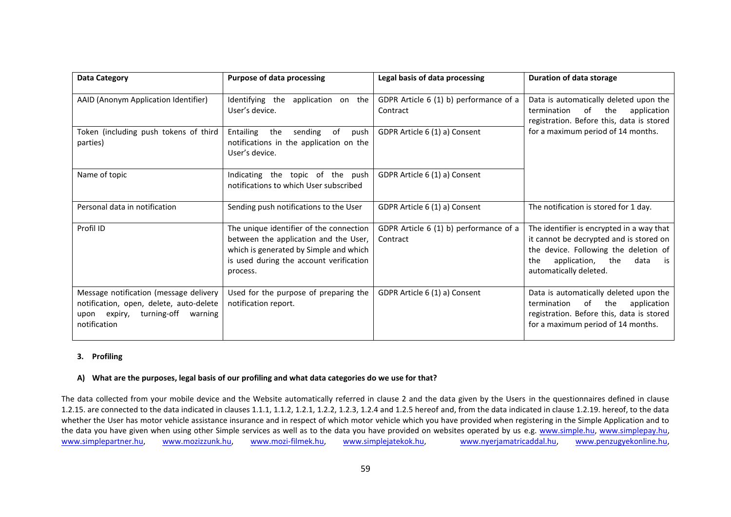| Data Category | Purpose of data processing | Legal basis of data processing | Duration of data storage |
|---|---|---|---|
| AAID (Anonym Application Identifier) | Identifying the application on the User's device. | GDPR Article 6 (1) b) performance of a Contract | Data is automatically deleted upon the termination of the application registration. Before this, data is stored for a maximum period of 14 months. |
| Token (including push tokens of third parties) | Entailing the sending of push notifications in the application on the User's device. | GDPR Article 6 (1) a) Consent | |
| Name of topic | Indicating the topic of the push notifications to which User subscribed | GDPR Article 6 (1) a) Consent | |
| Personal data in notification | Sending push notifications to the User | GDPR Article 6 (1) a) Consent | The notification is stored for 1 day. |
| Profil ID | The unique identifier of the connection between the application and the User, which is generated by Simple and which is used during the account verification process. | GDPR Article 6 (1) b) performance of a Contract | The identifier is encrypted in a way that it cannot be decrypted and is stored on the device. Following the deletion of the application, the data is automatically deleted. |
| Message notification (message delivery notification, open, delete, auto-delete upon expiry, turning-off warning notification | Used for the purpose of preparing the notification report. | GDPR Article 6 (1) a) Consent | Data is automatically deleted upon the termination of the application registration. Before this, data is stored for a maximum period of 14 months. |

### 3. Profiling

#### A) What are the purposes, legal basis of our profiling and what data categories do we use for that?

The data collected from your mobile device and the Website automatically referred in clause 2 and the data given by the Users in the questionnaires defined in clause 1.2.15. are connected to the data indicated in clauses 1.1.1, 1.1.2, 1.2.1, 1.2.2, 1.2.3, 1.2.4 and 1.2.5 hereof and, from the data indicated in clause 1.2.19. hereof, to the data whether the User has motor vehicle assistance insurance and in respect of which motor vehicle which you have provided when registering in the Simple Application and to the data you have given when using other Simple services as well as to the data you have provided on websites operated by us e.g. www.simple.hu, www.simplepay.hu, www.simplepartner.hu, www.mozizzunk.hu, www.mozi-filmek.hu, www.simplejatekok.hu, www.nyerjamatricaddal.hu, www.penzugyekonline.hu,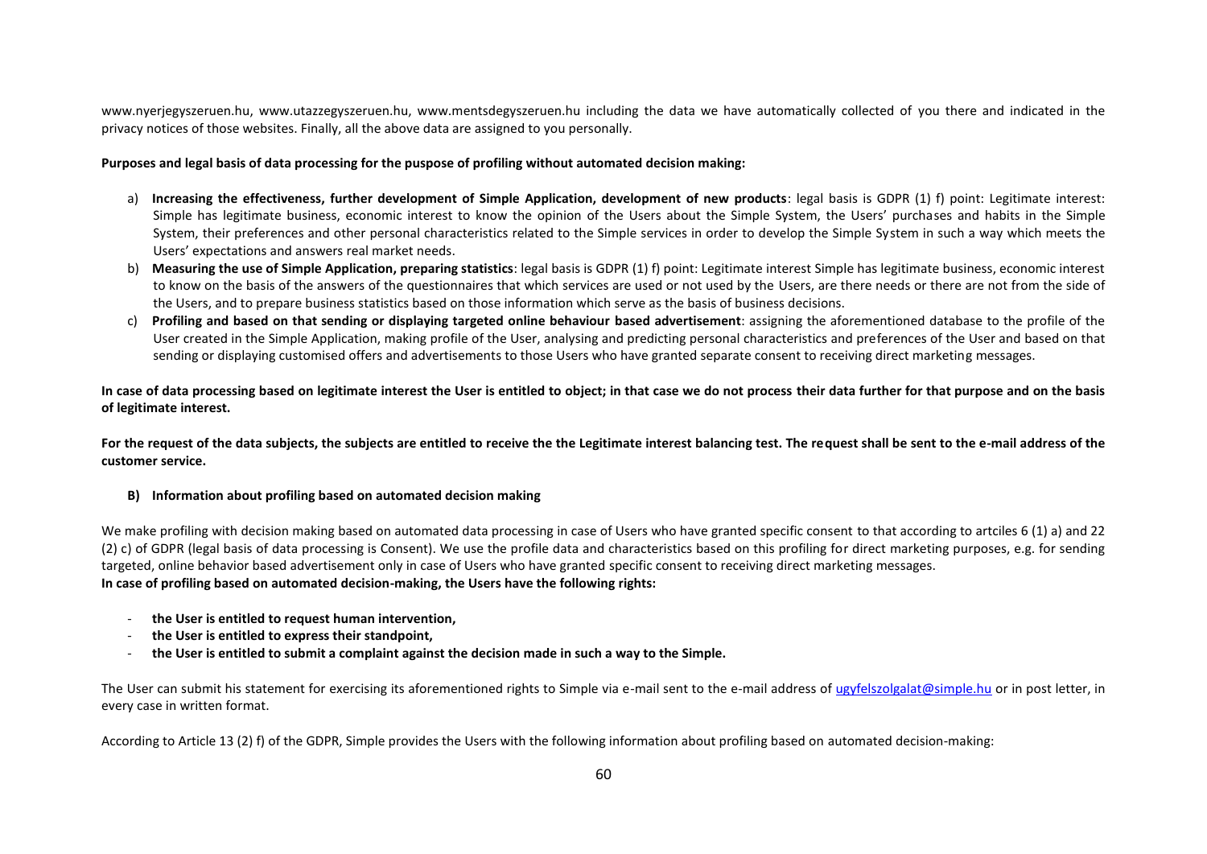www.nyerjegyszeruen.hu, www.utazzegyszeruen.hu, www.mentsdegyszeruen.hu including the data we have automatically collected of you there and indicated in the privacy notices of those websites. Finally, all the above data are assigned to you personally.

**Purposes and legal basis of data processing for the puspose of profiling without automated decision making:**

a) **Increasing the effectiveness, further development of Simple Application, development of new products**: legal basis is GDPR (1) f) point: Legitimate interest: Simple has legitimate business, economic interest to know the opinion of the Users about the Simple System, the Users' purchases and habits in the Simple System, their preferences and other personal characteristics related to the Simple services in order to develop the Simple System in such a way which meets the Users' expectations and answers real market needs.
b) **Measuring the use of Simple Application, preparing statistics**: legal basis is GDPR (1) f) point: Legitimate interest Simple has legitimate business, economic interest to know on the basis of the answers of the questionnaires that which services are used or not used by the Users, are there needs or there are not from the side of the Users, and to prepare business statistics based on those information which serve as the basis of business decisions.
c) **Profiling and based on that sending or displaying targeted online behaviour based advertisement**: assigning the aforementioned database to the profile of the User created in the Simple Application, making profile of the User, analysing and predicting personal characteristics and preferences of the User and based on that sending or displaying customised offers and advertisements to those Users who have granted separate consent to receiving direct marketing messages.

**In case of data processing based on legitimate interest the User is entitled to object; in that case we do not process their data further for that purpose and on the basis of legitimate interest.**

**For the request of the data subjects, the subjects are entitled to receive the the Legitimate interest balancing test. The request shall be sent to the e-mail address of the customer service.**

**B) Information about profiling based on automated decision making**

We make profiling with decision making based on automated data processing in case of Users who have granted specific consent to that according to artciles 6 (1) a) and 22 (2) c) of GDPR (legal basis of data processing is Consent). We use the profile data and characteristics based on this profiling for direct marketing purposes, e.g. for sending targeted, online behavior based advertisement only in case of Users who have granted specific consent to receiving direct marketing messages.
**In case of profiling based on automated decision-making, the Users have the following rights:**

- **the User is entitled to request human intervention,**
- **the User is entitled to express their standpoint,**
- **the User is entitled to submit a complaint against the decision made in such a way to the Simple.**

The User can submit his statement for exercising its aforementioned rights to Simple via e-mail sent to the e-mail address of ugyfelszolgalat@simple.hu or in post letter, in every case in written format.

According to Article 13 (2) f) of the GDPR, Simple provides the Users with the following information about profiling based on automated decision-making: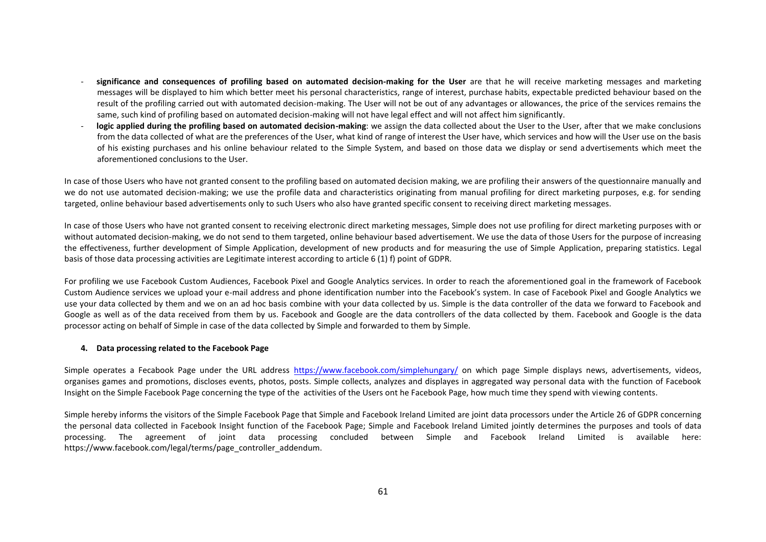- **significance and consequences of profiling based on automated decision-making for the User** are that he will receive marketing messages and marketing messages will be displayed to him which better meet his personal characteristics, range of interest, purchase habits, expectable predicted behaviour based on the result of the profiling carried out with automated decision-making. The User will not be out of any advantages or allowances, the price of the services remains the same, such kind of profiling based on automated decision-making will not have legal effect and will not affect him significantly.
- **logic applied during the profiling based on automated decision-making**: we assign the data collected about the User to the User, after that we make conclusions from the data collected of what are the preferences of the User, what kind of range of interest the User have, which services and how will the User use on the basis of his existing purchases and his online behaviour related to the Simple System, and based on those data we display or send advertisements which meet the aforementioned conclusions to the User.

In case of those Users who have not granted consent to the profiling based on automated decision making, we are profiling their answers of the questionnaire manually and we do not use automated decision-making; we use the profile data and characteristics originating from manual profiling for direct marketing purposes, e.g. for sending targeted, online behaviour based advertisements only to such Users who also have granted specific consent to receiving direct marketing messages.

In case of those Users who have not granted consent to receiving electronic direct marketing messages, Simple does not use profiling for direct marketing purposes with or without automated decision-making, we do not send to them targeted, online behaviour based advertisement. We use the data of those Users for the purpose of increasing the effectiveness, further development of Simple Application, development of new products and for measuring the use of Simple Application, preparing statistics. Legal basis of those data processing activities are Legitimate interest according to article 6 (1) f) point of GDPR.

For profiling we use Facebook Custom Audiences, Facebook Pixel and Google Analytics services. In order to reach the aforementioned goal in the framework of Facebook Custom Audience services we upload your e-mail address and phone identification number into the Facebook's system. In case of Facebook Pixel and Google Analytics we use your data collected by them and we on an ad hoc basis combine with your data collected by us. Simple is the data controller of the data we forward to Facebook and Google as well as of the data received from them by us. Facebook and Google are the data controllers of the data collected by them. Facebook and Google is the data processor acting on behalf of Simple in case of the data collected by Simple and forwarded to them by Simple.

#### 4. Data processing related to the Facebook Page

Simple operates a Fecabook Page under the URL address https://www.facebook.com/simplehungary/ on which page Simple displays news, advertisements, videos, organises games and promotions, discloses events, photos, posts. Simple collects, analyzes and displayes in aggregated way personal data with the function of Facebook Insight on the Simple Facebook Page concerning the type of the activities of the Users ont he Facebook Page, how much time they spend with viewing contents.

Simple hereby informs the visitors of the Simple Facebook Page that Simple and Facebook Ireland Limited are joint data processors under the Article 26 of GDPR concerning the personal data collected in Facebook Insight function of the Facebook Page; Simple and Facebook Ireland Limited jointly determines the purposes and tools of data processing. The agreement of joint data processing concluded between Simple and Facebook Ireland Limited is available here: https://www.facebook.com/legal/terms/page_controller_addendum.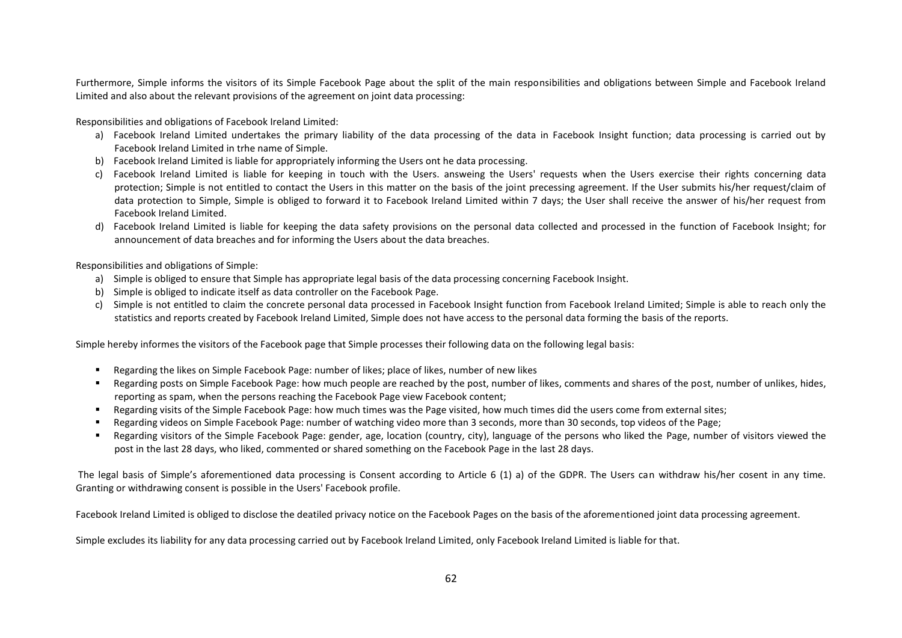Furthermore, Simple informs the visitors of its Simple Facebook Page about the split of the main responsibilities and obligations between Simple and Facebook Ireland Limited and also about the relevant provisions of the agreement on joint data processing:

Responsibilities and obligations of Facebook Ireland Limited:

a) Facebook Ireland Limited undertakes the primary liability of the data processing of the data in Facebook Insight function; data processing is carried out by Facebook Ireland Limited in trhe name of Simple.
b) Facebook Ireland Limited is liable for appropriately informing the Users ont he data processing.
c) Facebook Ireland Limited is liable for keeping in touch with the Users. answeing the Users' requests when the Users exercise their rights concerning data protection; Simple is not entitled to contact the Users in this matter on the basis of the joint precessing agreement. If the User submits his/her request/claim of data protection to Simple, Simple is obliged to forward it to Facebook Ireland Limited within 7 days; the User shall receive the answer of his/her request from Facebook Ireland Limited.
d) Facebook Ireland Limited is liable for keeping the data safety provisions on the personal data collected and processed in the function of Facebook Insight; for announcement of data breaches and for informing the Users about the data breaches.

Responsibilities and obligations of Simple:

a) Simple is obliged to ensure that Simple has appropriate legal basis of the data processing concerning Facebook Insight.
b) Simple is obliged to indicate itself as data controller on the Facebook Page.
c) Simple is not entitled to claim the concrete personal data processed in Facebook Insight function from Facebook Ireland Limited; Simple is able to reach only the statistics and reports created by Facebook Ireland Limited, Simple does not have access to the personal data forming the basis of the reports.

Simple hereby informes the visitors of the Facebook page that Simple processes their following data on the following legal basis:

- Regarding the likes on Simple Facebook Page: number of likes; place of likes, number of new likes
- Regarding posts on Simple Facebook Page: how much people are reached by the post, number of likes, comments and shares of the post, number of unlikes, hides, reporting as spam, when the persons reaching the Facebook Page view Facebook content;
- Regarding visits of the Simple Facebook Page: how much times was the Page visited, how much times did the users come from external sites;
- Regarding videos on Simple Facebook Page: number of watching video more than 3 seconds, more than 30 seconds, top videos of the Page;
- Regarding visitors of the Simple Facebook Page: gender, age, location (country, city), language of the persons who liked the Page, number of visitors viewed the post in the last 28 days, who liked, commented or shared something on the Facebook Page in the last 28 days.

The legal basis of Simple's aforementioned data processing is Consent according to Article 6 (1) a) of the GDPR. The Users can withdraw his/her cosent in any time. Granting or withdrawing consent is possible in the Users' Facebook profile.

Facebook Ireland Limited is obliged to disclose the deatiled privacy notice on the Facebook Pages on the basis of the aforementioned joint data processing agreement.

Simple excludes its liability for any data processing carried out by Facebook Ireland Limited, only Facebook Ireland Limited is liable for that.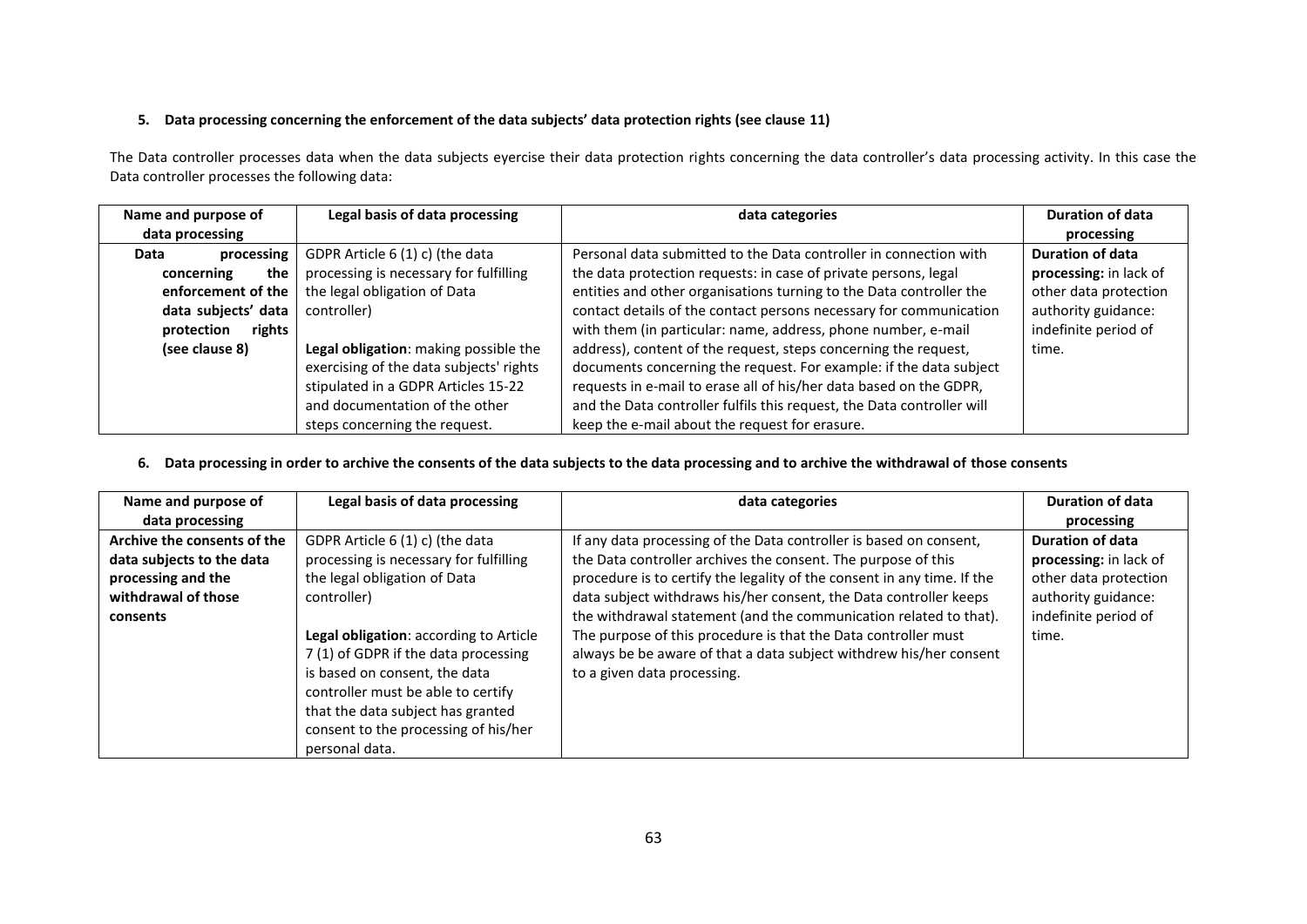**5. Data processing concerning the enforcement of the data subjects' data protection rights (see clause 11)**

The Data controller processes data when the data subjects eyercise their data protection rights concerning the data controller's data processing activity. In this case the Data controller processes the following data:

| Name and purpose of data processing | Legal basis of data processing | data categories | Duration of data processing |
|---|---|---|---|
| **Data processing concerning the enforcement of the data subjects' data protection rights (see clause 8)** | GDPR Article 6 (1) c) (the data processing is necessary for fulfilling the legal obligation of Data controller)<br><br>**Legal obligation**: making possible the exercising of the data subjects' rights stipulated in a GDPR Articles 15-22 and documentation of the other steps concerning the request. | Personal data submitted to the Data controller in connection with the data protection requests: in case of private persons, legal entities and other organisations turning to the Data controller the contact details of the contact persons necessary for communication with them (in particular: name, address, phone number, e-mail address), content of the request, steps concerning the request, documents concerning the request. For example: if the data subject requests in e-mail to erase all of his/her data based on the GDPR, and the Data controller fulfils this request, the Data controller will keep the e-mail about the request for erasure. | **Duration of data processing:** in lack of other data protection authority guidance: indefinite period of time. |

**6. Data processing in order to archive the consents of the data subjects to the data processing and to archive the withdrawal of those consents**

| Name and purpose of data processing | Legal basis of data processing | data categories | Duration of data processing |
|---|---|---|---|
| **Archive the consents of the data subjects to the data processing and the withdrawal of those consents** | GDPR Article 6 (1) c) (the data processing is necessary for fulfilling the legal obligation of Data controller)<br><br>**Legal obligation**: according to Article 7 (1) of GDPR if the data processing is based on consent, the data controller must be able to certify that the data subject has granted consent to the processing of his/her personal data. | If any data processing of the Data controller is based on consent, the Data controller archives the consent. The purpose of this procedure is to certify the legality of the consent in any time. If the data subject withdraws his/her consent, the Data controller keeps the withdrawal statement (and the communication related to that). The purpose of this procedure is that the Data controller must always be be aware of that a data subject withdrew his/her consent to a given data processing. | **Duration of data processing:** in lack of other data protection authority guidance: indefinite period of time. |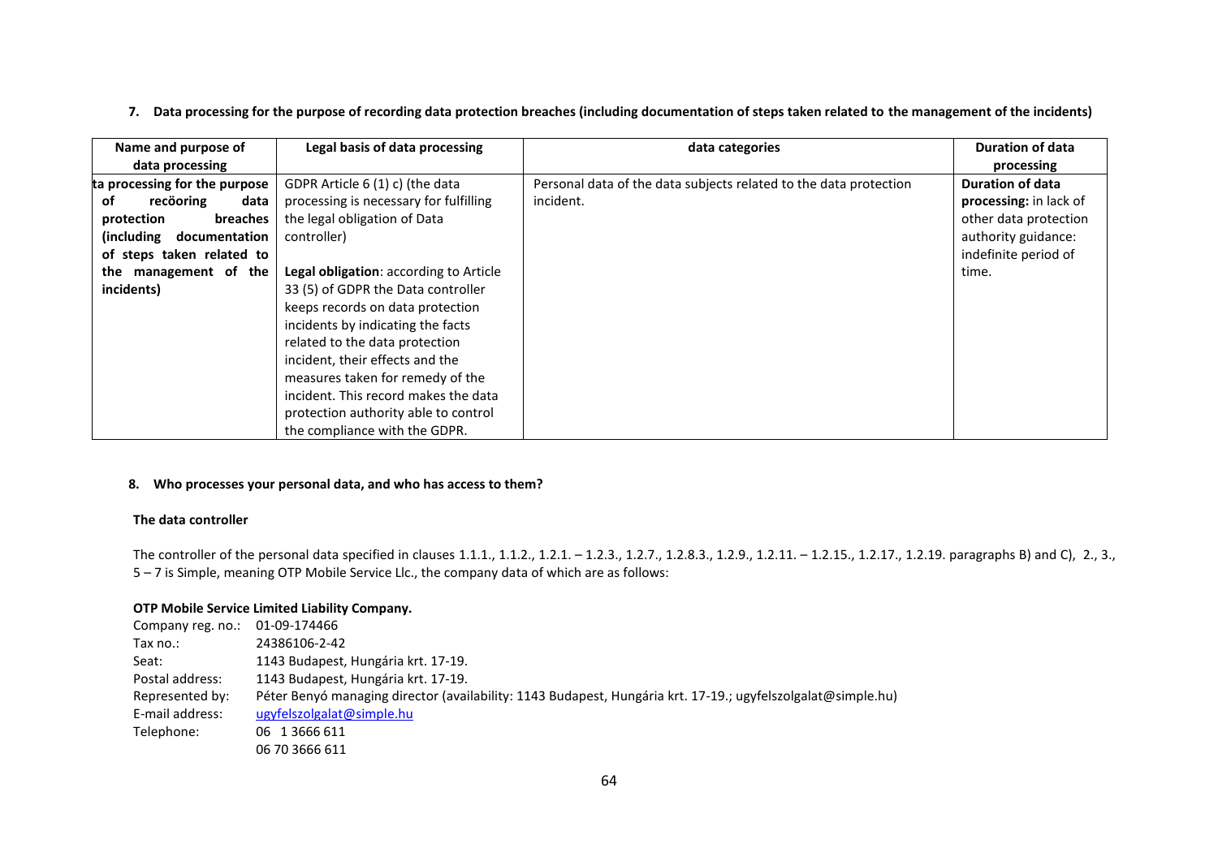**7. Data processing for the purpose of recording data protection breaches (including documentation of steps taken related to the management of the incidents)**

| Name and purpose of data processing | Legal basis of data processing | data categories | Duration of data processing |
|---|---|---|---|
| **ta processing for the purpose of recöoring data protection breaches (including documentation of steps taken related to the management of the incidents)** | GDPR Article 6 (1) c) (the data processing is necessary for fulfilling the legal obligation of Data controller)<br><br>**Legal obligation**: according to Article 33 (5) of GDPR the Data controller keeps records on data protection incidents by indicating the facts related to the data protection incident, their effects and the measures taken for remedy of the incident. This record makes the data protection authority able to control the compliance with the GDPR. | Personal data of the data subjects related to the data protection incident. | **Duration of data processing:** in lack of other data protection authority guidance: indefinite period of time. |

**8. Who processes your personal data, and who has access to them?**

**The data controller**

The controller of the personal data specified in clauses 1.1.1., 1.1.2., 1.2.1. – 1.2.3., 1.2.7., 1.2.8.3., 1.2.9., 1.2.11. – 1.2.15., 1.2.17., 1.2.19. paragraphs B) and C), 2., 3., 5 – 7 is Simple, meaning OTP Mobile Service Llc., the company data of which are as follows:

**OTP Mobile Service Limited Liability Company.**

| | |
|---|---|
| Company reg. no.: | 01-09-174466 |
| Tax no.: | 24386106-2-42 |
| Seat: | 1143 Budapest, Hungária krt. 17-19. |
| Postal address: | 1143 Budapest, Hungária krt. 17-19. |
| Represented by: | Péter Benyó managing director (availability: 1143 Budapest, Hungária krt. 17-19.; ugyfelszolgalat@simple.hu) |
| E-mail address: | ugyfelszolgalat@simple.hu |
| Telephone: | 06 1 3666 611<br>06 70 3666 611 |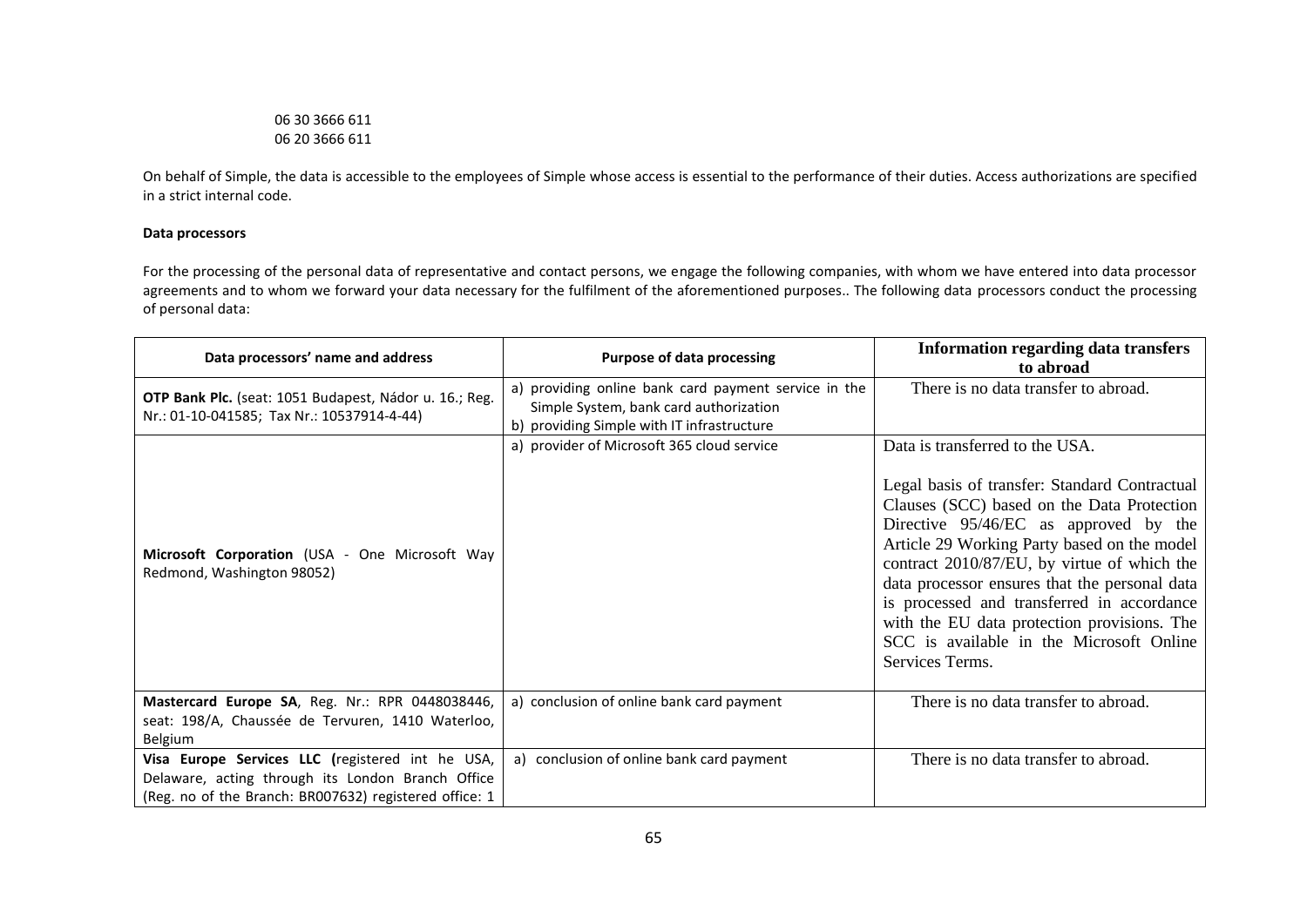06 30 3666 611
06 20 3666 611

On behalf of Simple, the data is accessible to the employees of Simple whose access is essential to the performance of their duties. Access authorizations are specified in a strict internal code.

**Data processors**

For the processing of the personal data of representative and contact persons, we engage the following companies, with whom we have entered into data processor agreements and to whom we forward your data necessary for the fulfilment of the aforementioned purposes.. The following data processors conduct the processing of personal data:

| Data processors' name and address | Purpose of data processing | Information regarding data transfers to abroad |
|---|---|---|
| **OTP Bank Plc.** (seat: 1051 Budapest, Nádor u. 16.; Reg. Nr.: 01-10-041585; Tax Nr.: 10537914-4-44) | a) providing online bank card payment service in the Simple System, bank card authorization<br>b) providing Simple with IT infrastructure | There is no data transfer to abroad. |
| **Microsoft Corporation** (USA - One Microsoft Way Redmond, Washington 98052) | a) provider of Microsoft 365 cloud service | Data is transferred to the USA.<br><br>Legal basis of transfer: Standard Contractual Clauses (SCC) based on the Data Protection Directive 95/46/EC as approved by the Article 29 Working Party based on the model contract 2010/87/EU, by virtue of which the data processor ensures that the personal data is processed and transferred in accordance with the EU data protection provisions. The SCC is available in the Microsoft Online Services Terms. |
| **Mastercard Europe SA**, Reg. Nr.: RPR 0448038446, seat: 198/A, Chaussée de Tervuren, 1410 Waterloo, Belgium | a) conclusion of online bank card payment | There is no data transfer to abroad. |
| **Visa Europe Services LLC (**registered int he USA, Delaware, acting through its London Branch Office (Reg. no of the Branch: BR007632) registered office: 1 | a) conclusion of online bank card payment | There is no data transfer to abroad. |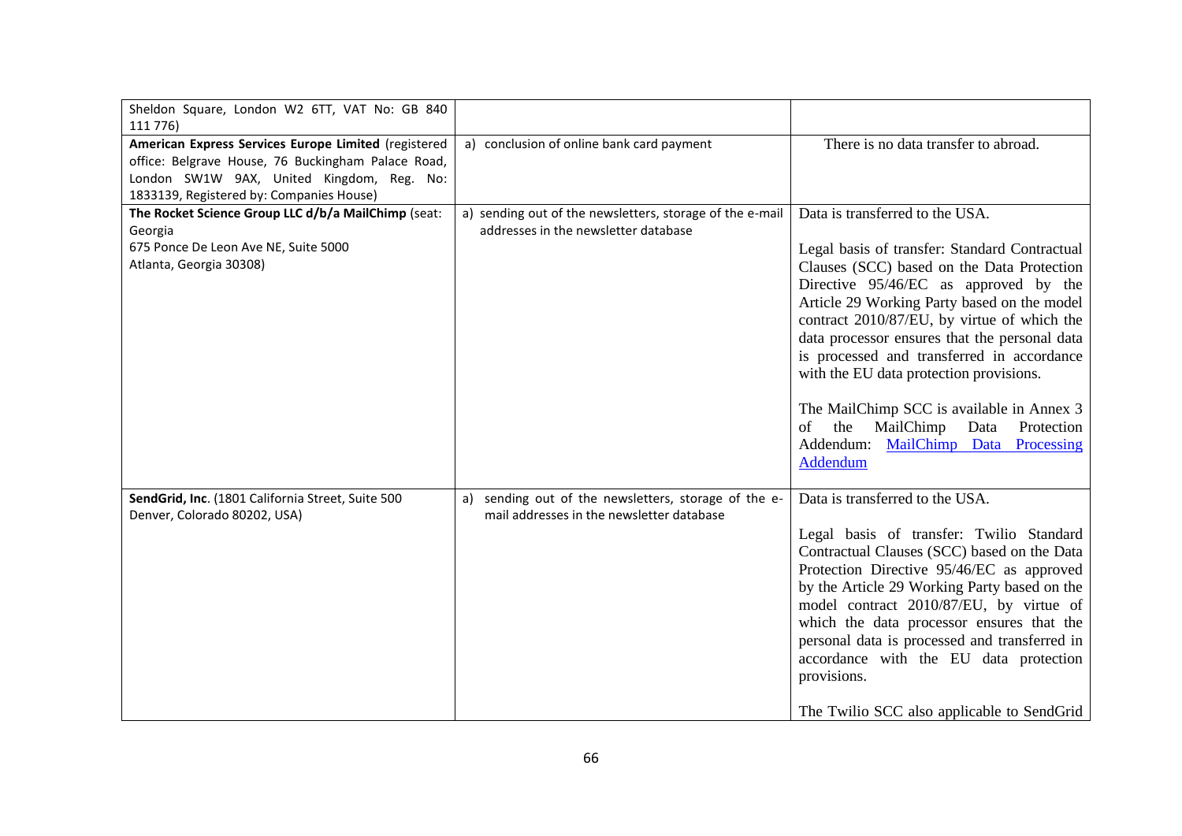| | | |
|---|---|---|
| Sheldon Square, London W2 6TT, VAT No: GB 840 111 776) | | |
| **American Express Services Europe Limited** (registered office: Belgrave House, 76 Buckingham Palace Road, London SW1W 9AX, United Kingdom, Reg. No: 1833139, Registered by: Companies House) | a) conclusion of online bank card payment | There is no data transfer to abroad. |
| **The Rocket Science Group LLC d/b/a MailChimp** (seat: Georgia 675 Ponce De Leon Ave NE, Suite 5000 Atlanta, Georgia 30308) | a) sending out of the newsletters, storage of the e-mail addresses in the newsletter database | Data is transferred to the USA.<br><br>Legal basis of transfer: Standard Contractual Clauses (SCC) based on the Data Protection Directive 95/46/EC as approved by the Article 29 Working Party based on the model contract 2010/87/EU, by virtue of which the data processor ensures that the personal data is processed and transferred in accordance with the EU data protection provisions.<br><br>The MailChimp SCC is available in Annex 3 of the MailChimp Data Protection Addendum: [MailChimp Data Processing Addendum] |
| **SendGrid, Inc.** (1801 California Street, Suite 500 Denver, Colorado 80202, USA) | a) sending out of the newsletters, storage of the e-mail addresses in the newsletter database | Data is transferred to the USA.<br><br>Legal basis of transfer: Twilio Standard Contractual Clauses (SCC) based on the Data Protection Directive 95/46/EC as approved by the Article 29 Working Party based on the model contract 2010/87/EU, by virtue of which the data processor ensures that the personal data is processed and transferred in accordance with the EU data protection provisions.<br><br>The Twilio SCC also applicable to SendGrid |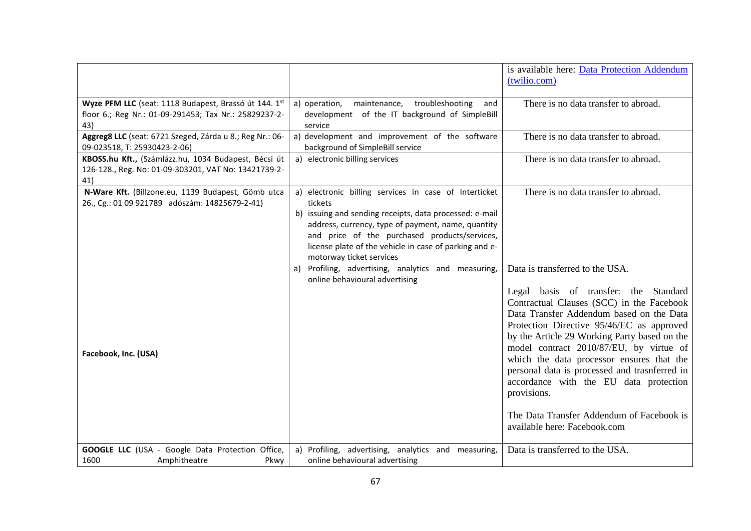| | | |
|---|---|---|
| | | is available here: [Data Protection Addendum (twilio.com)]() |
| **Wyze PFM LLC** (seat: 1118 Budapest, Brassó út 144. 1st floor 6.; Reg Nr.: 01-09-291453; Tax Nr.: 25829237-2-43) | a) operation, maintenance, troubleshooting and development of the IT background of SimpleBill service | There is no data transfer to abroad. |
| **Aggreg8 LLC** (seat: 6721 Szeged, Zárda u 8.; Reg Nr.: 06-09-023518, T: 25930423-2-06) | a) development and improvement of the software background of SimpleBill service | There is no data transfer to abroad. |
| **KBOSS.hu Kft.,** (Számlázz.hu, 1034 Budapest, Bécsi út 126-128., Reg. No: 01-09-303201, VAT No: 13421739-2-41) | a) electronic billing services | There is no data transfer to abroad. |
| **N-Ware Kft.** (Billzone.eu, 1139 Budapest, Gömb utca 26., Cg.: 01 09 921789 adószám: 14825679-2-41) | a) electronic billing services in case of Interticket tickets<br>b) issuing and sending receipts, data processed: e-mail address, currency, type of payment, name, quantity and price of the purchased products/services, license plate of the vehicle in case of parking and e-motorway ticket services | There is no data transfer to abroad. |
| **Facebook, Inc. (USA)** | a) Profiling, advertising, analytics and measuring, online behavioural advertising | Data is transferred to the USA.<br><br>Legal basis of transfer: the Standard Contractual Clauses (SCC) in the Facebook Data Transfer Addendum based on the Data Protection Directive 95/46/EC as approved by the Article 29 Working Party based on the model contract 2010/87/EU, by virtue of which the data processor ensures that the personal data is processed and trasnferred in accordance with the EU data protection provisions.<br><br>The Data Transfer Addendum of Facebook is available here: Facebook.com |
| **GOOGLE LLC** (USA - Google Data Protection Office, 1600 Amphitheatre Pkwy | a) Profiling, advertising, analytics and measuring, online behavioural advertising | Data is transferred to the USA. |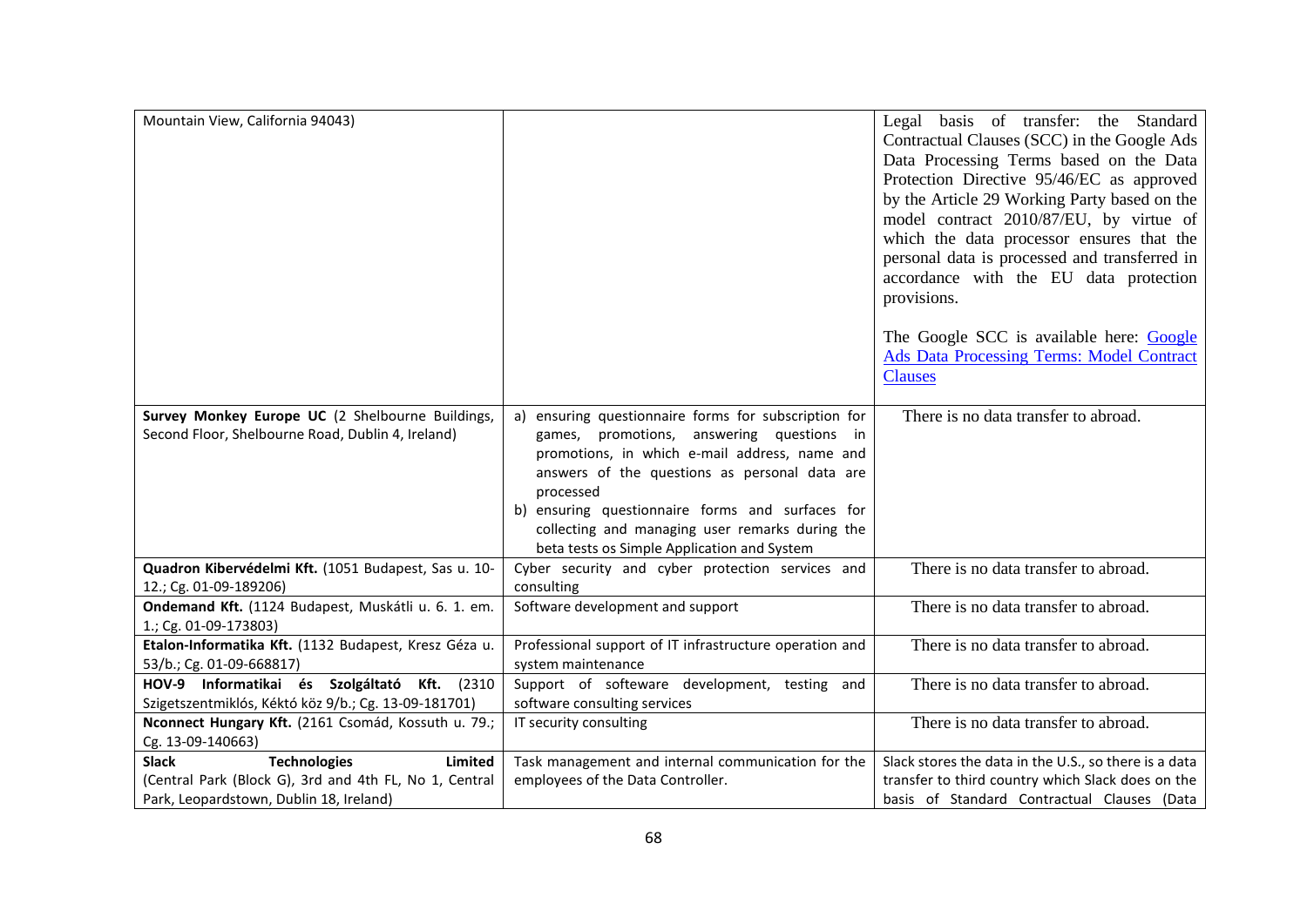| | | |
|---|---|---|
| Mountain View, California 94043) | | Legal basis of transfer: the Standard Contractual Clauses (SCC) in the Google Ads Data Processing Terms based on the Data Protection Directive 95/46/EC as approved by the Article 29 Working Party based on the model contract 2010/87/EU, by virtue of which the data processor ensures that the personal data is processed and transferred in accordance with the EU data protection provisions.<br><br>The Google SCC is available here: [Google Ads Data Processing Terms: Model Contract Clauses]() |
| **Survey Monkey Europe UC** (2 Shelbourne Buildings, Second Floor, Shelbourne Road, Dublin 4, Ireland) | a) ensuring questionnaire forms for subscription for games, promotions, answering questions in promotions, in which e-mail address, name and answers of the questions as personal data are processed<br>b) ensuring questionnaire forms and surfaces for collecting and managing user remarks during the beta tests os Simple Application and System | There is no data transfer to abroad. |
| **Quadron Kibervédelmi Kft.** (1051 Budapest, Sas u. 10-12.; Cg. 01-09-189206) | Cyber security and cyber protection services and consulting | There is no data transfer to abroad. |
| **Ondemand Kft.** (1124 Budapest, Muskátli u. 6. 1. em. 1.; Cg. 01-09-173803) | Software development and support | There is no data transfer to abroad. |
| **Etalon-Informatika Kft.** (1132 Budapest, Kresz Géza u. 53/b.; Cg. 01-09-668817) | Professional support of IT infrastructure operation and system maintenance | There is no data transfer to abroad. |
| **HOV-9 Informatikai és Szolgáltató Kft.** (2310 Szigetszentmiklós, Kéktó köz 9/b.; Cg. 13-09-181701) | Support of softeware development, testing and software consulting services | There is no data transfer to abroad. |
| **Nconnect Hungary Kft.** (2161 Csomád, Kossuth u. 79.; Cg. 13-09-140663) | IT security consulting | There is no data transfer to abroad. |
| **Slack Technologies Limited** (Central Park (Block G), 3rd and 4th FL, No 1, Central Park, Leopardstown, Dublin 18, Ireland) | Task management and internal communication for the employees of the Data Controller. | Slack stores the data in the U.S., so there is a data transfer to third country which Slack does on the basis of Standard Contractual Clauses (Data |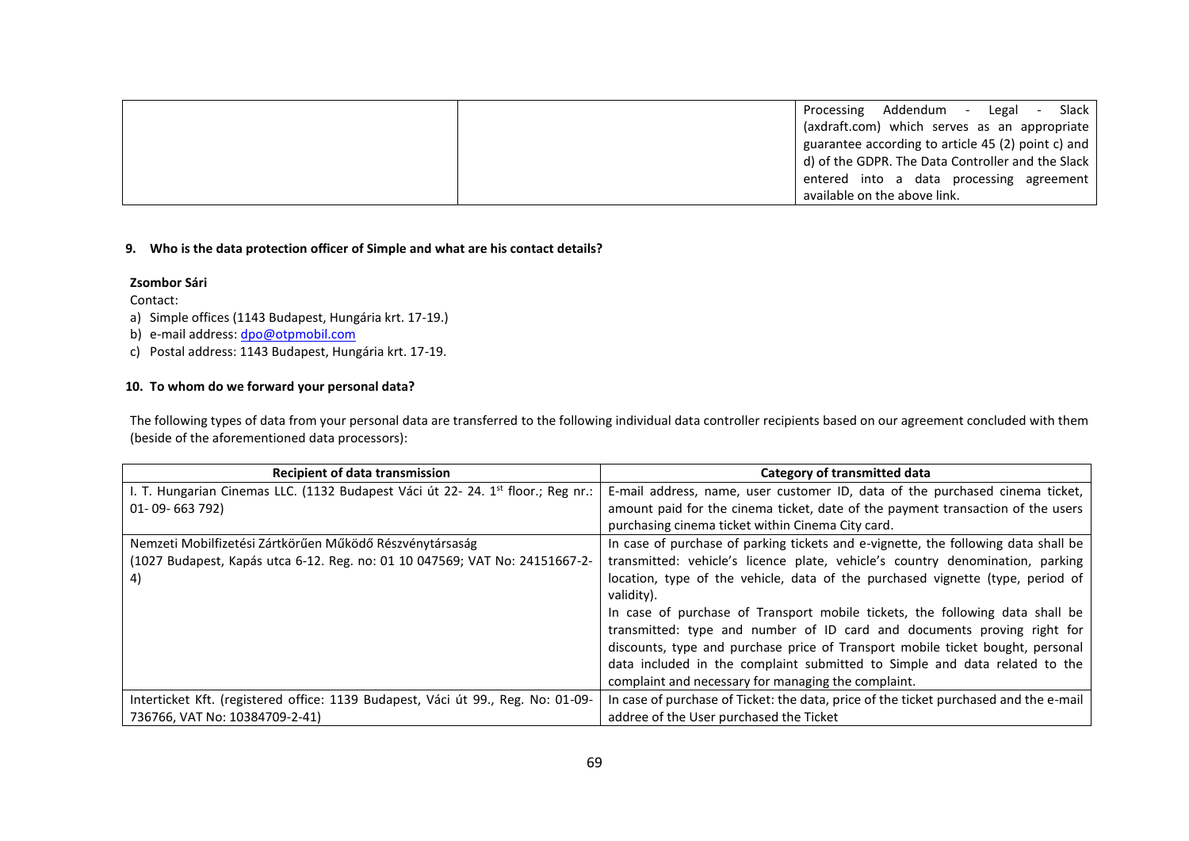| | | Processing Addendum - Legal - Slack (axdraft.com) which serves as an appropriate guarantee according to article 45 (2) point c) and d) of the GDPR. The Data Controller and the Slack entered into a data processing agreement available on the above link. |
|---|---|---|

**9. Who is the data protection officer of Simple and what are his contact details?**

**Zsombor Sári**

Contact:

a) Simple offices (1143 Budapest, Hungária krt. 17-19.)
b) e-mail address: dpo@otpmobil.com
c) Postal address: 1143 Budapest, Hungária krt. 17-19.

**10. To whom do we forward your personal data?**

The following types of data from your personal data are transferred to the following individual data controller recipients based on our agreement concluded with them (beside of the aforementioned data processors):

| Recipient of data transmission | Category of transmitted data |
|---|---|
| I. T. Hungarian Cinemas LLC. (1132 Budapest Váci út 22- 24. 1st floor.; Reg nr.: 01- 09- 663 792) | E-mail address, name, user customer ID, data of the purchased cinema ticket, amount paid for the cinema ticket, date of the payment transaction of the users purchasing cinema ticket within Cinema City card. |
| Nemzeti Mobilfizetési Zártkörűen Működő Részvénytársaság (1027 Budapest, Kapás utca 6-12. Reg. no: 01 10 047569; VAT No: 24151667-2-4) | In case of purchase of parking tickets and e-vignette, the following data shall be transmitted: vehicle's licence plate, vehicle's country denomination, parking location, type of the vehicle, data of the purchased vignette (type, period of validity).<br>In case of purchase of Transport mobile tickets, the following data shall be transmitted: type and number of ID card and documents proving right for discounts, type and purchase price of Transport mobile ticket bought, personal data included in the complaint submitted to Simple and data related to the complaint and necessary for managing the complaint. |
| Interticket Kft. (registered office: 1139 Budapest, Váci út 99., Reg. No: 01-09-736766, VAT No: 10384709-2-41) | In case of purchase of Ticket: the data, price of the ticket purchased and the e-mail addree of the User purchased the Ticket |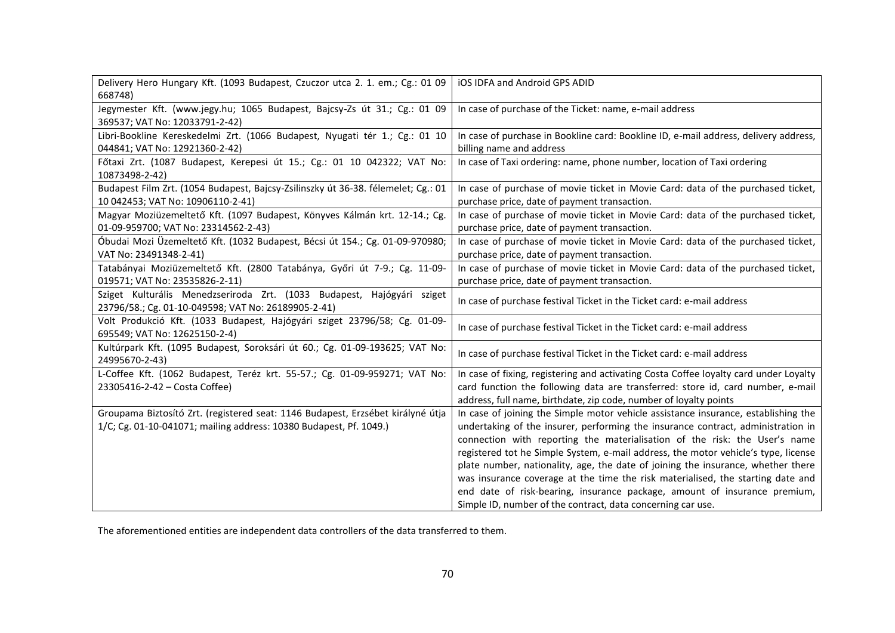| | |
|---|---|
| Delivery Hero Hungary Kft. (1093 Budapest, Czuczor utca 2. 1. em.; Cg.: 01 09 668748) | iOS IDFA and Android GPS ADID |
| Jegymester Kft. (www.jegy.hu; 1065 Budapest, Bajcsy-Zs út 31.; Cg.: 01 09 369537; VAT No: 12033791-2-42) | In case of purchase of the Ticket: name, e-mail address |
| Libri-Bookline Kereskedelmi Zrt. (1066 Budapest, Nyugati tér 1.; Cg.: 01 10 044841; VAT No: 12921360-2-42) | In case of purchase in Bookline card: Bookline ID, e-mail address, delivery address, billing name and address |
| Főtaxi Zrt. (1087 Budapest, Kerepesi út 15.; Cg.: 01 10 042322; VAT No: 10873498-2-42) | In case of Taxi ordering: name, phone number, location of Taxi ordering |
| Budapest Film Zrt. (1054 Budapest, Bajcsy-Zsilinszky út 36-38. félemelet; Cg.: 01 10 042453; VAT No: 10906110-2-41) | In case of purchase of movie ticket in Movie Card: data of the purchased ticket, purchase price, date of payment transaction. |
| Magyar Moziüzemeltető Kft. (1097 Budapest, Könyves Kálmán krt. 12-14.; Cg. 01-09-959700; VAT No: 23314562-2-43) | In case of purchase of movie ticket in Movie Card: data of the purchased ticket, purchase price, date of payment transaction. |
| Óbudai Mozi Üzemeltető Kft. (1032 Budapest, Bécsi út 154.; Cg. 01-09-970980; VAT No: 23491348-2-41) | In case of purchase of movie ticket in Movie Card: data of the purchased ticket, purchase price, date of payment transaction. |
| Tatabányai Moziüzemeltető Kft. (2800 Tatabánya, Győri út 7-9.; Cg. 11-09-019571; VAT No: 23535826-2-11) | In case of purchase of movie ticket in Movie Card: data of the purchased ticket, purchase price, date of payment transaction. |
| Sziget Kulturális Menedzseriroda Zrt. (1033 Budapest, Hajógyári sziget 23796/58.; Cg. 01-10-049598; VAT No: 26189905-2-41) | In case of purchase festival Ticket in the Ticket card: e-mail address |
| Volt Produkció Kft. (1033 Budapest, Hajógyári sziget 23796/58; Cg. 01-09-695549; VAT No: 12625150-2-4) | In case of purchase festival Ticket in the Ticket card: e-mail address |
| Kultúrpark Kft. (1095 Budapest, Soroksári út 60.; Cg. 01-09-193625; VAT No: 24995670-2-43) | In case of purchase festival Ticket in the Ticket card: e-mail address |
| L-Coffee Kft. (1062 Budapest, Teréz krt. 55-57.; Cg. 01-09-959271; VAT No: 23305416-2-42 – Costa Coffee) | In case of fixing, registering and activating Costa Coffee loyalty card under Loyalty card function the following data are transferred: store id, card number, e-mail address, full name, birthdate, zip code, number of loyalty points |
| Groupama Biztosító Zrt. (registered seat: 1146 Budapest, Erzsébet királyné útja 1/C; Cg. 01-10-041071; mailing address: 10380 Budapest, Pf. 1049.) | In case of joining the Simple motor vehicle assistance insurance, establishing the undertaking of the insurer, performing the insurance contract, administration in connection with reporting the materialisation of the risk: the User's name registered tot he Simple System, e-mail address, the motor vehicle's type, license plate number, nationality, age, the date of joining the insurance, whether there was insurance coverage at the time the risk materialised, the starting date and end date of risk-bearing, insurance package, amount of insurance premium, Simple ID, number of the contract, data concerning car use. |

The aforementioned entities are independent data controllers of the data transferred to them.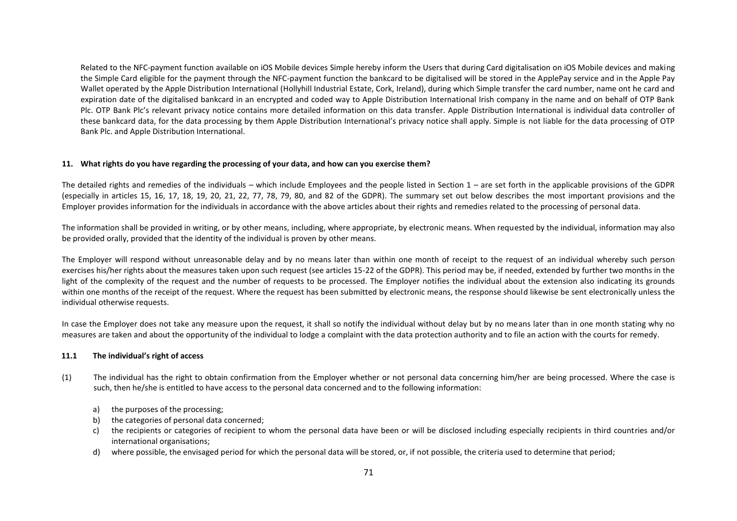Related to the NFC-payment function available on iOS Mobile devices Simple hereby inform the Users that during Card digitalisation on iOS Mobile devices and making the Simple Card eligible for the payment through the NFC-payment function the bankcard to be digitalised will be stored in the ApplePay service and in the Apple Pay Wallet operated by the Apple Distribution International (Hollyhill Industrial Estate, Cork, Ireland), during which Simple transfer the card number, name ont he card and expiration date of the digitalised bankcard in an encrypted and coded way to Apple Distribution International Irish company in the name and on behalf of OTP Bank Plc. OTP Bank Plc's relevant privacy notice contains more detailed information on this data transfer. Apple Distribution International is individual data controller of these bankcard data, for the data processing by them Apple Distribution International's privacy notice shall apply. Simple is not liable for the data processing of OTP Bank Plc. and Apple Distribution International.

## 11. What rights do you have regarding the processing of your data, and how can you exercise them?

The detailed rights and remedies of the individuals – which include Employees and the people listed in Section 1 – are set forth in the applicable provisions of the GDPR (especially in articles 15, 16, 17, 18, 19, 20, 21, 22, 77, 78, 79, 80, and 82 of the GDPR). The summary set out below describes the most important provisions and the Employer provides information for the individuals in accordance with the above articles about their rights and remedies related to the processing of personal data.

The information shall be provided in writing, or by other means, including, where appropriate, by electronic means. When requested by the individual, information may also be provided orally, provided that the identity of the individual is proven by other means.

The Employer will respond without unreasonable delay and by no means later than within one month of receipt to the request of an individual whereby such person exercises his/her rights about the measures taken upon such request (see articles 15-22 of the GDPR). This period may be, if needed, extended by further two months in the light of the complexity of the request and the number of requests to be processed. The Employer notifies the individual about the extension also indicating its grounds within one months of the receipt of the request. Where the request has been submitted by electronic means, the response should likewise be sent electronically unless the individual otherwise requests.

In case the Employer does not take any measure upon the request, it shall so notify the individual without delay but by no means later than in one month stating why no measures are taken and about the opportunity of the individual to lodge a complaint with the data protection authority and to file an action with the courts for remedy.

### 11.1 The individual's right of access

(1) The individual has the right to obtain confirmation from the Employer whether or not personal data concerning him/her are being processed. Where the case is such, then he/she is entitled to have access to the personal data concerned and to the following information:

a) the purposes of the processing;
b) the categories of personal data concerned;
c) the recipients or categories of recipient to whom the personal data have been or will be disclosed including especially recipients in third countries and/or international organisations;
d) where possible, the envisaged period for which the personal data will be stored, or, if not possible, the criteria used to determine that period;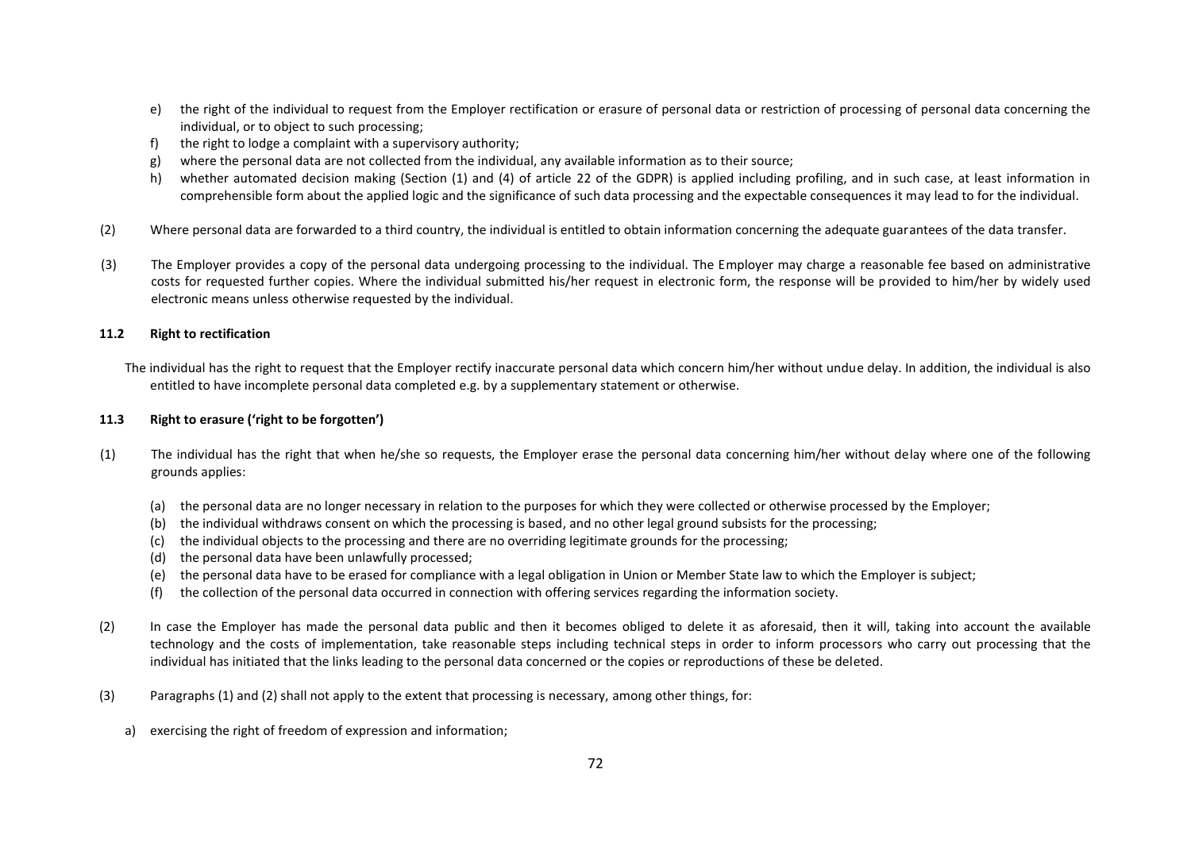e) the right of the individual to request from the Employer rectification or erasure of personal data or restriction of processing of personal data concerning the individual, or to object to such processing;
f) the right to lodge a complaint with a supervisory authority;
g) where the personal data are not collected from the individual, any available information as to their source;
h) whether automated decision making (Section (1) and (4) of article 22 of the GDPR) is applied including profiling, and in such case, at least information in comprehensible form about the applied logic and the significance of such data processing and the expectable consequences it may lead to for the individual.

(2) Where personal data are forwarded to a third country, the individual is entitled to obtain information concerning the adequate guarantees of the data transfer.

(3) The Employer provides a copy of the personal data undergoing processing to the individual. The Employer may charge a reasonable fee based on administrative costs for requested further copies. Where the individual submitted his/her request in electronic form, the response will be provided to him/her by widely used electronic means unless otherwise requested by the individual.

### 11.2 Right to rectification

The individual has the right to request that the Employer rectify inaccurate personal data which concern him/her without undue delay. In addition, the individual is also entitled to have incomplete personal data completed e.g. by a supplementary statement or otherwise.

### 11.3 Right to erasure ('right to be forgotten')

(1) The individual has the right that when he/she so requests, the Employer erase the personal data concerning him/her without delay where one of the following grounds applies:

(a) the personal data are no longer necessary in relation to the purposes for which they were collected or otherwise processed by the Employer;
(b) the individual withdraws consent on which the processing is based, and no other legal ground subsists for the processing;
(c) the individual objects to the processing and there are no overriding legitimate grounds for the processing;
(d) the personal data have been unlawfully processed;
(e) the personal data have to be erased for compliance with a legal obligation in Union or Member State law to which the Employer is subject;
(f) the collection of the personal data occurred in connection with offering services regarding the information society.

(2) In case the Employer has made the personal data public and then it becomes obliged to delete it as aforesaid, then it will, taking into account the available technology and the costs of implementation, take reasonable steps including technical steps in order to inform processors who carry out processing that the individual has initiated that the links leading to the personal data concerned or the copies or reproductions of these be deleted.

(3) Paragraphs (1) and (2) shall not apply to the extent that processing is necessary, among other things, for:

a) exercising the right of freedom of expression and information;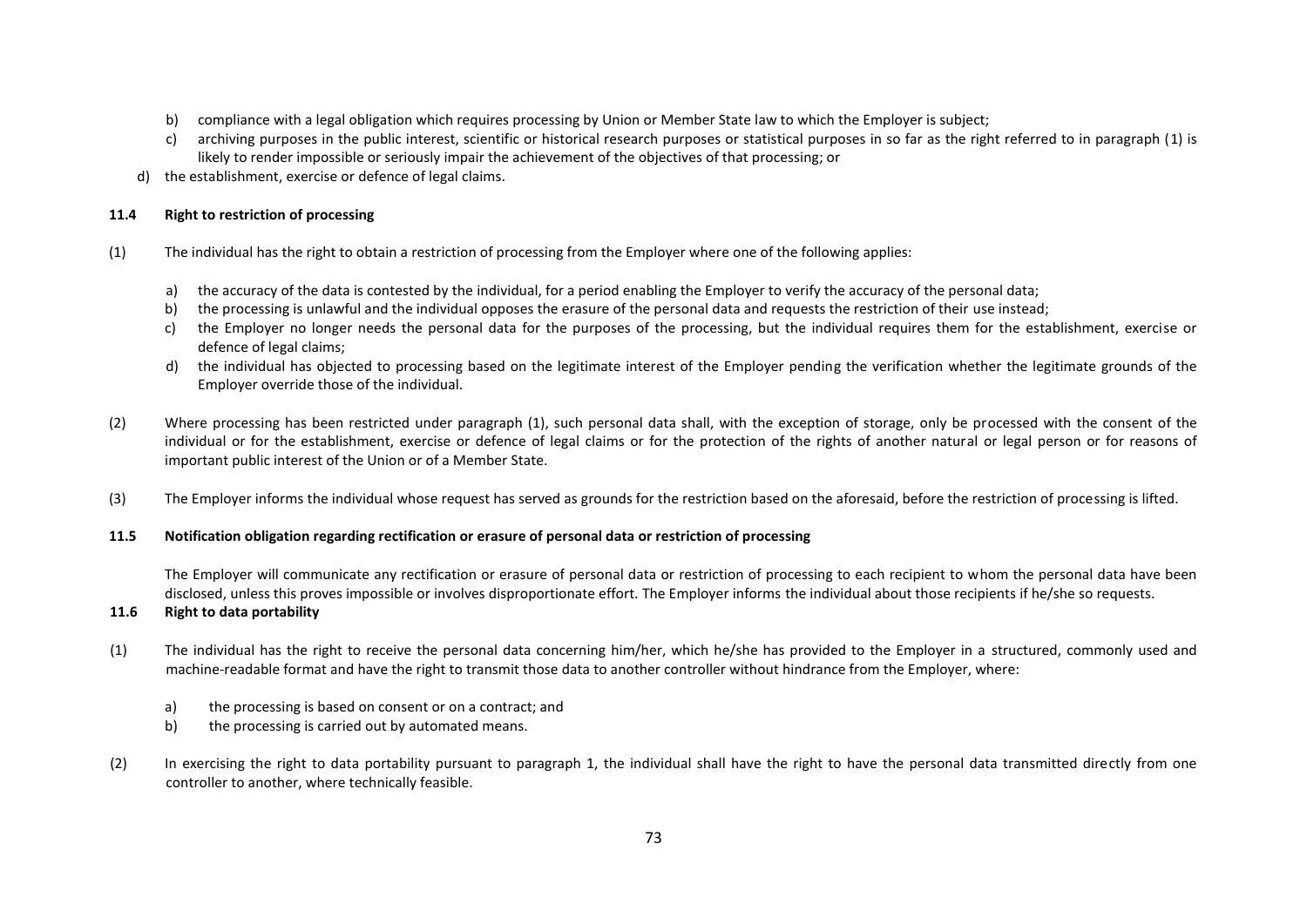b) compliance with a legal obligation which requires processing by Union or Member State law to which the Employer is subject;

c) archiving purposes in the public interest, scientific or historical research purposes or statistical purposes in so far as the right referred to in paragraph (1) is likely to render impossible or seriously impair the achievement of the objectives of that processing; or

d) the establishment, exercise or defence of legal claims.

### 11.4 Right to restriction of processing

(1) The individual has the right to obtain a restriction of processing from the Employer where one of the following applies:

a) the accuracy of the data is contested by the individual, for a period enabling the Employer to verify the accuracy of the personal data;

b) the processing is unlawful and the individual opposes the erasure of the personal data and requests the restriction of their use instead;

c) the Employer no longer needs the personal data for the purposes of the processing, but the individual requires them for the establishment, exercise or defence of legal claims;

d) the individual has objected to processing based on the legitimate interest of the Employer pending the verification whether the legitimate grounds of the Employer override those of the individual.

(2) Where processing has been restricted under paragraph (1), such personal data shall, with the exception of storage, only be processed with the consent of the individual or for the establishment, exercise or defence of legal claims or for the protection of the rights of another natural or legal person or for reasons of important public interest of the Union or of a Member State.

(3) The Employer informs the individual whose request has served as grounds for the restriction based on the aforesaid, before the restriction of processing is lifted.

### 11.5 Notification obligation regarding rectification or erasure of personal data or restriction of processing

The Employer will communicate any rectification or erasure of personal data or restriction of processing to each recipient to whom the personal data have been disclosed, unless this proves impossible or involves disproportionate effort. The Employer informs the individual about those recipients if he/she so requests.

### 11.6 Right to data portability

(1) The individual has the right to receive the personal data concerning him/her, which he/she has provided to the Employer in a structured, commonly used and machine-readable format and have the right to transmit those data to another controller without hindrance from the Employer, where:

a) the processing is based on consent or on a contract; and

b) the processing is carried out by automated means.

(2) In exercising the right to data portability pursuant to paragraph 1, the individual shall have the right to have the personal data transmitted directly from one controller to another, where technically feasible.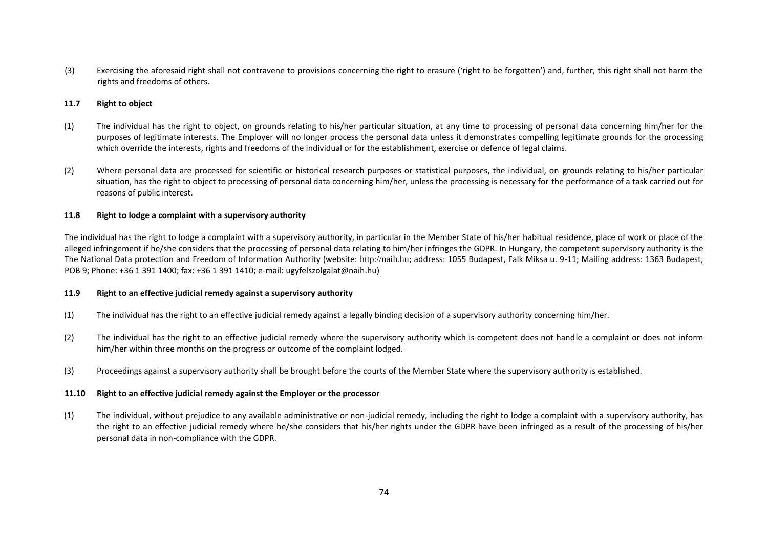(3) Exercising the aforesaid right shall not contravene to provisions concerning the right to erasure ('right to be forgotten') and, further, this right shall not harm the rights and freedoms of others.

### 11.7 Right to object

(1) The individual has the right to object, on grounds relating to his/her particular situation, at any time to processing of personal data concerning him/her for the purposes of legitimate interests. The Employer will no longer process the personal data unless it demonstrates compelling legitimate grounds for the processing which override the interests, rights and freedoms of the individual or for the establishment, exercise or defence of legal claims.

(2) Where personal data are processed for scientific or historical research purposes or statistical purposes, the individual, on grounds relating to his/her particular situation, has the right to object to processing of personal data concerning him/her, unless the processing is necessary for the performance of a task carried out for reasons of public interest.

### 11.8 Right to lodge a complaint with a supervisory authority

The individual has the right to lodge a complaint with a supervisory authority, in particular in the Member State of his/her habitual residence, place of work or place of the alleged infringement if he/she considers that the processing of personal data relating to him/her infringes the GDPR. In Hungary, the competent supervisory authority is the The National Data protection and Freedom of Information Authority (website: http://naih.hu; address: 1055 Budapest, Falk Miksa u. 9-11; Mailing address: 1363 Budapest, POB 9; Phone: +36 1 391 1400; fax: +36 1 391 1410; e-mail: ugyfelszolgalat@naih.hu)

### 11.9 Right to an effective judicial remedy against a supervisory authority

(1) The individual has the right to an effective judicial remedy against a legally binding decision of a supervisory authority concerning him/her.

(2) The individual has the right to an effective judicial remedy where the supervisory authority which is competent does not handle a complaint or does not inform him/her within three months on the progress or outcome of the complaint lodged.

(3) Proceedings against a supervisory authority shall be brought before the courts of the Member State where the supervisory authority is established.

### 11.10 Right to an effective judicial remedy against the Employer or the processor

(1) The individual, without prejudice to any available administrative or non-judicial remedy, including the right to lodge a complaint with a supervisory authority, has the right to an effective judicial remedy where he/she considers that his/her rights under the GDPR have been infringed as a result of the processing of his/her personal data in non-compliance with the GDPR.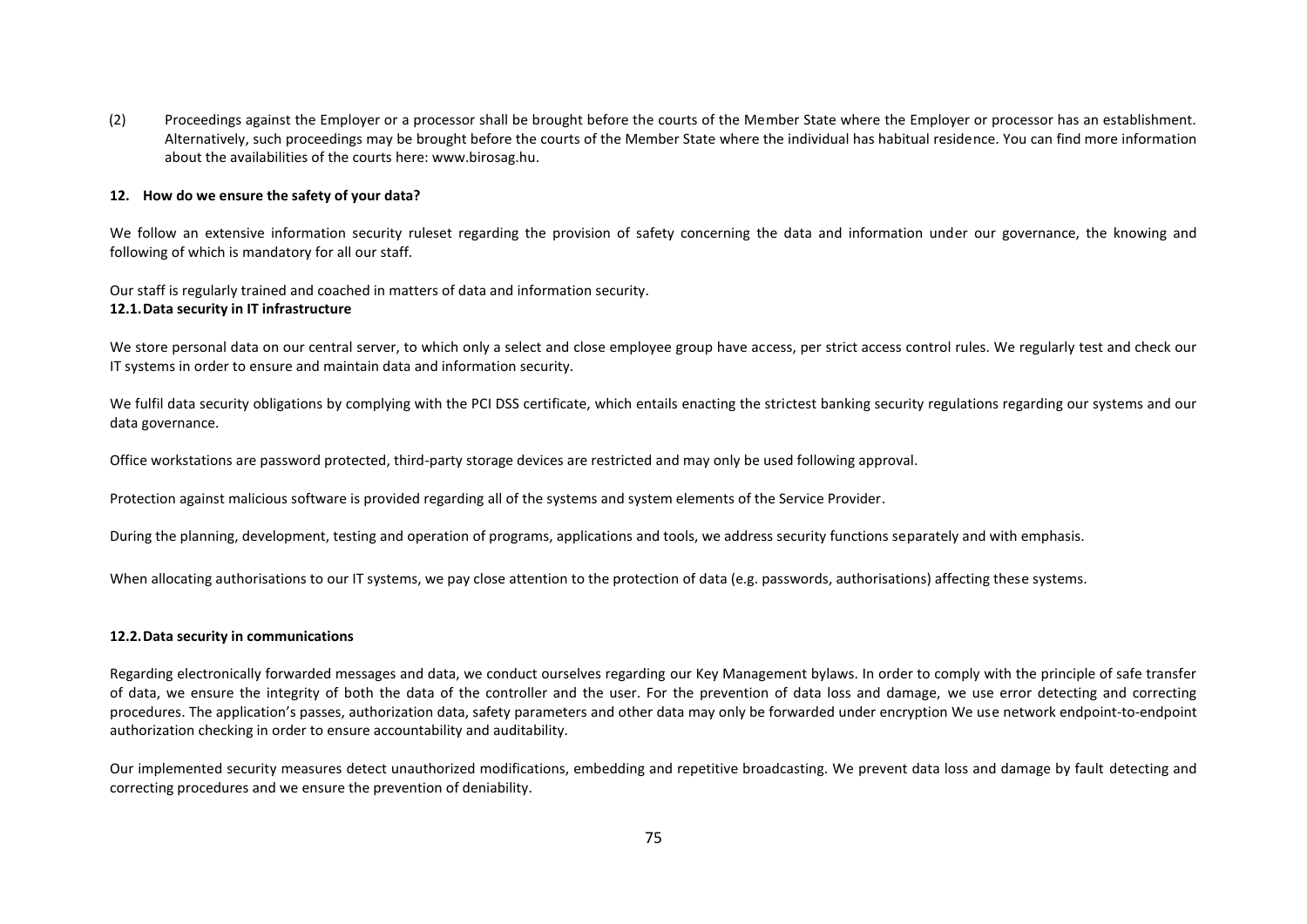(2) Proceedings against the Employer or a processor shall be brought before the courts of the Member State where the Employer or processor has an establishment. Alternatively, such proceedings may be brought before the courts of the Member State where the individual has habitual residence. You can find more information about the availabilities of the courts here: www.birosag.hu.

## 12. How do we ensure the safety of your data?

We follow an extensive information security ruleset regarding the provision of safety concerning the data and information under our governance, the knowing and following of which is mandatory for all our staff.

Our staff is regularly trained and coached in matters of data and information security.

### 12.1. Data security in IT infrastructure

We store personal data on our central server, to which only a select and close employee group have access, per strict access control rules. We regularly test and check our IT systems in order to ensure and maintain data and information security.

We fulfil data security obligations by complying with the PCI DSS certificate, which entails enacting the strictest banking security regulations regarding our systems and our data governance.

Office workstations are password protected, third-party storage devices are restricted and may only be used following approval.

Protection against malicious software is provided regarding all of the systems and system elements of the Service Provider.

During the planning, development, testing and operation of programs, applications and tools, we address security functions separately and with emphasis.

When allocating authorisations to our IT systems, we pay close attention to the protection of data (e.g. passwords, authorisations) affecting these systems.

### 12.2. Data security in communications

Regarding electronically forwarded messages and data, we conduct ourselves regarding our Key Management bylaws. In order to comply with the principle of safe transfer of data, we ensure the integrity of both the data of the controller and the user. For the prevention of data loss and damage, we use error detecting and correcting procedures. The application's passes, authorization data, safety parameters and other data may only be forwarded under encryption We use network endpoint-to-endpoint authorization checking in order to ensure accountability and auditability.

Our implemented security measures detect unauthorized modifications, embedding and repetitive broadcasting. We prevent data loss and damage by fault detecting and correcting procedures and we ensure the prevention of deniability.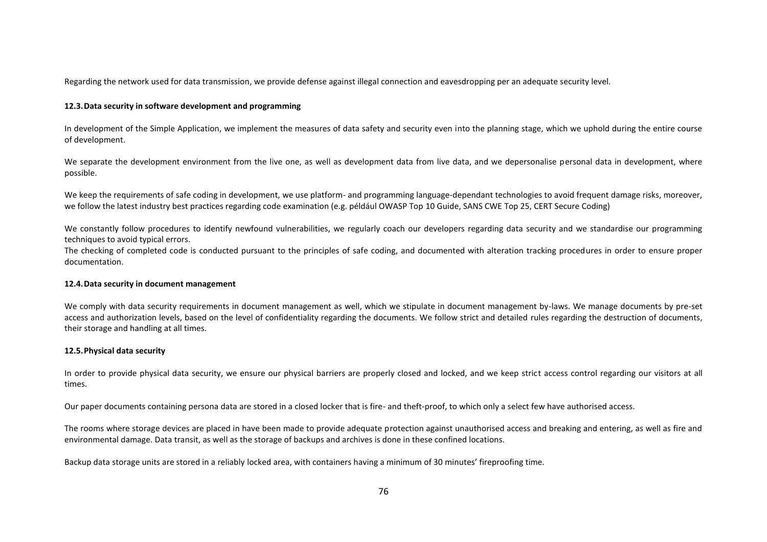Regarding the network used for data transmission, we provide defense against illegal connection and eavesdropping per an adequate security level.

### 12.3. Data security in software development and programming

In development of the Simple Application, we implement the measures of data safety and security even into the planning stage, which we uphold during the entire course of development.

We separate the development environment from the live one, as well as development data from live data, and we depersonalise personal data in development, where possible.

We keep the requirements of safe coding in development, we use platform- and programming language-dependant technologies to avoid frequent damage risks, moreover, we follow the latest industry best practices regarding code examination (e.g. például OWASP Top 10 Guide, SANS CWE Top 25, CERT Secure Coding)

We constantly follow procedures to identify newfound vulnerabilities, we regularly coach our developers regarding data security and we standardise our programming techniques to avoid typical errors.
The checking of completed code is conducted pursuant to the principles of safe coding, and documented with alteration tracking procedures in order to ensure proper documentation.

### 12.4. Data security in document management

We comply with data security requirements in document management as well, which we stipulate in document management by-laws. We manage documents by pre-set access and authorization levels, based on the level of confidentiality regarding the documents. We follow strict and detailed rules regarding the destruction of documents, their storage and handling at all times.

### 12.5. Physical data security

In order to provide physical data security, we ensure our physical barriers are properly closed and locked, and we keep strict access control regarding our visitors at all times.

Our paper documents containing persona data are stored in a closed locker that is fire- and theft-proof, to which only a select few have authorised access.

The rooms where storage devices are placed in have been made to provide adequate protection against unauthorised access and breaking and entering, as well as fire and environmental damage. Data transit, as well as the storage of backups and archives is done in these confined locations.

Backup data storage units are stored in a reliably locked area, with containers having a minimum of 30 minutes' fireproofing time.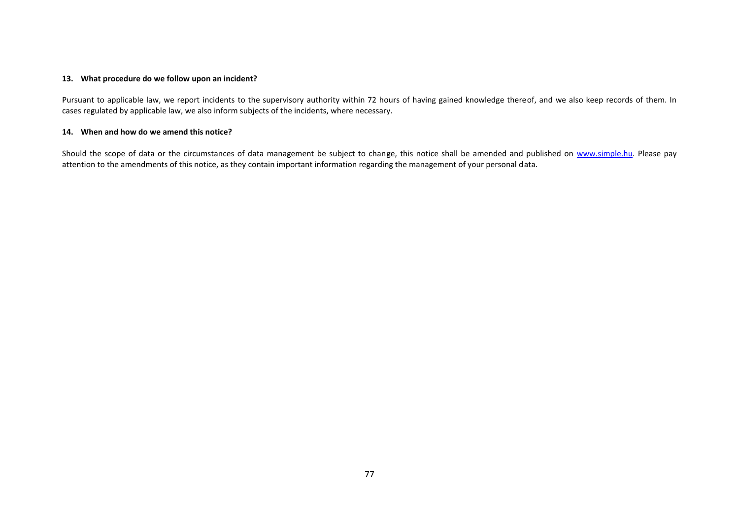### 13. What procedure do we follow upon an incident?

Pursuant to applicable law, we report incidents to the supervisory authority within 72 hours of having gained knowledge thereof, and we also keep records of them. In cases regulated by applicable law, we also inform subjects of the incidents, where necessary.

### 14. When and how do we amend this notice?

Should the scope of data or the circumstances of data management be subject to change, this notice shall be amended and published on www.simple.hu. Please pay attention to the amendments of this notice, as they contain important information regarding the management of your personal data.